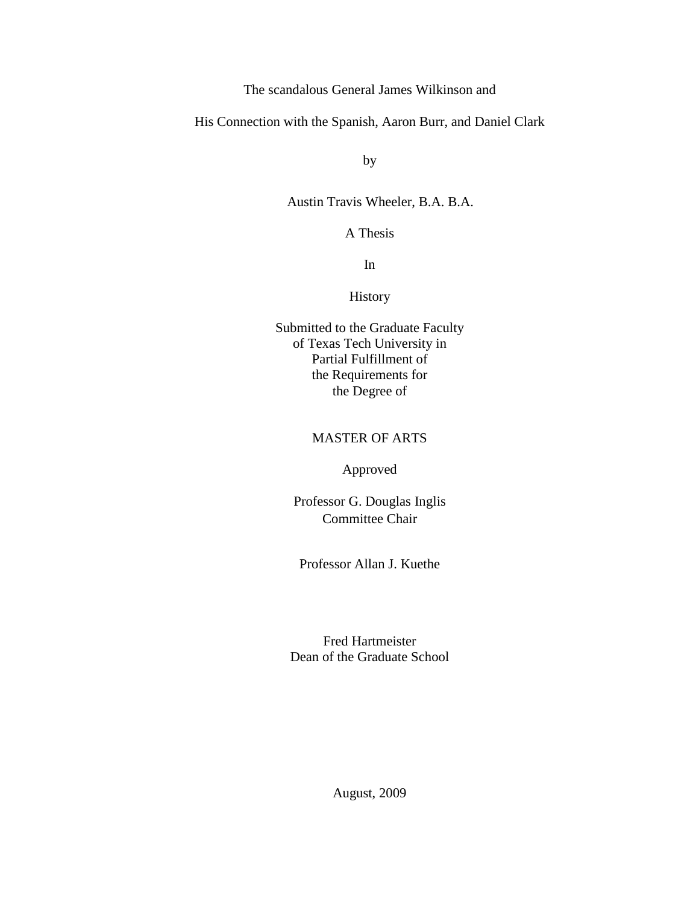# The scandalous General James Wilkinson and

# His Connection with the Spanish, Aaron Burr, and Daniel Clark

by

Austin Travis Wheeler, B.A. B.A.

A Thesis

In

History

Submitted to the Graduate Faculty
of Texas Tech University in
Partial Fulfillment of
the Requirements for
the Degree of

MASTER OF ARTS

Approved

Professor G. Douglas Inglis
Committee Chair

Professor Allan J. Kuethe

Fred Hartmeister
Dean of the Graduate School

August, 2009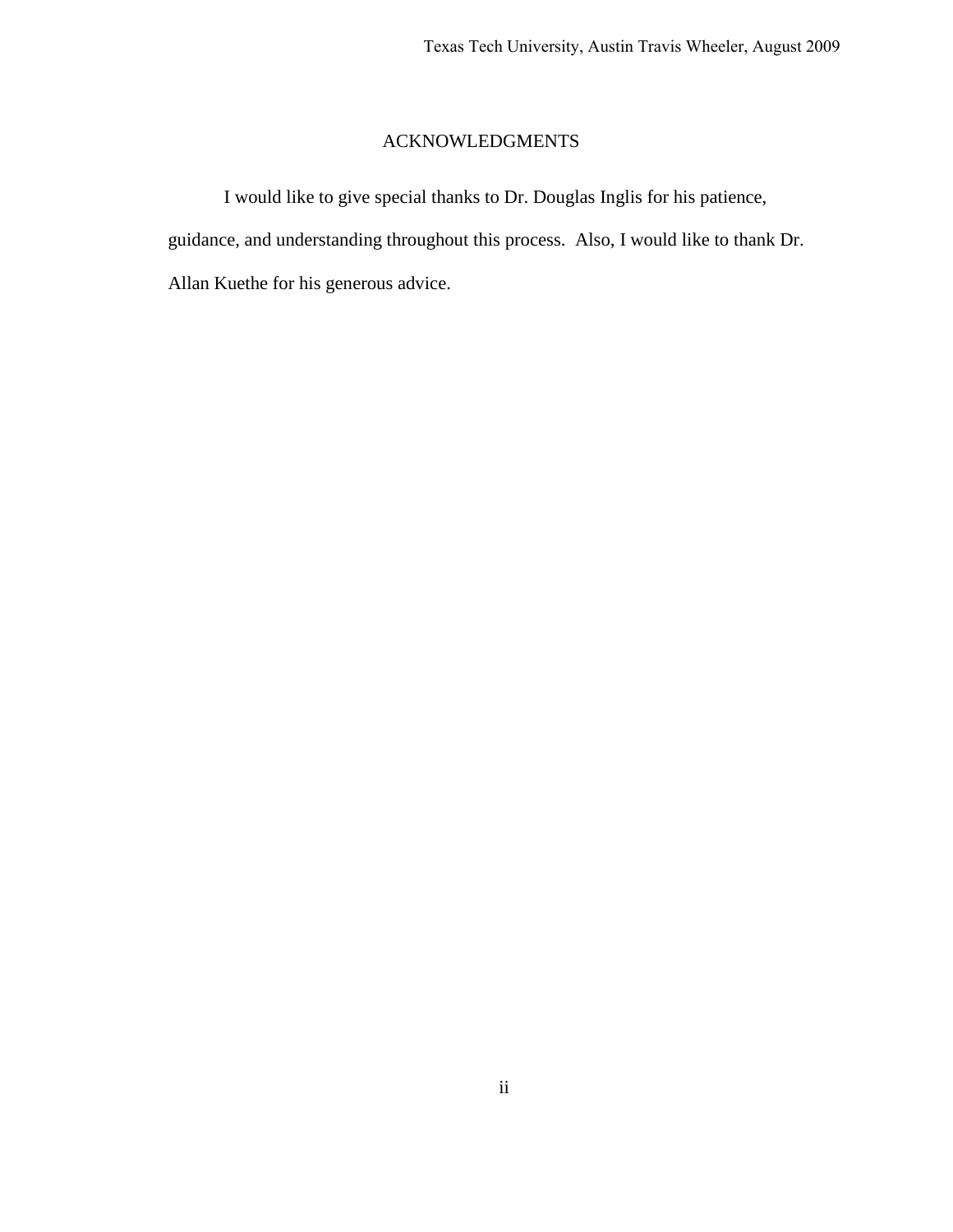## ACKNOWLEDGMENTS

I would like to give special thanks to Dr. Douglas Inglis for his patience, guidance, and understanding throughout this process. Also, I would like to thank Dr. Allan Kuethe for his generous advice.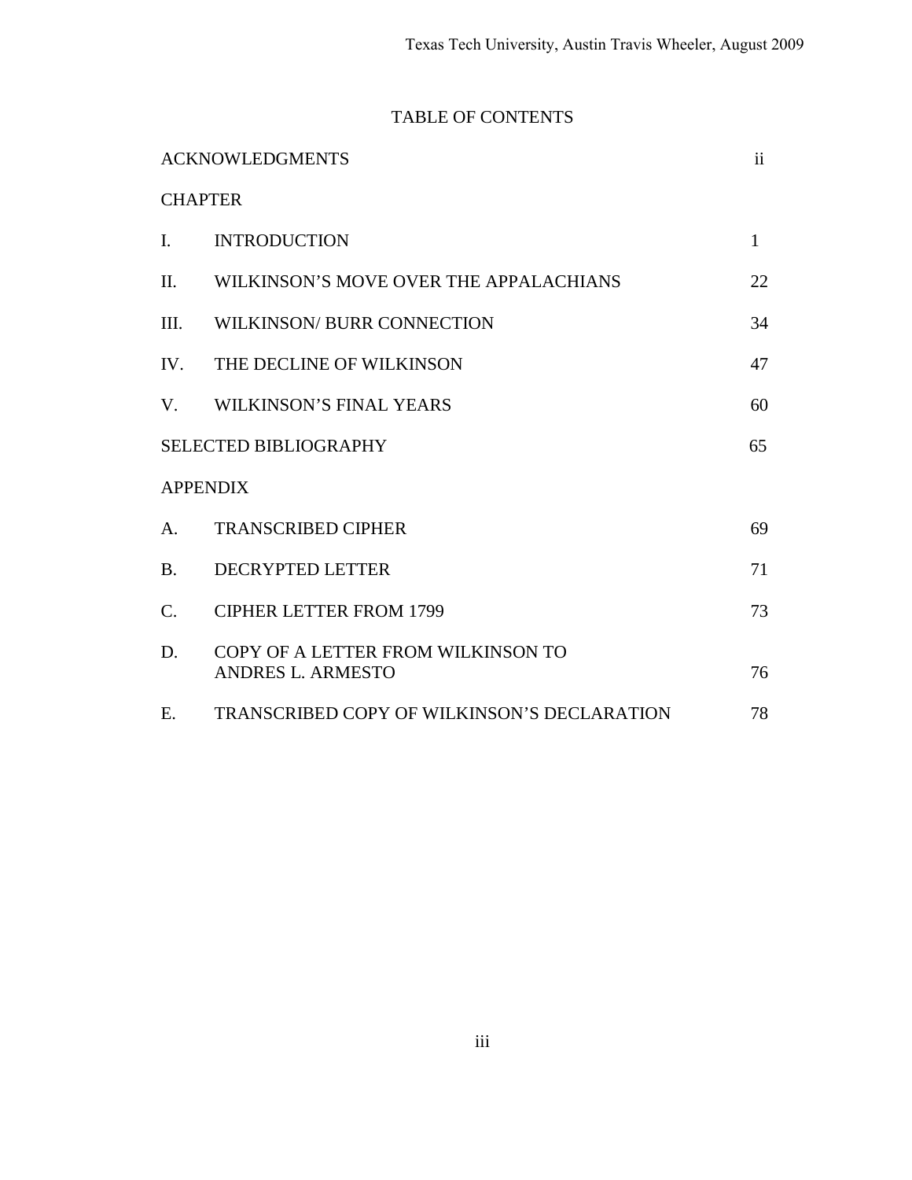# TABLE OF CONTENTS

| | | |
|---|---|---|
| ACKNOWLEDGMENTS | | ii |
| CHAPTER | | |
| I. | INTRODUCTION | 1 |
| II. | WILKINSON'S MOVE OVER THE APPALACHIANS | 22 |
| III. | WILKINSON/ BURR CONNECTION | 34 |
| IV. | THE DECLINE OF WILKINSON | 47 |
| V. | WILKINSON'S FINAL YEARS | 60 |
| SELECTED BIBLIOGRAPHY | | 65 |
| APPENDIX | | |
| A. | TRANSCRIBED CIPHER | 69 |
| B. | DECRYPTED LETTER | 71 |
| C. | CIPHER LETTER FROM 1799 | 73 |
| D. | COPY OF A LETTER FROM WILKINSON TO ANDRES L. ARMESTO | 76 |
| E. | TRANSCRIBED COPY OF WILKINSON'S DECLARATION | 78 |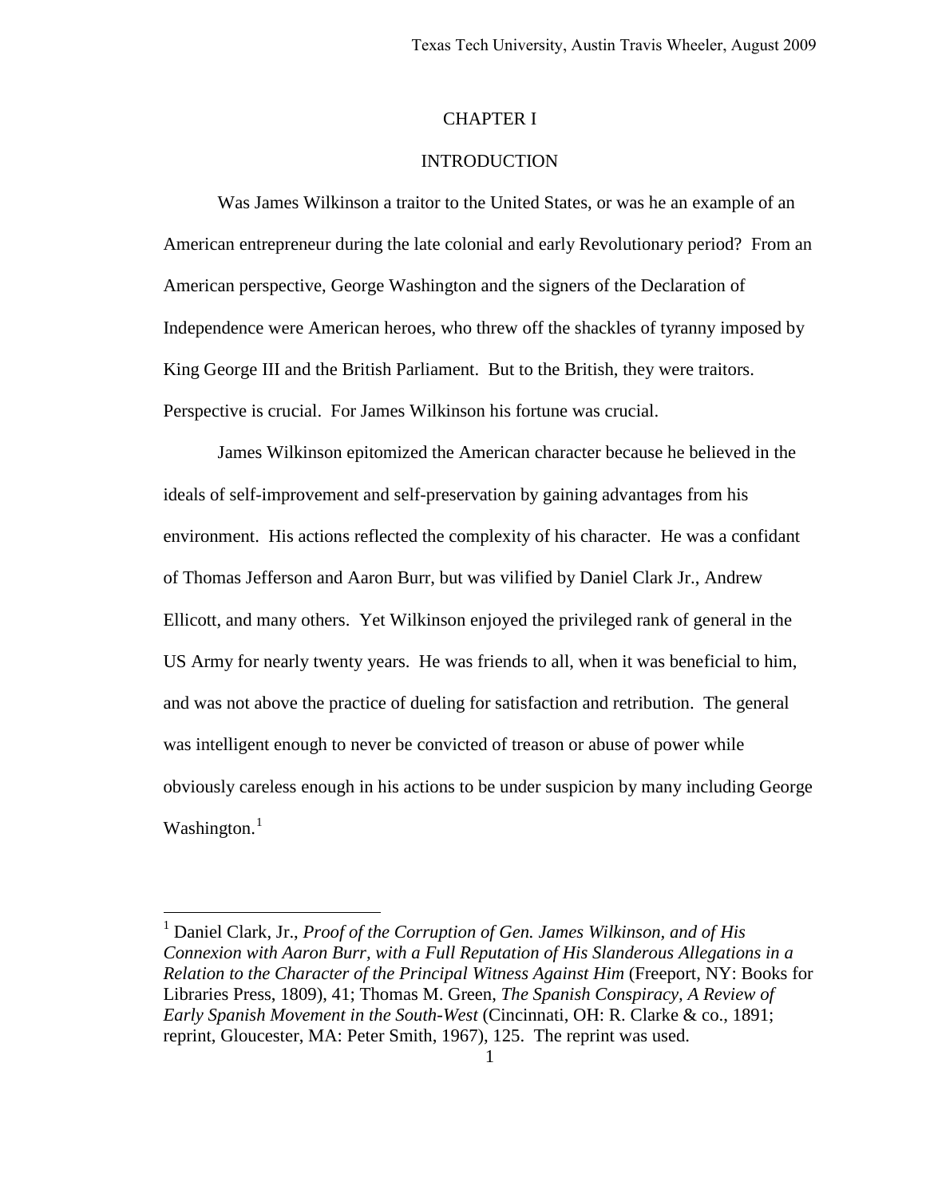# CHAPTER I

## INTRODUCTION

Was James Wilkinson a traitor to the United States, or was he an example of an American entrepreneur during the late colonial and early Revolutionary period? From an American perspective, George Washington and the signers of the Declaration of Independence were American heroes, who threw off the shackles of tyranny imposed by King George III and the British Parliament. But to the British, they were traitors. Perspective is crucial. For James Wilkinson his fortune was crucial.

James Wilkinson epitomized the American character because he believed in the ideals of self-improvement and self-preservation by gaining advantages from his environment. His actions reflected the complexity of his character. He was a confidant of Thomas Jefferson and Aaron Burr, but was vilified by Daniel Clark Jr., Andrew Ellicott, and many others. Yet Wilkinson enjoyed the privileged rank of general in the US Army for nearly twenty years. He was friends to all, when it was beneficial to him, and was not above the practice of dueling for satisfaction and retribution. The general was intelligent enough to never be convicted of treason or abuse of power while obviously careless enough in his actions to be under suspicion by many including George Washington.[1]

---

[1] Daniel Clark, Jr., *Proof of the Corruption of Gen. James Wilkinson, and of His Connexion with Aaron Burr, with a Full Reputation of His Slanderous Allegations in a Relation to the Character of the Principal Witness Against Him* (Freeport, NY: Books for Libraries Press, 1809), 41; Thomas M. Green, *The Spanish Conspiracy, A Review of Early Spanish Movement in the South-West* (Cincinnati, OH: R. Clarke & co., 1891; reprint, Gloucester, MA: Peter Smith, 1967), 125. The reprint was used.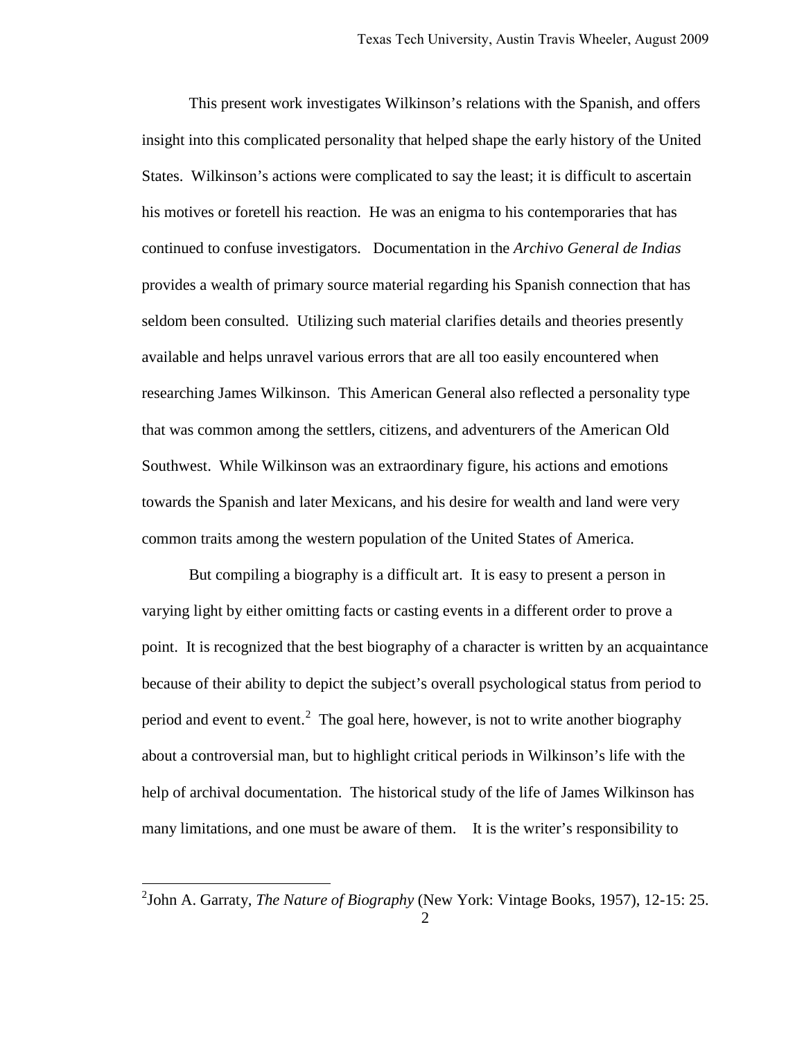This present work investigates Wilkinson's relations with the Spanish, and offers insight into this complicated personality that helped shape the early history of the United States. Wilkinson's actions were complicated to say the least; it is difficult to ascertain his motives or foretell his reaction. He was an enigma to his contemporaries that has continued to confuse investigators. Documentation in the *Archivo General de Indias* provides a wealth of primary source material regarding his Spanish connection that has seldom been consulted. Utilizing such material clarifies details and theories presently available and helps unravel various errors that are all too easily encountered when researching James Wilkinson. This American General also reflected a personality type that was common among the settlers, citizens, and adventurers of the American Old Southwest. While Wilkinson was an extraordinary figure, his actions and emotions towards the Spanish and later Mexicans, and his desire for wealth and land were very common traits among the western population of the United States of America.

But compiling a biography is a difficult art. It is easy to present a person in varying light by either omitting facts or casting events in a different order to prove a point. It is recognized that the best biography of a character is written by an acquaintance because of their ability to depict the subject's overall psychological status from period to period and event to event.[2] The goal here, however, is not to write another biography about a controversial man, but to highlight critical periods in Wilkinson's life with the help of archival documentation. The historical study of the life of James Wilkinson has many limitations, and one must be aware of them. It is the writer's responsibility to

[2]John A. Garraty, *The Nature of Biography* (New York: Vintage Books, 1957), 12-15: 25.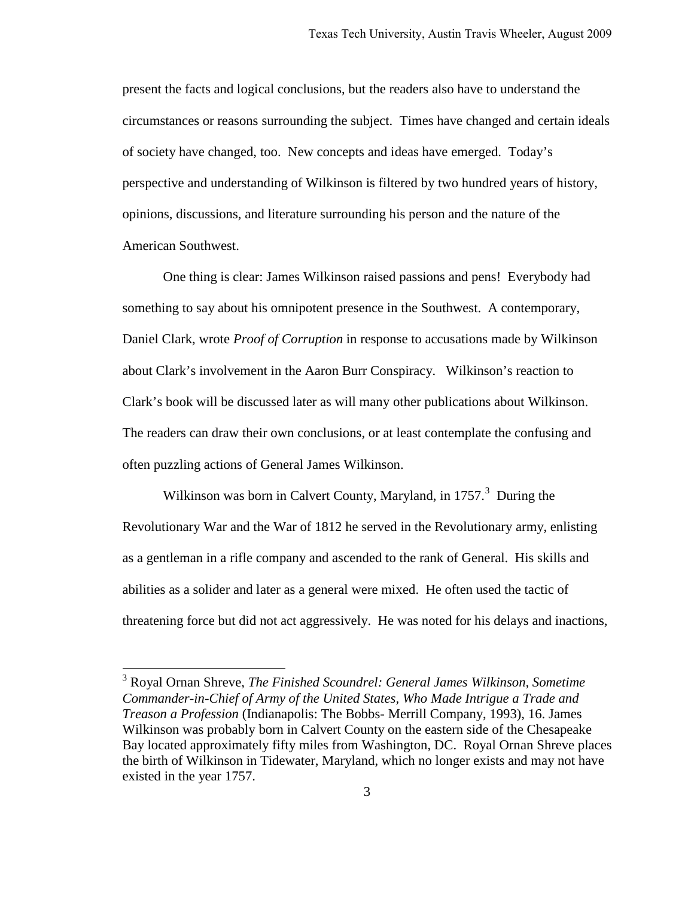present the facts and logical conclusions, but the readers also have to understand the circumstances or reasons surrounding the subject. Times have changed and certain ideals of society have changed, too. New concepts and ideas have emerged. Today's perspective and understanding of Wilkinson is filtered by two hundred years of history, opinions, discussions, and literature surrounding his person and the nature of the American Southwest.

One thing is clear: James Wilkinson raised passions and pens! Everybody had something to say about his omnipotent presence in the Southwest. A contemporary, Daniel Clark, wrote *Proof of Corruption* in response to accusations made by Wilkinson about Clark's involvement in the Aaron Burr Conspiracy. Wilkinson's reaction to Clark's book will be discussed later as will many other publications about Wilkinson. The readers can draw their own conclusions, or at least contemplate the confusing and often puzzling actions of General James Wilkinson.

Wilkinson was born in Calvert County, Maryland, in 1757.[3] During the Revolutionary War and the War of 1812 he served in the Revolutionary army, enlisting as a gentleman in a rifle company and ascended to the rank of General. His skills and abilities as a solider and later as a general were mixed. He often used the tactic of threatening force but did not act aggressively. He was noted for his delays and inactions,

---

[3] Royal Ornan Shreve, *The Finished Scoundrel: General James Wilkinson, Sometime Commander-in-Chief of Army of the United States, Who Made Intrigue a Trade and Treason a Profession* (Indianapolis: The Bobbs- Merrill Company, 1993), 16. James Wilkinson was probably born in Calvert County on the eastern side of the Chesapeake Bay located approximately fifty miles from Washington, DC. Royal Ornan Shreve places the birth of Wilkinson in Tidewater, Maryland, which no longer exists and may not have existed in the year 1757.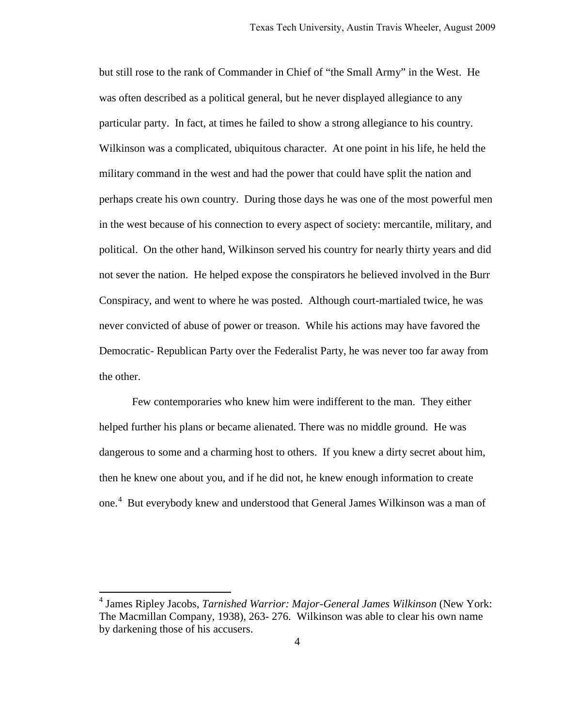but still rose to the rank of Commander in Chief of "the Small Army" in the West. He was often described as a political general, but he never displayed allegiance to any particular party. In fact, at times he failed to show a strong allegiance to his country. Wilkinson was a complicated, ubiquitous character. At one point in his life, he held the military command in the west and had the power that could have split the nation and perhaps create his own country. During those days he was one of the most powerful men in the west because of his connection to every aspect of society: mercantile, military, and political. On the other hand, Wilkinson served his country for nearly thirty years and did not sever the nation. He helped expose the conspirators he believed involved in the Burr Conspiracy, and went to where he was posted. Although court-martialed twice, he was never convicted of abuse of power or treason. While his actions may have favored the Democratic- Republican Party over the Federalist Party, he was never too far away from the other.

Few contemporaries who knew him were indifferent to the man. They either helped further his plans or became alienated. There was no middle ground. He was dangerous to some and a charming host to others. If you knew a dirty secret about him, then he knew one about you, and if he did not, he knew enough information to create one.[4] But everybody knew and understood that General James Wilkinson was a man of

---

[4] James Ripley Jacobs, *Tarnished Warrior: Major-General James Wilkinson* (New York: The Macmillan Company, 1938), 263- 276. Wilkinson was able to clear his own name by darkening those of his accusers.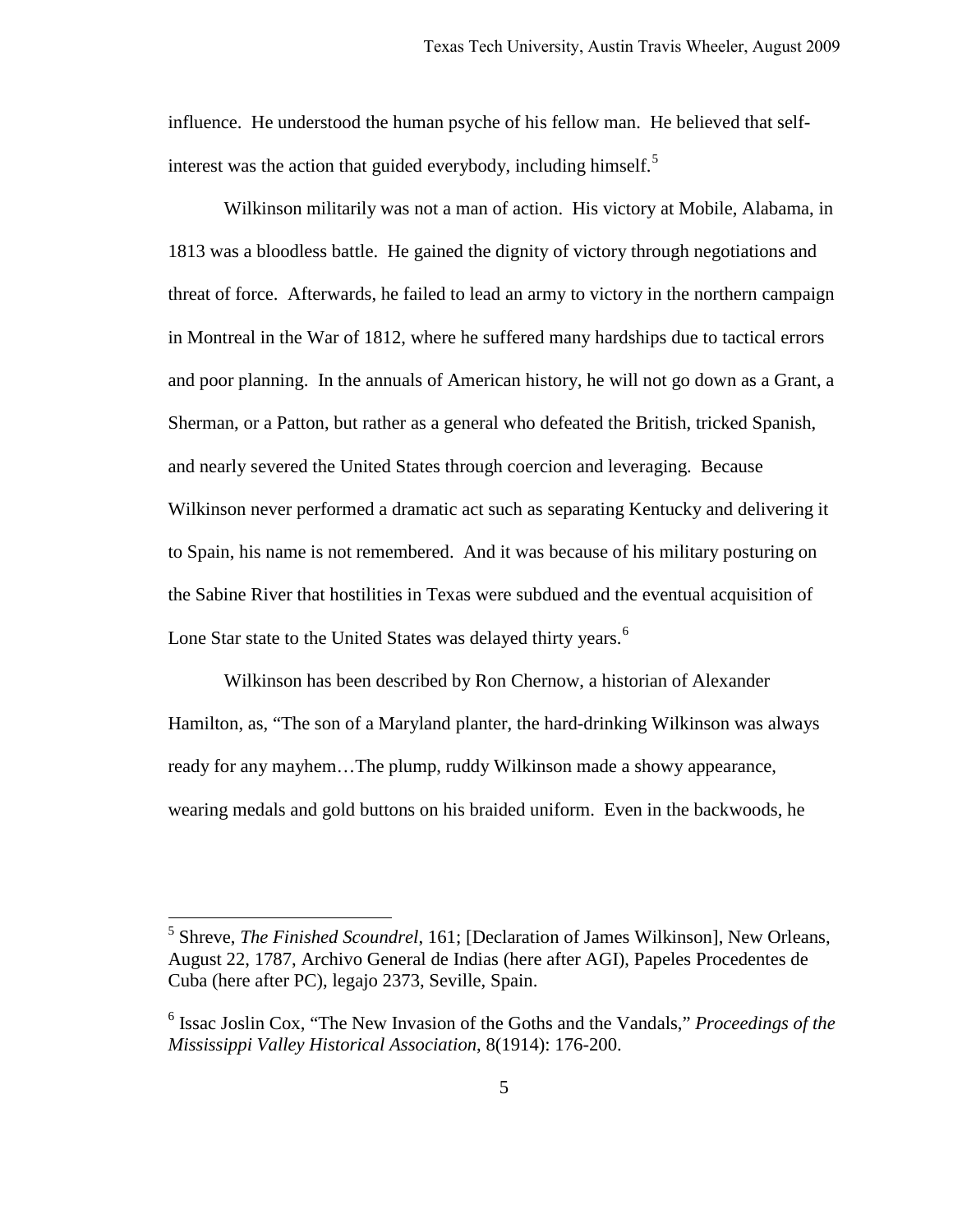influence. He understood the human psyche of his fellow man. He believed that self-interest was the action that guided everybody, including himself.[5]

Wilkinson militarily was not a man of action. His victory at Mobile, Alabama, in 1813 was a bloodless battle. He gained the dignity of victory through negotiations and threat of force. Afterwards, he failed to lead an army to victory in the northern campaign in Montreal in the War of 1812, where he suffered many hardships due to tactical errors and poor planning. In the annuals of American history, he will not go down as a Grant, a Sherman, or a Patton, but rather as a general who defeated the British, tricked Spanish, and nearly severed the United States through coercion and leveraging. Because Wilkinson never performed a dramatic act such as separating Kentucky and delivering it to Spain, his name is not remembered. And it was because of his military posturing on the Sabine River that hostilities in Texas were subdued and the eventual acquisition of Lone Star state to the United States was delayed thirty years.[6]

Wilkinson has been described by Ron Chernow, a historian of Alexander Hamilton, as, "The son of a Maryland planter, the hard-drinking Wilkinson was always ready for any mayhem…The plump, ruddy Wilkinson made a showy appearance, wearing medals and gold buttons on his braided uniform. Even in the backwoods, he

---

[5] Shreve, *The Finished Scoundrel*, 161; [Declaration of James Wilkinson], New Orleans, August 22, 1787, Archivo General de Indias (here after AGI), Papeles Procedentes de Cuba (here after PC), legajo 2373, Seville, Spain.

[6] Issac Joslin Cox, "The New Invasion of the Goths and the Vandals," *Proceedings of the Mississippi Valley Historical Association*, 8(1914): 176-200.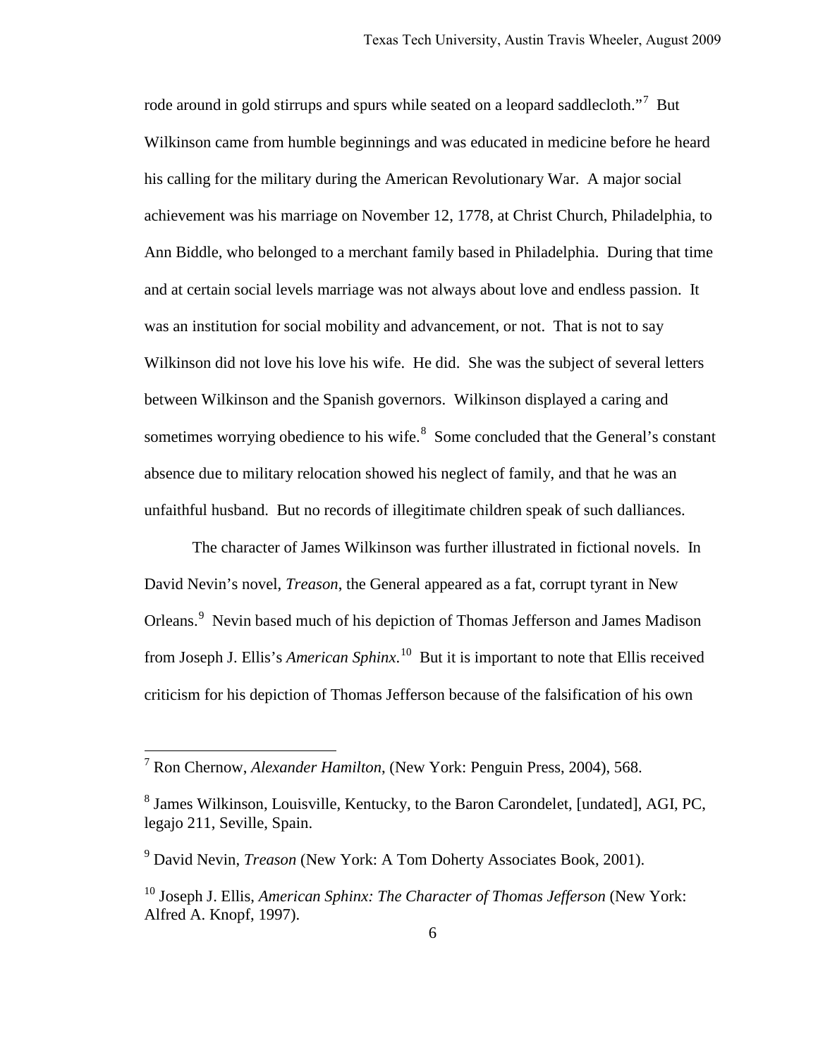rode around in gold stirrups and spurs while seated on a leopard saddlecloth."[7] But Wilkinson came from humble beginnings and was educated in medicine before he heard his calling for the military during the American Revolutionary War. A major social achievement was his marriage on November 12, 1778, at Christ Church, Philadelphia, to Ann Biddle, who belonged to a merchant family based in Philadelphia. During that time and at certain social levels marriage was not always about love and endless passion. It was an institution for social mobility and advancement, or not. That is not to say Wilkinson did not love his love his wife. He did. She was the subject of several letters between Wilkinson and the Spanish governors. Wilkinson displayed a caring and sometimes worrying obedience to his wife.[8] Some concluded that the General's constant absence due to military relocation showed his neglect of family, and that he was an unfaithful husband. But no records of illegitimate children speak of such dalliances.

The character of James Wilkinson was further illustrated in fictional novels. In David Nevin's novel, *Treason*, the General appeared as a fat, corrupt tyrant in New Orleans.[9] Nevin based much of his depiction of Thomas Jefferson and James Madison from Joseph J. Ellis's *American Sphinx*.[10] But it is important to note that Ellis received criticism for his depiction of Thomas Jefferson because of the falsification of his own

---

[7] Ron Chernow, *Alexander Hamilton*, (New York: Penguin Press, 2004), 568.

[8] James Wilkinson, Louisville, Kentucky, to the Baron Carondelet, [undated], AGI, PC, legajo 211, Seville, Spain.

[9] David Nevin, *Treason* (New York: A Tom Doherty Associates Book, 2001).

[10] Joseph J. Ellis, *American Sphinx: The Character of Thomas Jefferson* (New York: Alfred A. Knopf, 1997).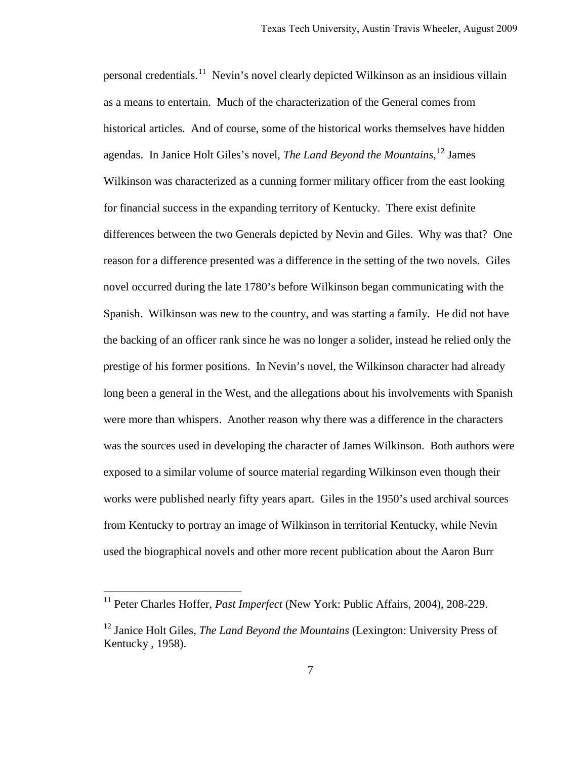personal credentials.[11] Nevin's novel clearly depicted Wilkinson as an insidious villain as a means to entertain. Much of the characterization of the General comes from historical articles. And of course, some of the historical works themselves have hidden agendas. In Janice Holt Giles's novel, *The Land Beyond the Mountains*,[12] James Wilkinson was characterized as a cunning former military officer from the east looking for financial success in the expanding territory of Kentucky. There exist definite differences between the two Generals depicted by Nevin and Giles. Why was that? One reason for a difference presented was a difference in the setting of the two novels. Giles novel occurred during the late 1780's before Wilkinson began communicating with the Spanish. Wilkinson was new to the country, and was starting a family. He did not have the backing of an officer rank since he was no longer a solider, instead he relied only the prestige of his former positions. In Nevin's novel, the Wilkinson character had already long been a general in the West, and the allegations about his involvements with Spanish were more than whispers. Another reason why there was a difference in the characters was the sources used in developing the character of James Wilkinson. Both authors were exposed to a similar volume of source material regarding Wilkinson even though their works were published nearly fifty years apart. Giles in the 1950's used archival sources from Kentucky to portray an image of Wilkinson in territorial Kentucky, while Nevin used the biographical novels and other more recent publication about the Aaron Burr

[11] Peter Charles Hoffer, *Past Imperfect* (New York: Public Affairs, 2004), 208-229.

[12] Janice Holt Giles, *The Land Beyond the Mountains* (Lexington: University Press of Kentucky , 1958).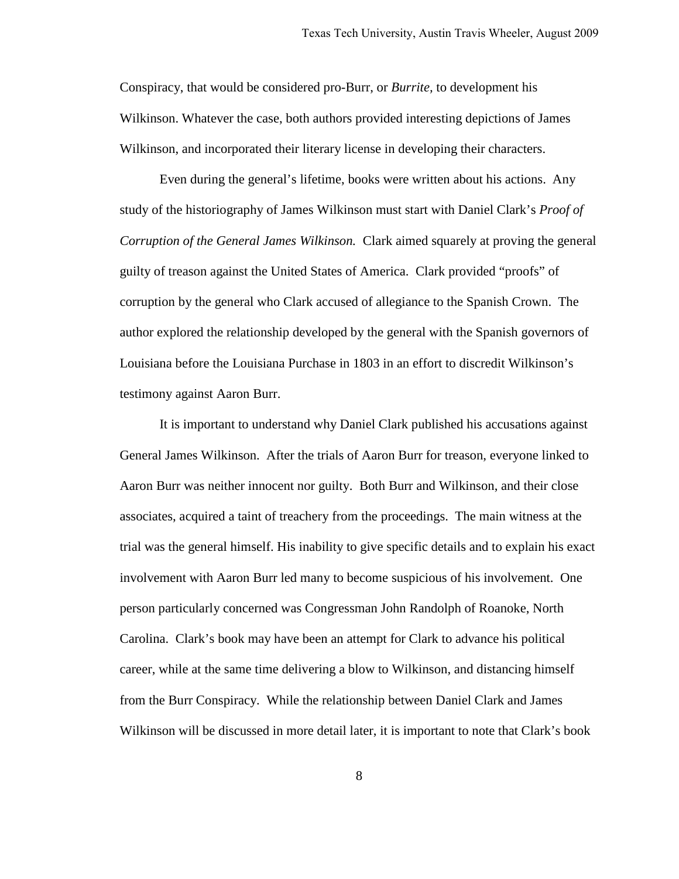Conspiracy, that would be considered pro-Burr, or *Burrite,* to development his Wilkinson. Whatever the case, both authors provided interesting depictions of James Wilkinson, and incorporated their literary license in developing their characters.

Even during the general's lifetime, books were written about his actions. Any study of the historiography of James Wilkinson must start with Daniel Clark's *Proof of Corruption of the General James Wilkinson.* Clark aimed squarely at proving the general guilty of treason against the United States of America. Clark provided "proofs" of corruption by the general who Clark accused of allegiance to the Spanish Crown. The author explored the relationship developed by the general with the Spanish governors of Louisiana before the Louisiana Purchase in 1803 in an effort to discredit Wilkinson's testimony against Aaron Burr.

It is important to understand why Daniel Clark published his accusations against General James Wilkinson. After the trials of Aaron Burr for treason, everyone linked to Aaron Burr was neither innocent nor guilty. Both Burr and Wilkinson, and their close associates, acquired a taint of treachery from the proceedings. The main witness at the trial was the general himself. His inability to give specific details and to explain his exact involvement with Aaron Burr led many to become suspicious of his involvement. One person particularly concerned was Congressman John Randolph of Roanoke, North Carolina. Clark's book may have been an attempt for Clark to advance his political career, while at the same time delivering a blow to Wilkinson, and distancing himself from the Burr Conspiracy. While the relationship between Daniel Clark and James Wilkinson will be discussed in more detail later, it is important to note that Clark's book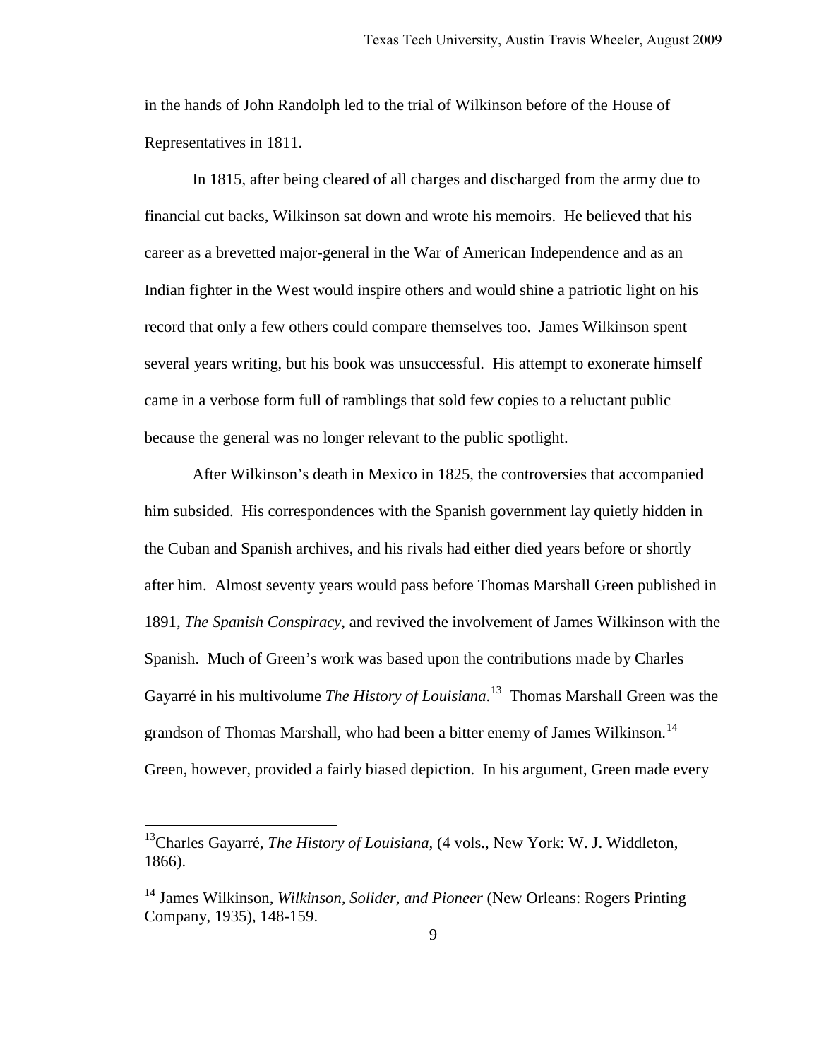in the hands of John Randolph led to the trial of Wilkinson before of the House of Representatives in 1811.

In 1815, after being cleared of all charges and discharged from the army due to financial cut backs, Wilkinson sat down and wrote his memoirs. He believed that his career as a brevetted major-general in the War of American Independence and as an Indian fighter in the West would inspire others and would shine a patriotic light on his record that only a few others could compare themselves too. James Wilkinson spent several years writing, but his book was unsuccessful. His attempt to exonerate himself came in a verbose form full of ramblings that sold few copies to a reluctant public because the general was no longer relevant to the public spotlight.

After Wilkinson's death in Mexico in 1825, the controversies that accompanied him subsided. His correspondences with the Spanish government lay quietly hidden in the Cuban and Spanish archives, and his rivals had either died years before or shortly after him. Almost seventy years would pass before Thomas Marshall Green published in 1891, *The Spanish Conspiracy*, and revived the involvement of James Wilkinson with the Spanish. Much of Green's work was based upon the contributions made by Charles Gayarré in his multivolume *The History of Louisiana*.[13] Thomas Marshall Green was the grandson of Thomas Marshall, who had been a bitter enemy of James Wilkinson.[14] Green, however, provided a fairly biased depiction. In his argument, Green made every

---

[13] Charles Gayarré, *The History of Louisiana*, (4 vols., New York: W. J. Widdleton, 1866).

[14] James Wilkinson, *Wilkinson, Solider, and Pioneer* (New Orleans: Rogers Printing Company, 1935), 148-159.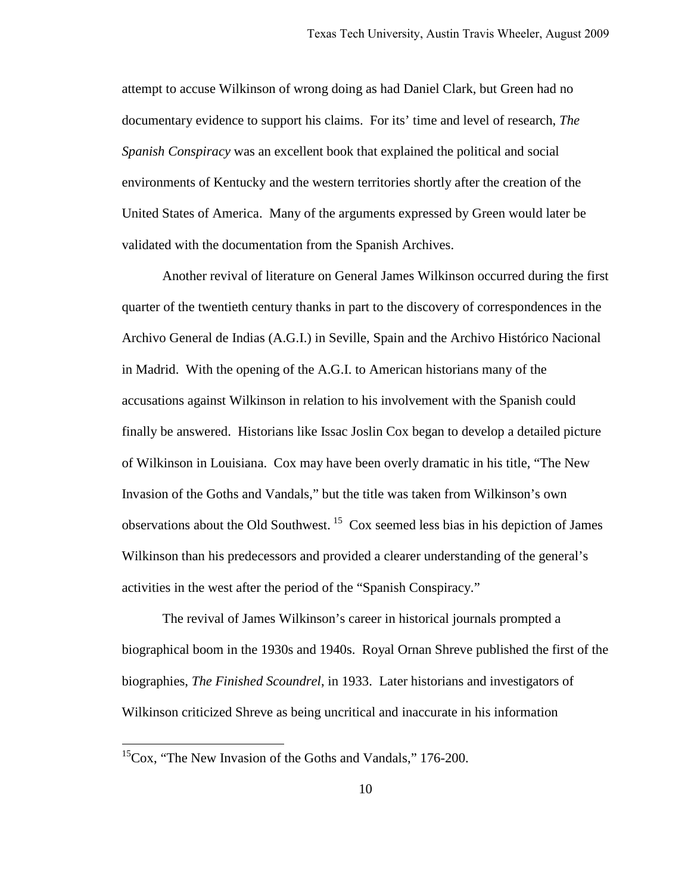attempt to accuse Wilkinson of wrong doing as had Daniel Clark, but Green had no documentary evidence to support his claims. For its' time and level of research, *The Spanish Conspiracy* was an excellent book that explained the political and social environments of Kentucky and the western territories shortly after the creation of the United States of America. Many of the arguments expressed by Green would later be validated with the documentation from the Spanish Archives.

Another revival of literature on General James Wilkinson occurred during the first quarter of the twentieth century thanks in part to the discovery of correspondences in the Archivo General de Indias (A.G.I.) in Seville, Spain and the Archivo Histórico Nacional in Madrid. With the opening of the A.G.I. to American historians many of the accusations against Wilkinson in relation to his involvement with the Spanish could finally be answered. Historians like Issac Joslin Cox began to develop a detailed picture of Wilkinson in Louisiana. Cox may have been overly dramatic in his title, "The New Invasion of the Goths and Vandals," but the title was taken from Wilkinson's own observations about the Old Southwest. [15] Cox seemed less bias in his depiction of James Wilkinson than his predecessors and provided a clearer understanding of the general's activities in the west after the period of the "Spanish Conspiracy."

The revival of James Wilkinson's career in historical journals prompted a biographical boom in the 1930s and 1940s. Royal Ornan Shreve published the first of the biographies, *The Finished Scoundrel*, in 1933. Later historians and investigators of Wilkinson criticized Shreve as being uncritical and inaccurate in his information

[15]Cox, "The New Invasion of the Goths and Vandals," 176-200.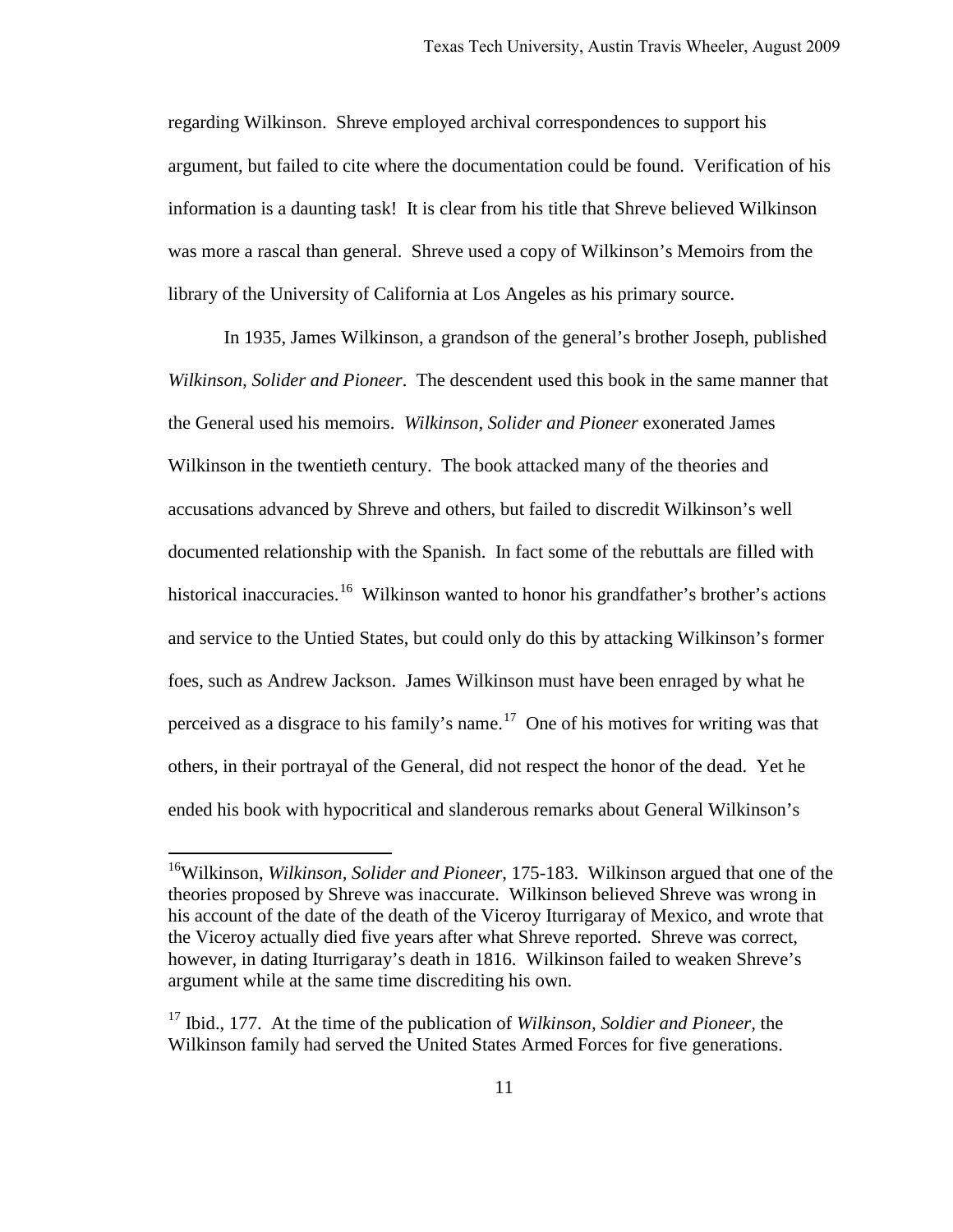regarding Wilkinson. Shreve employed archival correspondences to support his argument, but failed to cite where the documentation could be found. Verification of his information is a daunting task! It is clear from his title that Shreve believed Wilkinson was more a rascal than general. Shreve used a copy of Wilkinson's Memoirs from the library of the University of California at Los Angeles as his primary source.

In 1935, James Wilkinson, a grandson of the general's brother Joseph, published *Wilkinson, Solider and Pioneer*. The descendent used this book in the same manner that the General used his memoirs. *Wilkinson, Solider and Pioneer* exonerated James Wilkinson in the twentieth century. The book attacked many of the theories and accusations advanced by Shreve and others, but failed to discredit Wilkinson's well documented relationship with the Spanish. In fact some of the rebuttals are filled with historical inaccuracies.[16] Wilkinson wanted to honor his grandfather's brother's actions and service to the Untied States, but could only do this by attacking Wilkinson's former foes, such as Andrew Jackson. James Wilkinson must have been enraged by what he perceived as a disgrace to his family's name.[17] One of his motives for writing was that others, in their portrayal of the General, did not respect the honor of the dead. Yet he ended his book with hypocritical and slanderous remarks about General Wilkinson's

---

[16] Wilkinson, *Wilkinson, Solider and Pioneer*, 175-183. Wilkinson argued that one of the theories proposed by Shreve was inaccurate. Wilkinson believed Shreve was wrong in his account of the date of the death of the Viceroy Iturrigaray of Mexico, and wrote that the Viceroy actually died five years after what Shreve reported. Shreve was correct, however, in dating Iturrigaray's death in 1816. Wilkinson failed to weaken Shreve's argument while at the same time discrediting his own.

[17] Ibid., 177. At the time of the publication of *Wilkinson, Soldier and Pioneer*, the Wilkinson family had served the United States Armed Forces for five generations.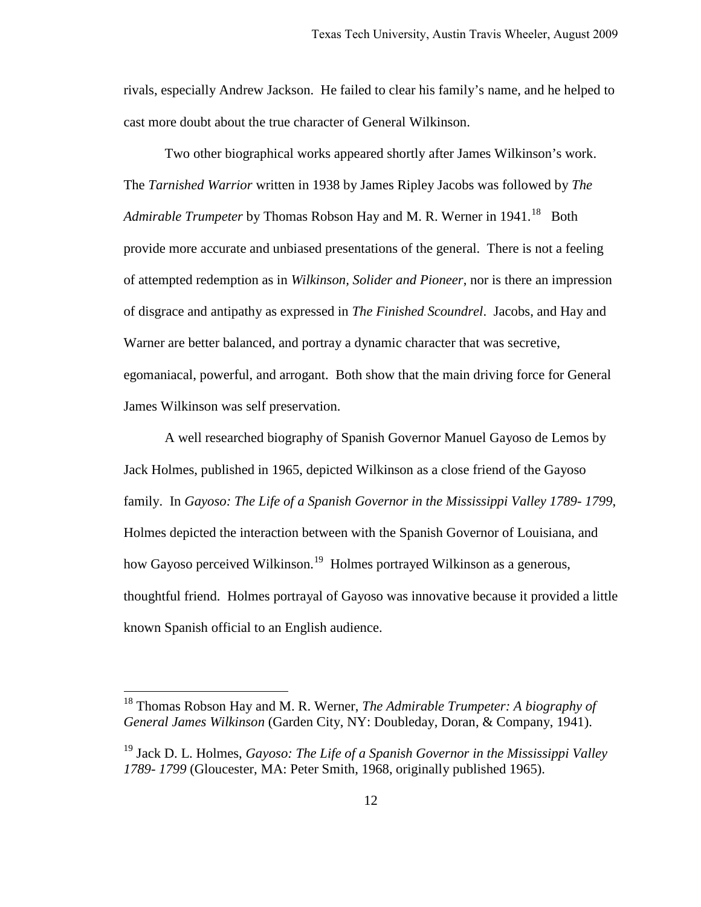rivals, especially Andrew Jackson. He failed to clear his family's name, and he helped to cast more doubt about the true character of General Wilkinson.

Two other biographical works appeared shortly after James Wilkinson's work. The *Tarnished Warrior* written in 1938 by James Ripley Jacobs was followed by *The Admirable Trumpeter* by Thomas Robson Hay and M. R. Werner in 1941.[18] Both provide more accurate and unbiased presentations of the general. There is not a feeling of attempted redemption as in *Wilkinson, Solider and Pioneer*, nor is there an impression of disgrace and antipathy as expressed in *The Finished Scoundrel*. Jacobs, and Hay and Warner are better balanced, and portray a dynamic character that was secretive, egomaniacal, powerful, and arrogant. Both show that the main driving force for General James Wilkinson was self preservation.

A well researched biography of Spanish Governor Manuel Gayoso de Lemos by Jack Holmes, published in 1965, depicted Wilkinson as a close friend of the Gayoso family. In *Gayoso: The Life of a Spanish Governor in the Mississippi Valley 1789- 1799*, Holmes depicted the interaction between with the Spanish Governor of Louisiana, and how Gayoso perceived Wilkinson.[19] Holmes portrayed Wilkinson as a generous, thoughtful friend. Holmes portrayal of Gayoso was innovative because it provided a little known Spanish official to an English audience.

---

[18] Thomas Robson Hay and M. R. Werner, *The Admirable Trumpeter: A biography of General James Wilkinson* (Garden City, NY: Doubleday, Doran, & Company, 1941).

[19] Jack D. L. Holmes, *Gayoso: The Life of a Spanish Governor in the Mississippi Valley 1789- 1799* (Gloucester, MA: Peter Smith, 1968, originally published 1965).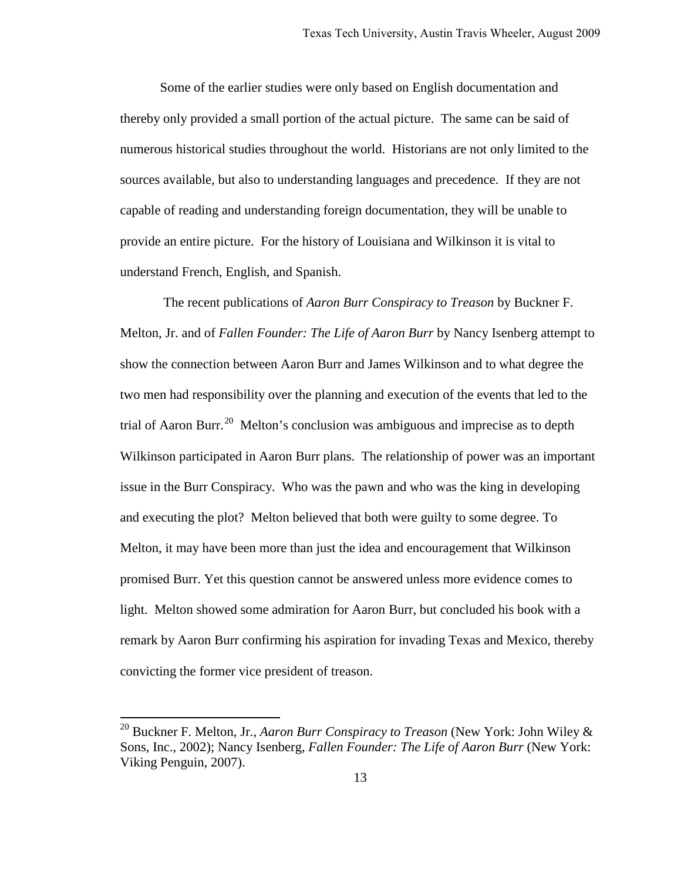Some of the earlier studies were only based on English documentation and thereby only provided a small portion of the actual picture. The same can be said of numerous historical studies throughout the world. Historians are not only limited to the sources available, but also to understanding languages and precedence. If they are not capable of reading and understanding foreign documentation, they will be unable to provide an entire picture. For the history of Louisiana and Wilkinson it is vital to understand French, English, and Spanish.

The recent publications of *Aaron Burr Conspiracy to Treason* by Buckner F. Melton, Jr. and of *Fallen Founder: The Life of Aaron Burr* by Nancy Isenberg attempt to show the connection between Aaron Burr and James Wilkinson and to what degree the two men had responsibility over the planning and execution of the events that led to the trial of Aaron Burr.[20] Melton's conclusion was ambiguous and imprecise as to depth Wilkinson participated in Aaron Burr plans. The relationship of power was an important issue in the Burr Conspiracy. Who was the pawn and who was the king in developing and executing the plot? Melton believed that both were guilty to some degree. To Melton, it may have been more than just the idea and encouragement that Wilkinson promised Burr. Yet this question cannot be answered unless more evidence comes to light. Melton showed some admiration for Aaron Burr, but concluded his book with a remark by Aaron Burr confirming his aspiration for invading Texas and Mexico, thereby convicting the former vice president of treason.

---

[20] Buckner F. Melton, Jr., *Aaron Burr Conspiracy to Treason* (New York: John Wiley & Sons, Inc., 2002); Nancy Isenberg, *Fallen Founder: The Life of Aaron Burr* (New York: Viking Penguin, 2007).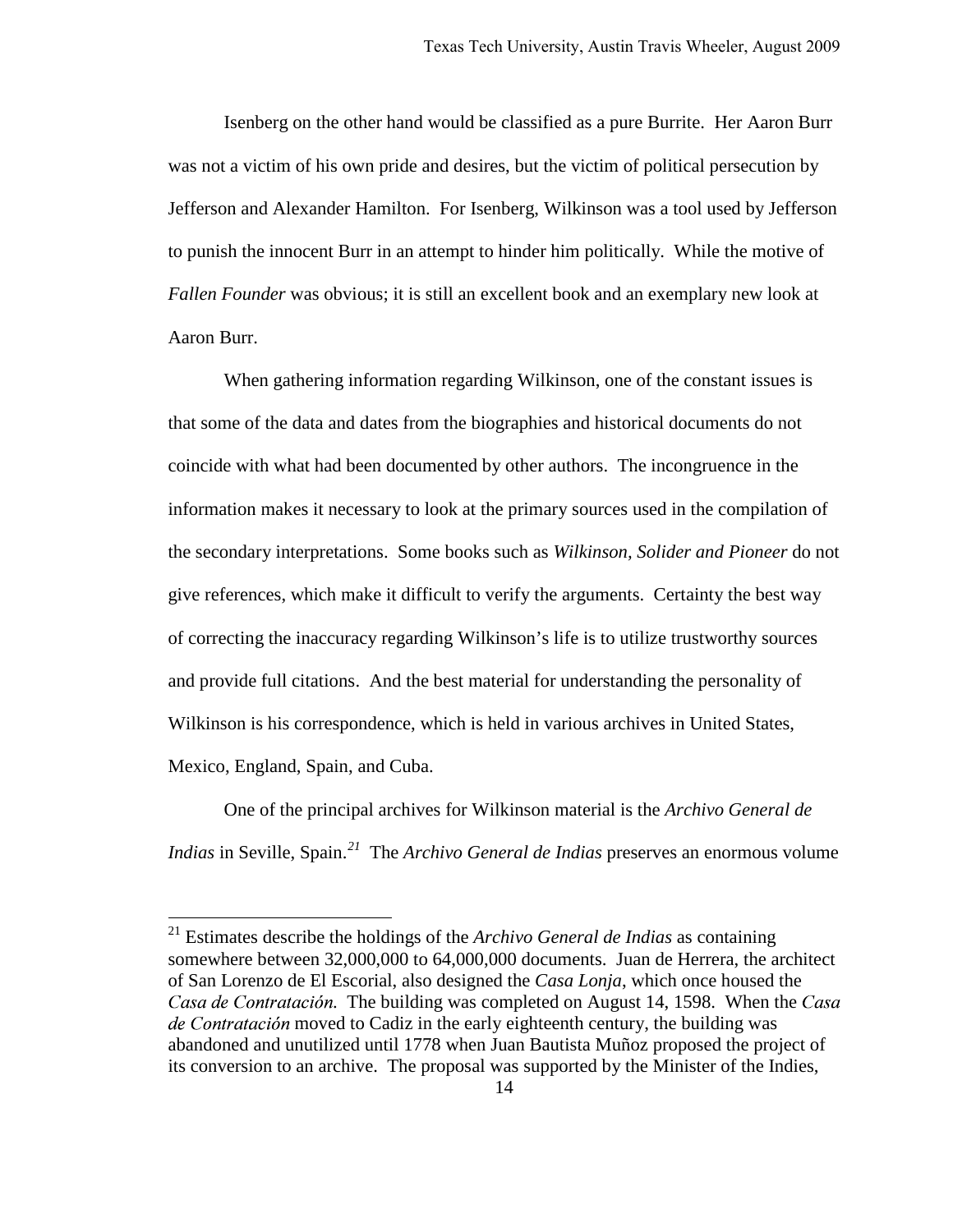Isenberg on the other hand would be classified as a pure Burrite. Her Aaron Burr was not a victim of his own pride and desires, but the victim of political persecution by Jefferson and Alexander Hamilton. For Isenberg, Wilkinson was a tool used by Jefferson to punish the innocent Burr in an attempt to hinder him politically. While the motive of *Fallen Founder* was obvious; it is still an excellent book and an exemplary new look at Aaron Burr.

When gathering information regarding Wilkinson, one of the constant issues is that some of the data and dates from the biographies and historical documents do not coincide with what had been documented by other authors. The incongruence in the information makes it necessary to look at the primary sources used in the compilation of the secondary interpretations. Some books such as *Wilkinson, Solider and Pioneer* do not give references, which make it difficult to verify the arguments. Certainty the best way of correcting the inaccuracy regarding Wilkinson's life is to utilize trustworthy sources and provide full citations. And the best material for understanding the personality of Wilkinson is his correspondence, which is held in various archives in United States, Mexico, England, Spain, and Cuba.

One of the principal archives for Wilkinson material is the *Archivo General de Indias* in Seville, Spain.[21] The *Archivo General de Indias* preserves an enormous volume

[21] Estimates describe the holdings of the *Archivo General de Indias* as containing somewhere between 32,000,000 to 64,000,000 documents. Juan de Herrera, the architect of San Lorenzo de El Escorial, also designed the *Casa Lonja*, which once housed the *Casa de Contratación.* The building was completed on August 14, 1598. When the *Casa de Contratación* moved to Cadiz in the early eighteenth century, the building was abandoned and unutilized until 1778 when Juan Bautista Muñoz proposed the project of its conversion to an archive. The proposal was supported by the Minister of the Indies,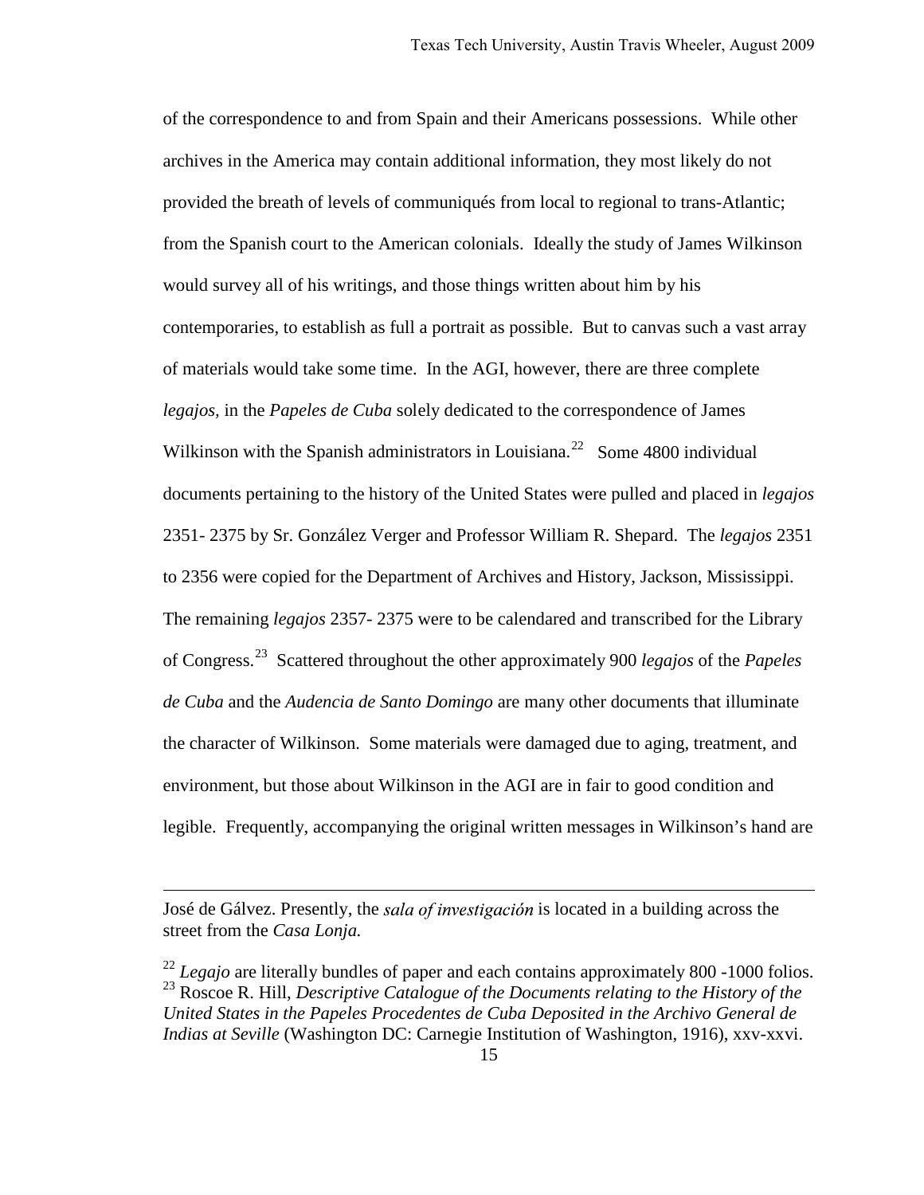of the correspondence to and from Spain and their Americans possessions. While other archives in the America may contain additional information, they most likely do not provided the breath of levels of communiqués from local to regional to trans-Atlantic; from the Spanish court to the American colonials. Ideally the study of James Wilkinson would survey all of his writings, and those things written about him by his contemporaries, to establish as full a portrait as possible. But to canvas such a vast array of materials would take some time. In the AGI, however, there are three complete *legajos,* in the *Papeles de Cuba* solely dedicated to the correspondence of James Wilkinson with the Spanish administrators in Louisiana.[22] Some 4800 individual documents pertaining to the history of the United States were pulled and placed in *legajos* 2351- 2375 by Sr. González Verger and Professor William R. Shepard. The *legajos* 2351 to 2356 were copied for the Department of Archives and History, Jackson, Mississippi. The remaining *legajos* 2357- 2375 were to be calendared and transcribed for the Library of Congress.[23] Scattered throughout the other approximately 900 *legajos* of the *Papeles de Cuba* and the *Audencia de Santo Domingo* are many other documents that illuminate the character of Wilkinson. Some materials were damaged due to aging, treatment, and environment, but those about Wilkinson in the AGI are in fair to good condition and legible. Frequently, accompanying the original written messages in Wilkinson's hand are

---

José de Gálvez. Presently, the *sala of investigación* is located in a building across the street from the *Casa Lonja.*

[22] *Legajo* are literally bundles of paper and each contains approximately 800 -1000 folios.

[23] Roscoe R. Hill, *Descriptive Catalogue of the Documents relating to the History of the United States in the Papeles Procedentes de Cuba Deposited in the Archivo General de Indias at Seville* (Washington DC: Carnegie Institution of Washington, 1916), xxv-xxvi.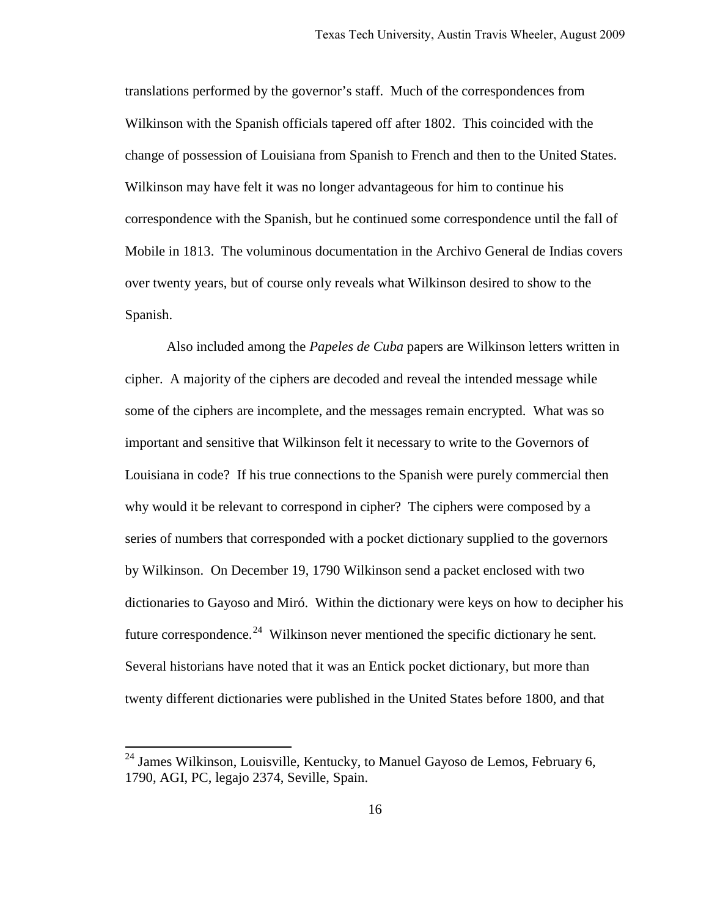translations performed by the governor's staff. Much of the correspondences from Wilkinson with the Spanish officials tapered off after 1802. This coincided with the change of possession of Louisiana from Spanish to French and then to the United States. Wilkinson may have felt it was no longer advantageous for him to continue his correspondence with the Spanish, but he continued some correspondence until the fall of Mobile in 1813. The voluminous documentation in the Archivo General de Indias covers over twenty years, but of course only reveals what Wilkinson desired to show to the Spanish.

Also included among the *Papeles de Cuba* papers are Wilkinson letters written in cipher. A majority of the ciphers are decoded and reveal the intended message while some of the ciphers are incomplete, and the messages remain encrypted. What was so important and sensitive that Wilkinson felt it necessary to write to the Governors of Louisiana in code? If his true connections to the Spanish were purely commercial then why would it be relevant to correspond in cipher? The ciphers were composed by a series of numbers that corresponded with a pocket dictionary supplied to the governors by Wilkinson. On December 19, 1790 Wilkinson send a packet enclosed with two dictionaries to Gayoso and Miró. Within the dictionary were keys on how to decipher his future correspondence.[24] Wilkinson never mentioned the specific dictionary he sent. Several historians have noted that it was an Entick pocket dictionary, but more than twenty different dictionaries were published in the United States before 1800, and that

---

[24] James Wilkinson, Louisville, Kentucky, to Manuel Gayoso de Lemos, February 6, 1790, AGI, PC, legajo 2374, Seville, Spain.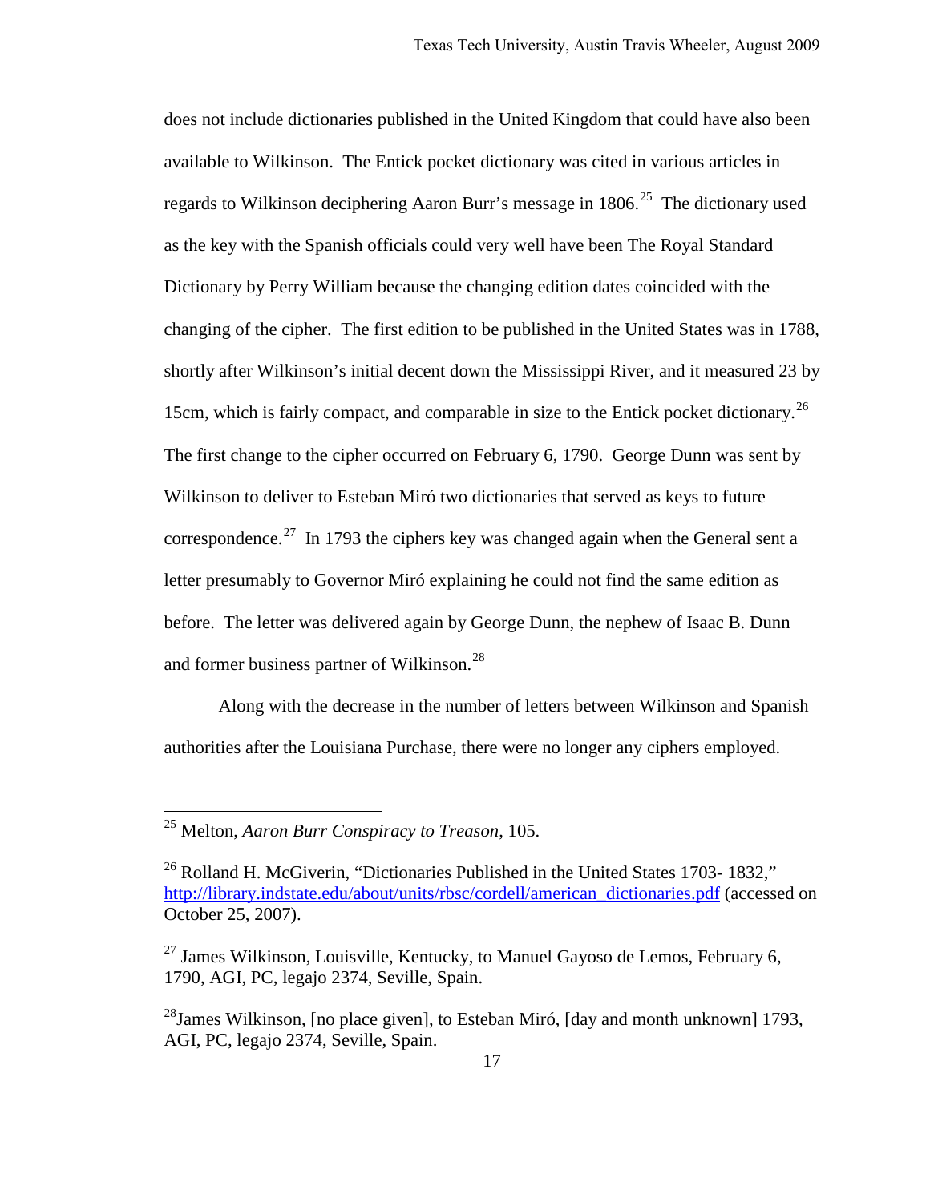does not include dictionaries published in the United Kingdom that could have also been available to Wilkinson. The Entick pocket dictionary was cited in various articles in regards to Wilkinson deciphering Aaron Burr's message in 1806.[25] The dictionary used as the key with the Spanish officials could very well have been The Royal Standard Dictionary by Perry William because the changing edition dates coincided with the changing of the cipher. The first edition to be published in the United States was in 1788, shortly after Wilkinson's initial decent down the Mississippi River, and it measured 23 by 15cm, which is fairly compact, and comparable in size to the Entick pocket dictionary.[26] The first change to the cipher occurred on February 6, 1790. George Dunn was sent by Wilkinson to deliver to Esteban Miró two dictionaries that served as keys to future correspondence.[27] In 1793 the ciphers key was changed again when the General sent a letter presumably to Governor Miró explaining he could not find the same edition as before. The letter was delivered again by George Dunn, the nephew of Isaac B. Dunn and former business partner of Wilkinson.[28]

Along with the decrease in the number of letters between Wilkinson and Spanish authorities after the Louisiana Purchase, there were no longer any ciphers employed.

---

[25] Melton, *Aaron Burr Conspiracy to Treason*, 105.

[26] Rolland H. McGiverin, "Dictionaries Published in the United States 1703- 1832," http://library.indstate.edu/about/units/rbsc/cordell/american_dictionaries.pdf (accessed on October 25, 2007).

[27] James Wilkinson, Louisville, Kentucky, to Manuel Gayoso de Lemos, February 6, 1790, AGI, PC, legajo 2374, Seville, Spain.

[28] James Wilkinson, [no place given], to Esteban Miró, [day and month unknown] 1793, AGI, PC, legajo 2374, Seville, Spain.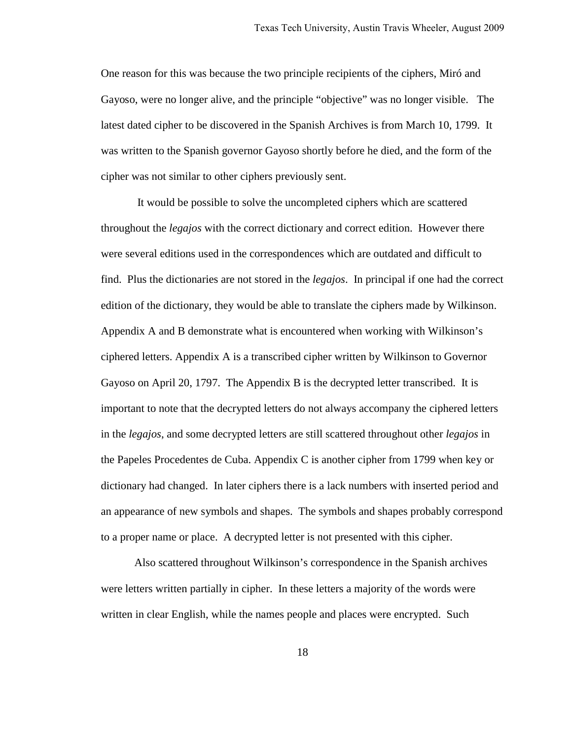One reason for this was because the two principle recipients of the ciphers, Miró and Gayoso, were no longer alive, and the principle "objective" was no longer visible. The latest dated cipher to be discovered in the Spanish Archives is from March 10, 1799. It was written to the Spanish governor Gayoso shortly before he died, and the form of the cipher was not similar to other ciphers previously sent.

It would be possible to solve the uncompleted ciphers which are scattered throughout the *legajos* with the correct dictionary and correct edition. However there were several editions used in the correspondences which are outdated and difficult to find. Plus the dictionaries are not stored in the *legajos*. In principal if one had the correct edition of the dictionary, they would be able to translate the ciphers made by Wilkinson. Appendix A and B demonstrate what is encountered when working with Wilkinson's ciphered letters. Appendix A is a transcribed cipher written by Wilkinson to Governor Gayoso on April 20, 1797. The Appendix B is the decrypted letter transcribed. It is important to note that the decrypted letters do not always accompany the ciphered letters in the *legajos*, and some decrypted letters are still scattered throughout other *legajos* in the Papeles Procedentes de Cuba. Appendix C is another cipher from 1799 when key or dictionary had changed. In later ciphers there is a lack numbers with inserted period and an appearance of new symbols and shapes. The symbols and shapes probably correspond to a proper name or place. A decrypted letter is not presented with this cipher.

Also scattered throughout Wilkinson's correspondence in the Spanish archives were letters written partially in cipher. In these letters a majority of the words were written in clear English, while the names people and places were encrypted. Such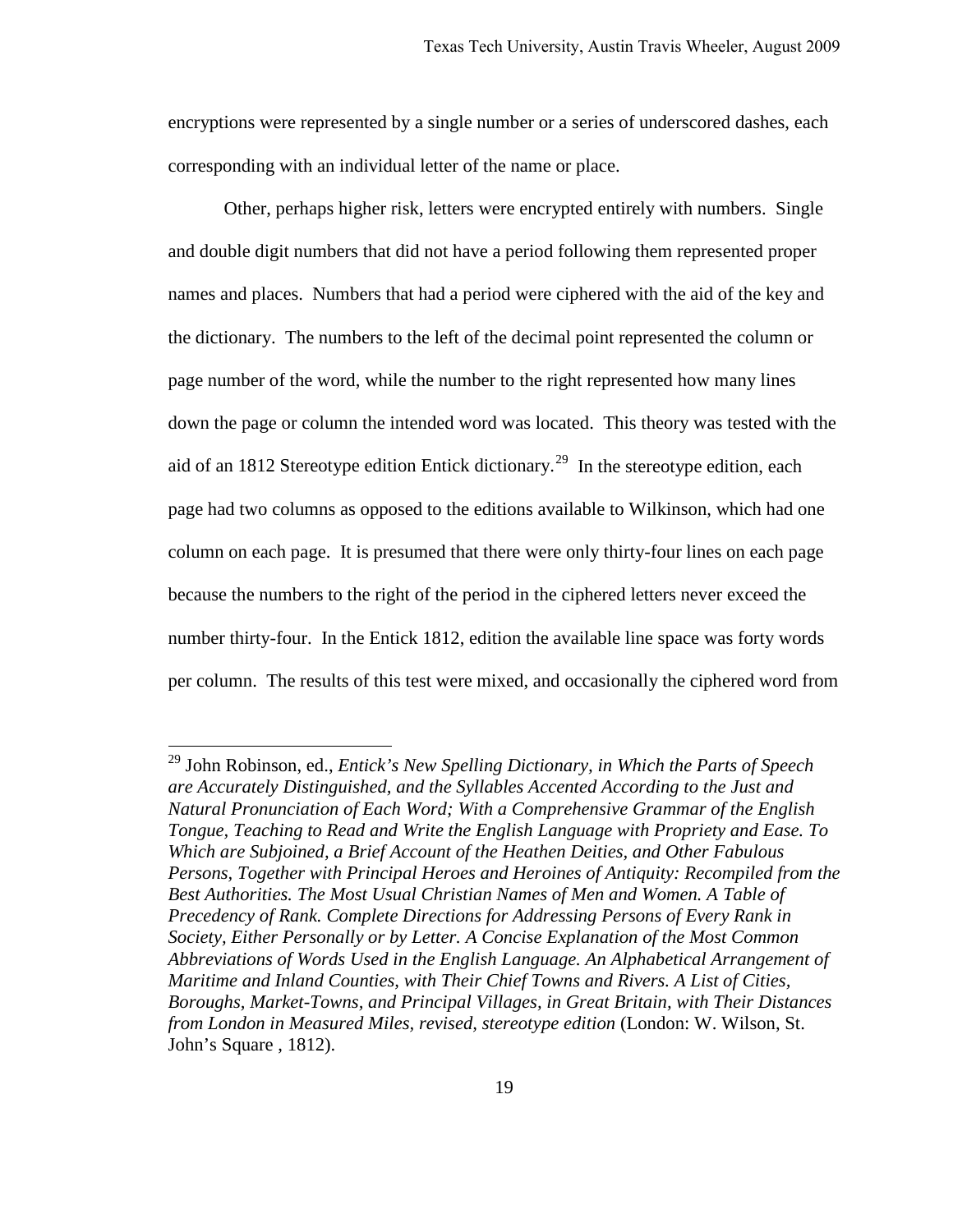encryptions were represented by a single number or a series of underscored dashes, each corresponding with an individual letter of the name or place.

Other, perhaps higher risk, letters were encrypted entirely with numbers. Single and double digit numbers that did not have a period following them represented proper names and places. Numbers that had a period were ciphered with the aid of the key and the dictionary. The numbers to the left of the decimal point represented the column or page number of the word, while the number to the right represented how many lines down the page or column the intended word was located. This theory was tested with the aid of an 1812 Stereotype edition Entick dictionary.[29] In the stereotype edition, each page had two columns as opposed to the editions available to Wilkinson, which had one column on each page. It is presumed that there were only thirty-four lines on each page because the numbers to the right of the period in the ciphered letters never exceed the number thirty-four. In the Entick 1812, edition the available line space was forty words per column. The results of this test were mixed, and occasionally the ciphered word from

---

[29] John Robinson, ed., *Entick's New Spelling Dictionary, in Which the Parts of Speech are Accurately Distinguished, and the Syllables Accented According to the Just and Natural Pronunciation of Each Word; With a Comprehensive Grammar of the English Tongue, Teaching to Read and Write the English Language with Propriety and Ease. To Which are Subjoined, a Brief Account of the Heathen Deities, and Other Fabulous Persons, Together with Principal Heroes and Heroines of Antiquity: Recompiled from the Best Authorities. The Most Usual Christian Names of Men and Women. A Table of Precedency of Rank. Complete Directions for Addressing Persons of Every Rank in Society, Either Personally or by Letter. A Concise Explanation of the Most Common Abbreviations of Words Used in the English Language. An Alphabetical Arrangement of Maritime and Inland Counties, with Their Chief Towns and Rivers. A List of Cities, Boroughs, Market-Towns, and Principal Villages, in Great Britain, with Their Distances from London in Measured Miles, revised, stereotype edition* (London: W. Wilson, St. John's Square , 1812).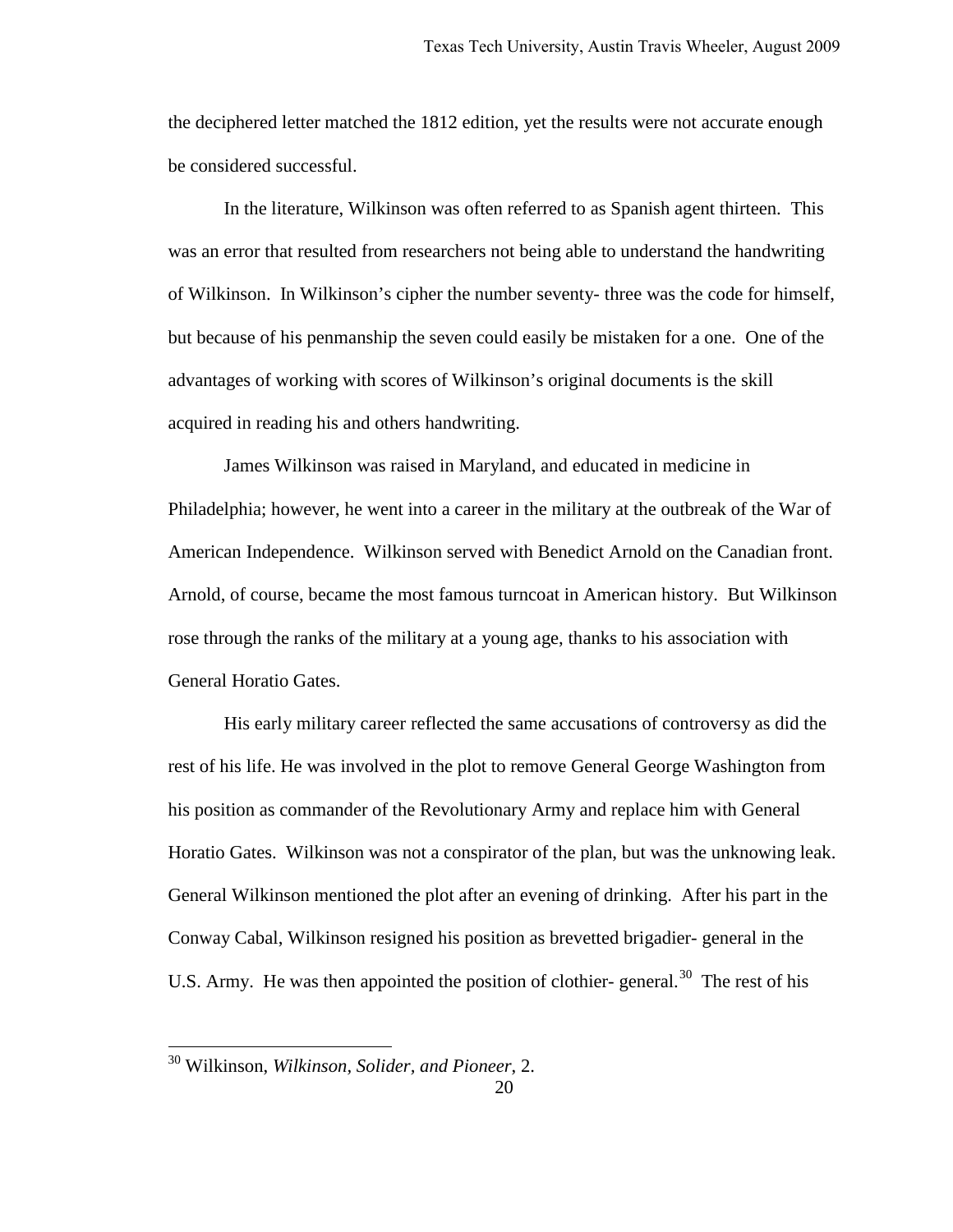the deciphered letter matched the 1812 edition, yet the results were not accurate enough be considered successful.

In the literature, Wilkinson was often referred to as Spanish agent thirteen. This was an error that resulted from researchers not being able to understand the handwriting of Wilkinson. In Wilkinson's cipher the number seventy- three was the code for himself, but because of his penmanship the seven could easily be mistaken for a one. One of the advantages of working with scores of Wilkinson's original documents is the skill acquired in reading his and others handwriting.

James Wilkinson was raised in Maryland, and educated in medicine in Philadelphia; however, he went into a career in the military at the outbreak of the War of American Independence. Wilkinson served with Benedict Arnold on the Canadian front. Arnold, of course, became the most famous turncoat in American history. But Wilkinson rose through the ranks of the military at a young age, thanks to his association with General Horatio Gates.

His early military career reflected the same accusations of controversy as did the rest of his life. He was involved in the plot to remove General George Washington from his position as commander of the Revolutionary Army and replace him with General Horatio Gates. Wilkinson was not a conspirator of the plan, but was the unknowing leak. General Wilkinson mentioned the plot after an evening of drinking. After his part in the Conway Cabal, Wilkinson resigned his position as brevetted brigadier- general in the U.S. Army. He was then appointed the position of clothier- general.[30] The rest of his

---

[30] Wilkinson, *Wilkinson, Solider, and Pioneer*, 2.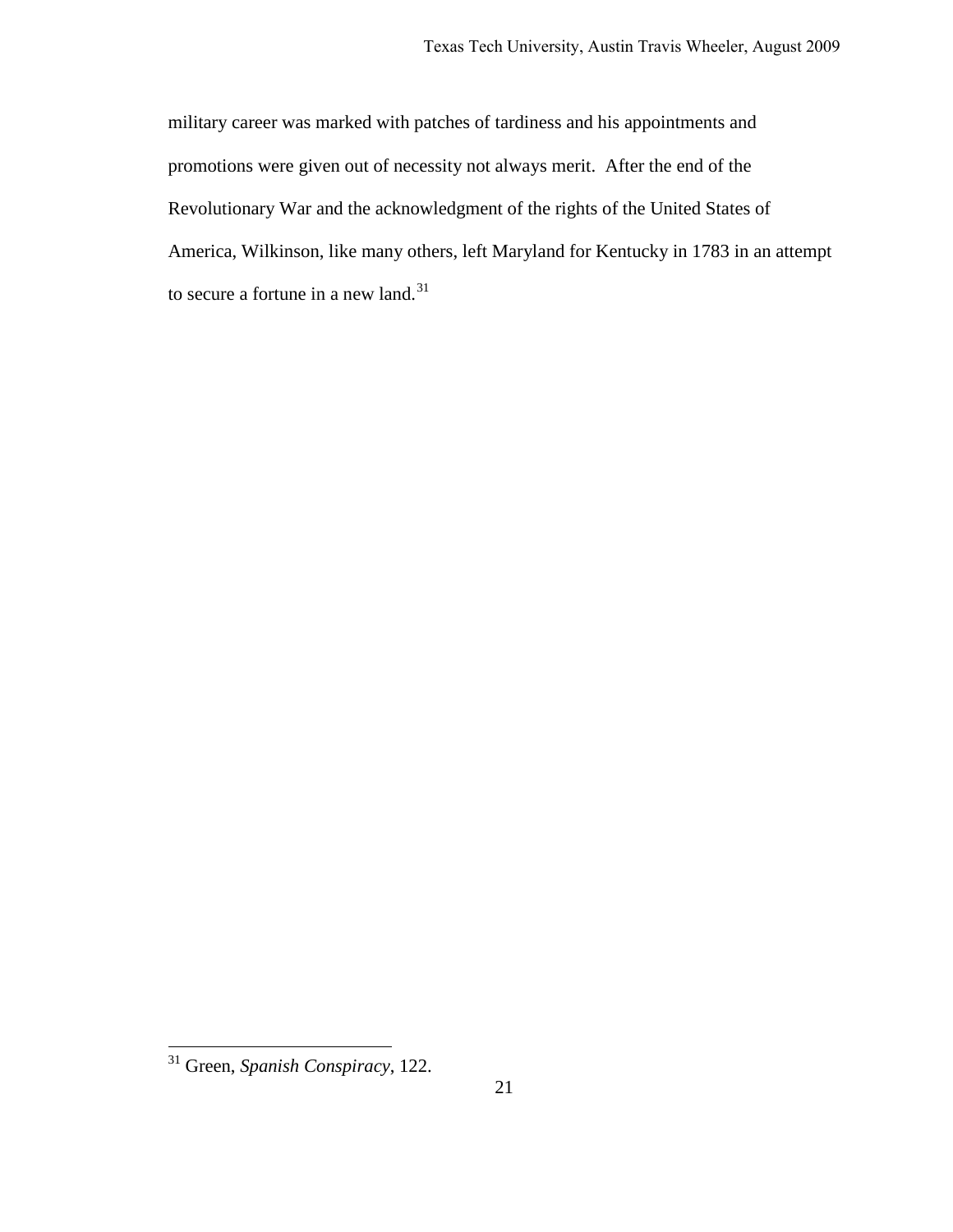military career was marked with patches of tardiness and his appointments and promotions were given out of necessity not always merit. After the end of the Revolutionary War and the acknowledgment of the rights of the United States of America, Wilkinson, like many others, left Maryland for Kentucky in 1783 in an attempt to secure a fortune in a new land.[31]

---

[31] Green, *Spanish Conspiracy*, 122.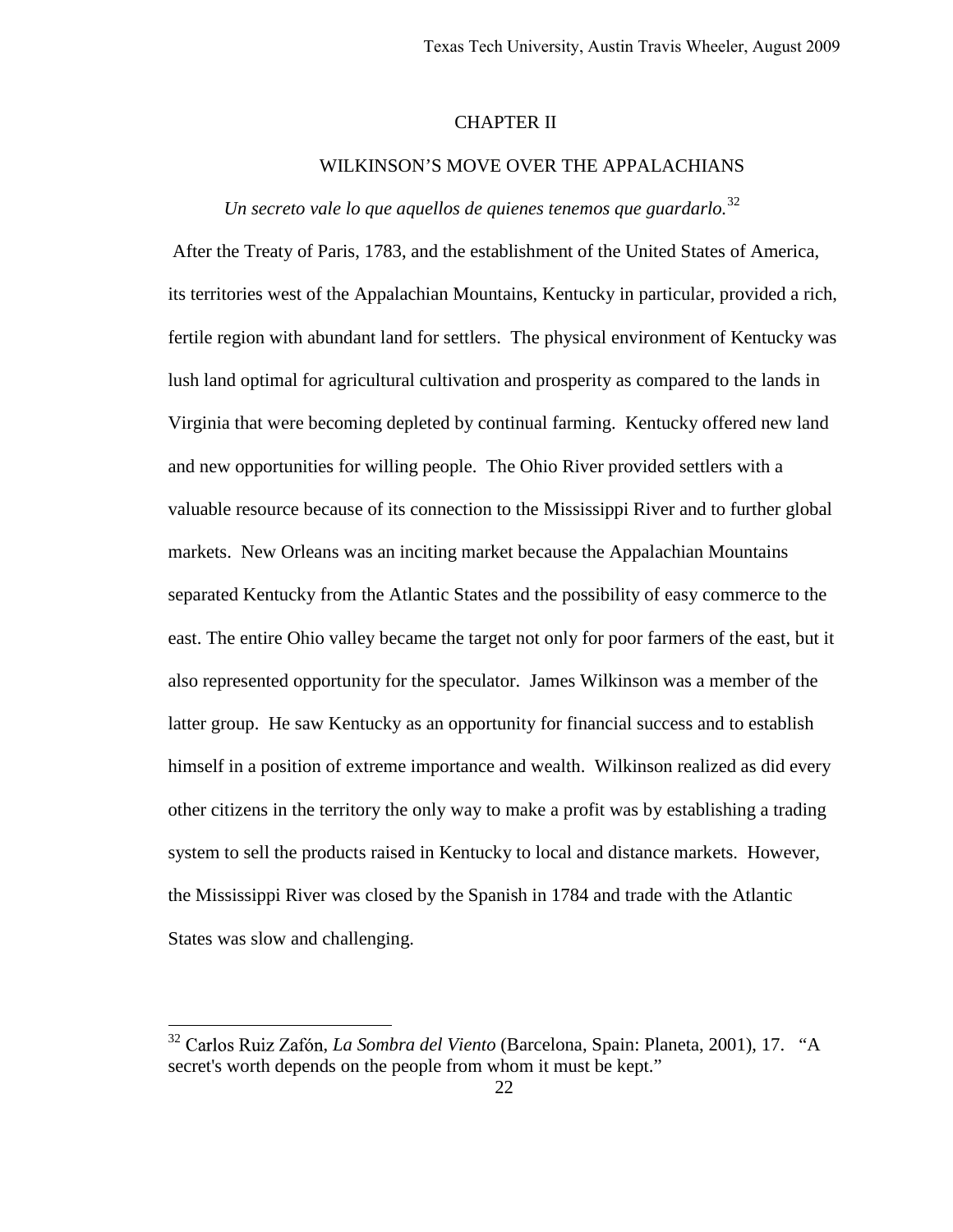# CHAPTER II

## WILKINSON'S MOVE OVER THE APPALACHIANS

*Un secreto vale lo que aquellos de quienes tenemos que guardarlo.*[32]

After the Treaty of Paris, 1783, and the establishment of the United States of America, its territories west of the Appalachian Mountains, Kentucky in particular, provided a rich, fertile region with abundant land for settlers. The physical environment of Kentucky was lush land optimal for agricultural cultivation and prosperity as compared to the lands in Virginia that were becoming depleted by continual farming. Kentucky offered new land and new opportunities for willing people. The Ohio River provided settlers with a valuable resource because of its connection to the Mississippi River and to further global markets. New Orleans was an inciting market because the Appalachian Mountains separated Kentucky from the Atlantic States and the possibility of easy commerce to the east. The entire Ohio valley became the target not only for poor farmers of the east, but it also represented opportunity for the speculator. James Wilkinson was a member of the latter group. He saw Kentucky as an opportunity for financial success and to establish himself in a position of extreme importance and wealth. Wilkinson realized as did every other citizens in the territory the only way to make a profit was by establishing a trading system to sell the products raised in Kentucky to local and distance markets. However, the Mississippi River was closed by the Spanish in 1784 and trade with the Atlantic States was slow and challenging.

---

[32] Carlos Ruiz Zafón, *La Sombra del Viento* (Barcelona, Spain: Planeta, 2001), 17. "A secret's worth depends on the people from whom it must be kept."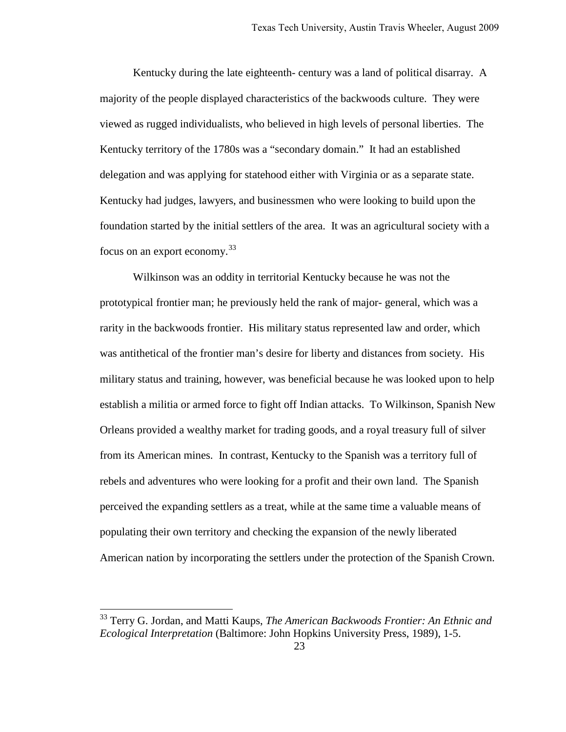Kentucky during the late eighteenth- century was a land of political disarray. A majority of the people displayed characteristics of the backwoods culture. They were viewed as rugged individualists, who believed in high levels of personal liberties. The Kentucky territory of the 1780s was a "secondary domain." It had an established delegation and was applying for statehood either with Virginia or as a separate state. Kentucky had judges, lawyers, and businessmen who were looking to build upon the foundation started by the initial settlers of the area. It was an agricultural society with a focus on an export economy.[33]

Wilkinson was an oddity in territorial Kentucky because he was not the prototypical frontier man; he previously held the rank of major- general, which was a rarity in the backwoods frontier. His military status represented law and order, which was antithetical of the frontier man's desire for liberty and distances from society. His military status and training, however, was beneficial because he was looked upon to help establish a militia or armed force to fight off Indian attacks. To Wilkinson, Spanish New Orleans provided a wealthy market for trading goods, and a royal treasury full of silver from its American mines. In contrast, Kentucky to the Spanish was a territory full of rebels and adventures who were looking for a profit and their own land. The Spanish perceived the expanding settlers as a treat, while at the same time a valuable means of populating their own territory and checking the expansion of the newly liberated American nation by incorporating the settlers under the protection of the Spanish Crown.

---

[33] Terry G. Jordan, and Matti Kaups, *The American Backwoods Frontier: An Ethnic and Ecological Interpretation* (Baltimore: John Hopkins University Press, 1989), 1-5.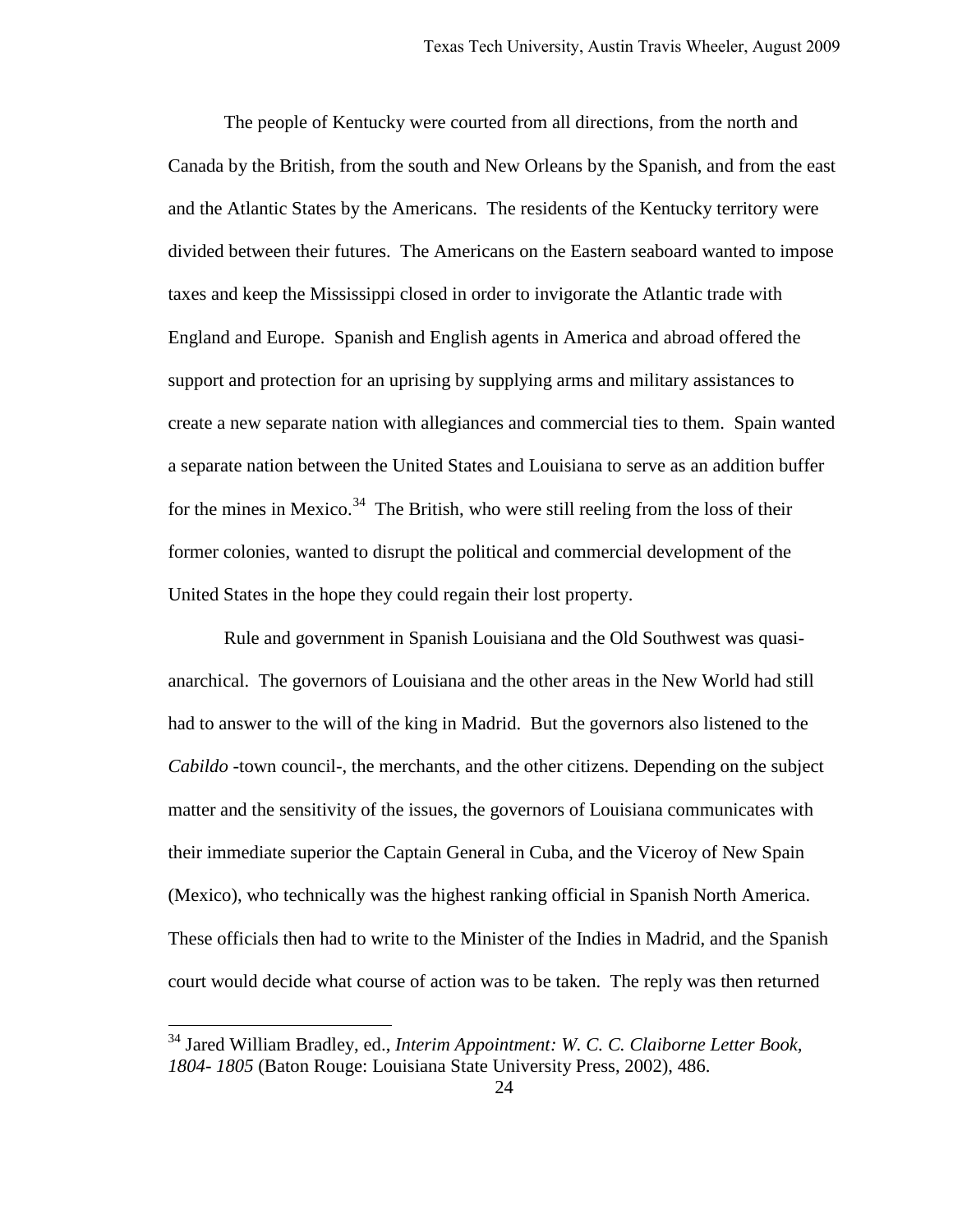The people of Kentucky were courted from all directions, from the north and Canada by the British, from the south and New Orleans by the Spanish, and from the east and the Atlantic States by the Americans. The residents of the Kentucky territory were divided between their futures. The Americans on the Eastern seaboard wanted to impose taxes and keep the Mississippi closed in order to invigorate the Atlantic trade with England and Europe. Spanish and English agents in America and abroad offered the support and protection for an uprising by supplying arms and military assistances to create a new separate nation with allegiances and commercial ties to them. Spain wanted a separate nation between the United States and Louisiana to serve as an addition buffer for the mines in Mexico.[34] The British, who were still reeling from the loss of their former colonies, wanted to disrupt the political and commercial development of the United States in the hope they could regain their lost property.

Rule and government in Spanish Louisiana and the Old Southwest was quasi-anarchical. The governors of Louisiana and the other areas in the New World had still had to answer to the will of the king in Madrid. But the governors also listened to the *Cabildo* -town council-, the merchants, and the other citizens. Depending on the subject matter and the sensitivity of the issues, the governors of Louisiana communicates with their immediate superior the Captain General in Cuba, and the Viceroy of New Spain (Mexico), who technically was the highest ranking official in Spanish North America. These officials then had to write to the Minister of the Indies in Madrid, and the Spanish court would decide what course of action was to be taken. The reply was then returned

---

[34] Jared William Bradley, ed., *Interim Appointment: W. C. C. Claiborne Letter Book, 1804- 1805* (Baton Rouge: Louisiana State University Press, 2002), 486.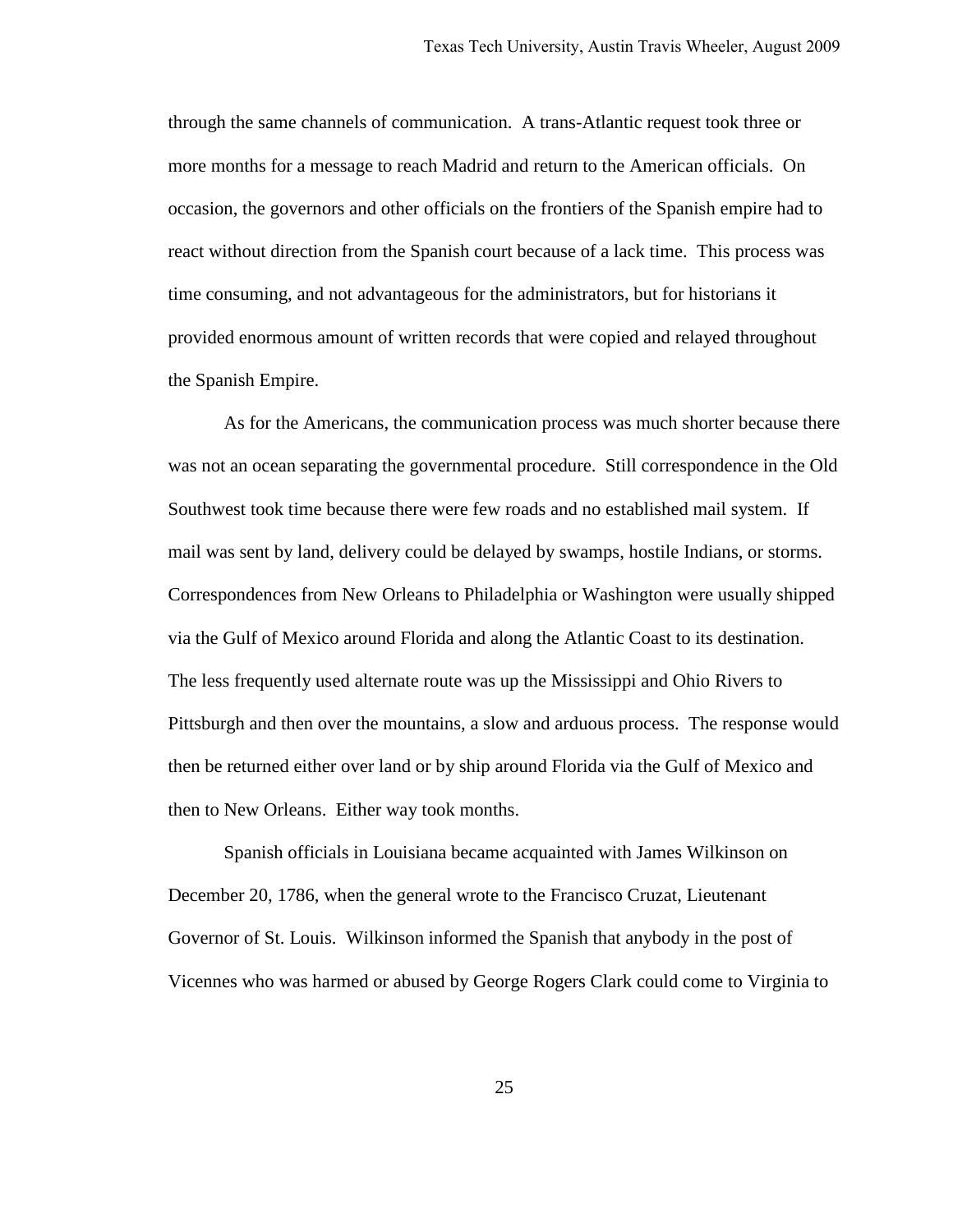through the same channels of communication. A trans-Atlantic request took three or more months for a message to reach Madrid and return to the American officials. On occasion, the governors and other officials on the frontiers of the Spanish empire had to react without direction from the Spanish court because of a lack time. This process was time consuming, and not advantageous for the administrators, but for historians it provided enormous amount of written records that were copied and relayed throughout the Spanish Empire.

As for the Americans, the communication process was much shorter because there was not an ocean separating the governmental procedure. Still correspondence in the Old Southwest took time because there were few roads and no established mail system. If mail was sent by land, delivery could be delayed by swamps, hostile Indians, or storms. Correspondences from New Orleans to Philadelphia or Washington were usually shipped via the Gulf of Mexico around Florida and along the Atlantic Coast to its destination. The less frequently used alternate route was up the Mississippi and Ohio Rivers to Pittsburgh and then over the mountains, a slow and arduous process. The response would then be returned either over land or by ship around Florida via the Gulf of Mexico and then to New Orleans. Either way took months.

Spanish officials in Louisiana became acquainted with James Wilkinson on December 20, 1786, when the general wrote to the Francisco Cruzat, Lieutenant Governor of St. Louis. Wilkinson informed the Spanish that anybody in the post of Vicennes who was harmed or abused by George Rogers Clark could come to Virginia to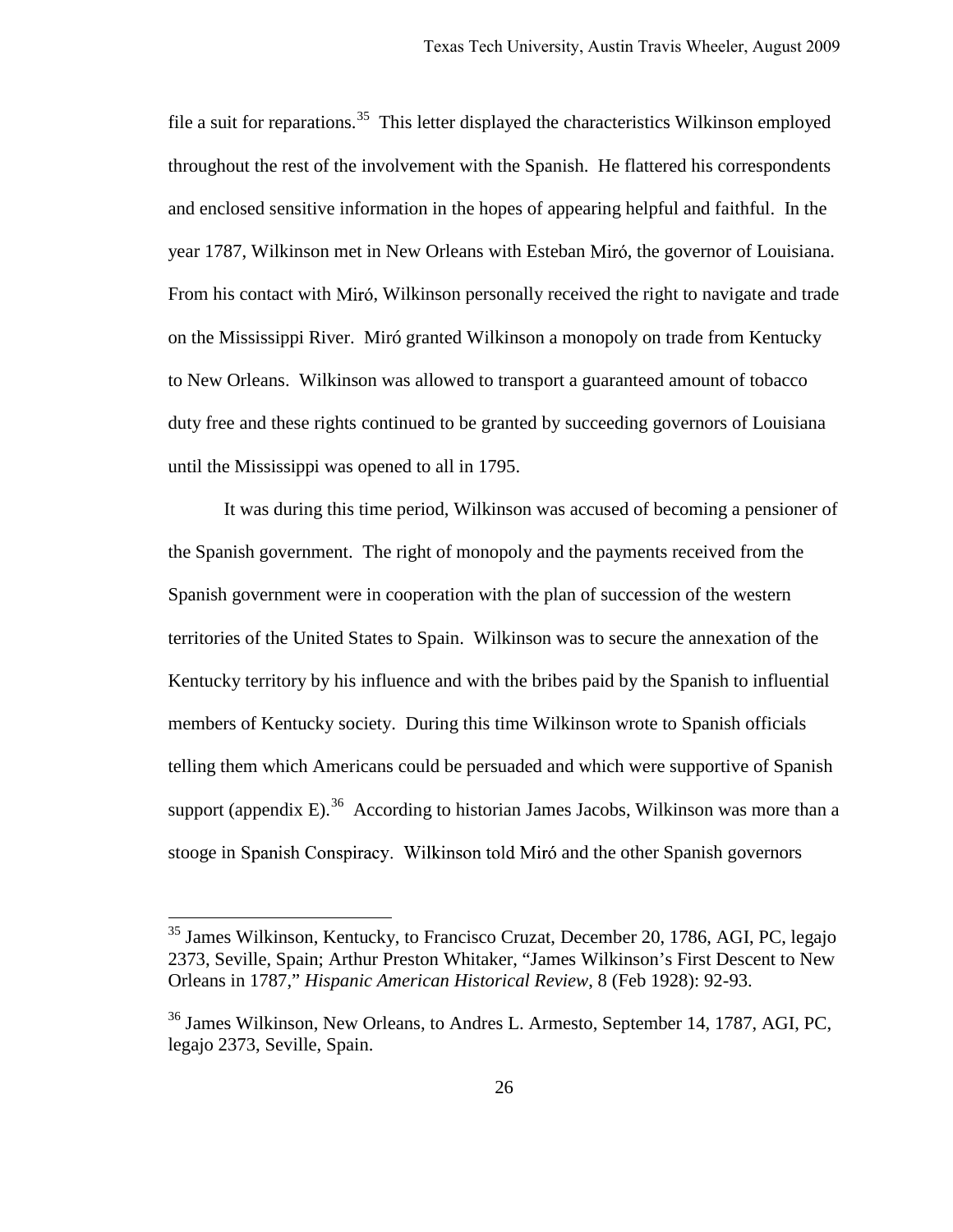file a suit for reparations.[35] This letter displayed the characteristics Wilkinson employed throughout the rest of the involvement with the Spanish. He flattered his correspondents and enclosed sensitive information in the hopes of appearing helpful and faithful. In the year 1787, Wilkinson met in New Orleans with Esteban Miró, the governor of Louisiana. From his contact with Miró, Wilkinson personally received the right to navigate and trade on the Mississippi River. Miró granted Wilkinson a monopoly on trade from Kentucky to New Orleans. Wilkinson was allowed to transport a guaranteed amount of tobacco duty free and these rights continued to be granted by succeeding governors of Louisiana until the Mississippi was opened to all in 1795.

It was during this time period, Wilkinson was accused of becoming a pensioner of the Spanish government. The right of monopoly and the payments received from the Spanish government were in cooperation with the plan of succession of the western territories of the United States to Spain. Wilkinson was to secure the annexation of the Kentucky territory by his influence and with the bribes paid by the Spanish to influential members of Kentucky society. During this time Wilkinson wrote to Spanish officials telling them which Americans could be persuaded and which were supportive of Spanish support (appendix E).[36] According to historian James Jacobs, Wilkinson was more than a stooge in Spanish Conspiracy. Wilkinson told Miró and the other Spanish governors

---

[35] James Wilkinson, Kentucky, to Francisco Cruzat, December 20, 1786, AGI, PC, legajo 2373, Seville, Spain; Arthur Preston Whitaker, "James Wilkinson's First Descent to New Orleans in 1787," *Hispanic American Historical Review*, 8 (Feb 1928): 92-93.

[36] James Wilkinson, New Orleans, to Andres L. Armesto, September 14, 1787, AGI, PC, legajo 2373, Seville, Spain.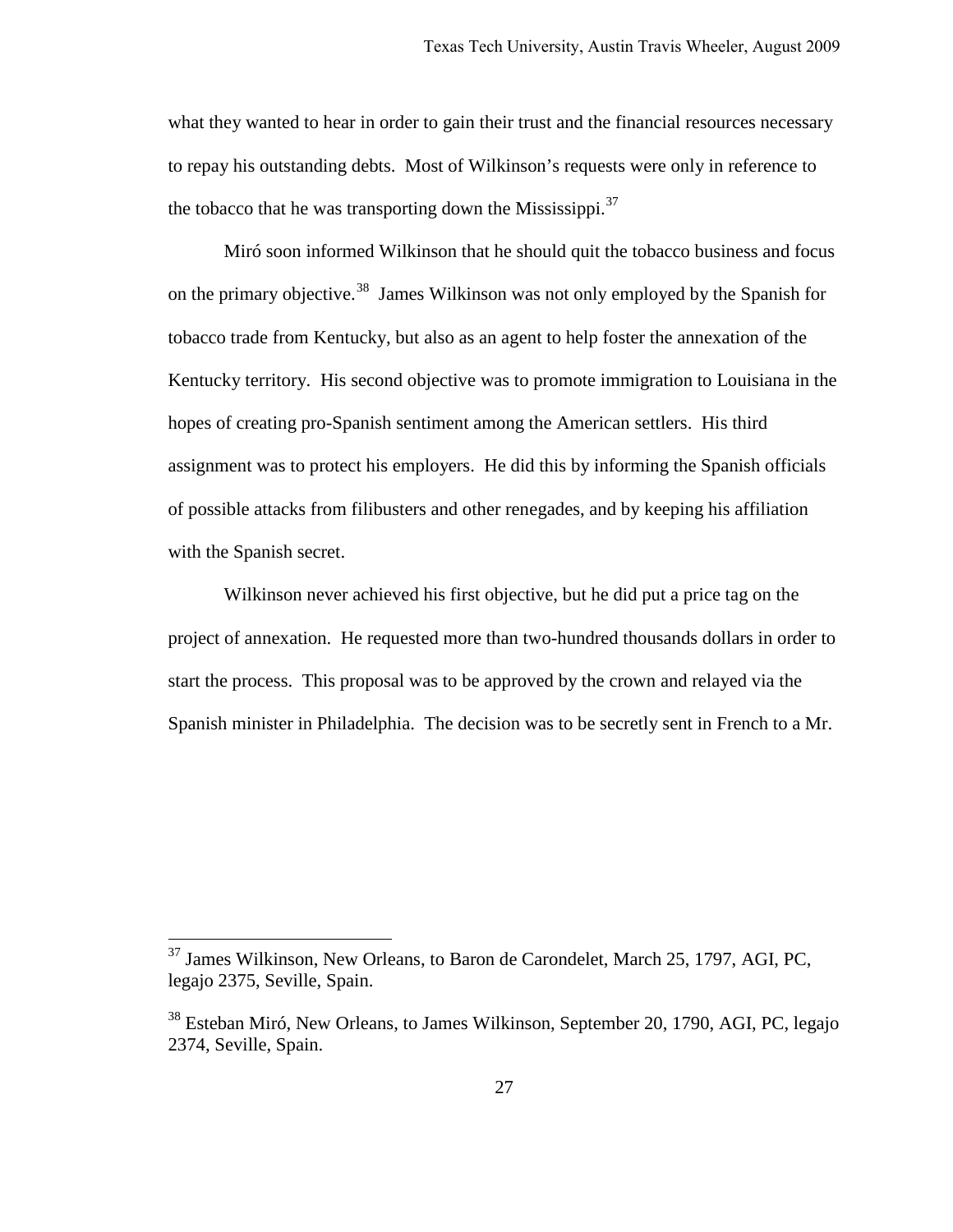what they wanted to hear in order to gain their trust and the financial resources necessary to repay his outstanding debts. Most of Wilkinson's requests were only in reference to the tobacco that he was transporting down the Mississippi.[37]

Miró soon informed Wilkinson that he should quit the tobacco business and focus on the primary objective.[38] James Wilkinson was not only employed by the Spanish for tobacco trade from Kentucky, but also as an agent to help foster the annexation of the Kentucky territory. His second objective was to promote immigration to Louisiana in the hopes of creating pro-Spanish sentiment among the American settlers. His third assignment was to protect his employers. He did this by informing the Spanish officials of possible attacks from filibusters and other renegades, and by keeping his affiliation with the Spanish secret.

Wilkinson never achieved his first objective, but he did put a price tag on the project of annexation. He requested more than two-hundred thousands dollars in order to start the process. This proposal was to be approved by the crown and relayed via the Spanish minister in Philadelphia. The decision was to be secretly sent in French to a Mr.

---

[37] James Wilkinson, New Orleans, to Baron de Carondelet, March 25, 1797, AGI, PC, legajo 2375, Seville, Spain.

[38] Esteban Miró, New Orleans, to James Wilkinson, September 20, 1790, AGI, PC, legajo 2374, Seville, Spain.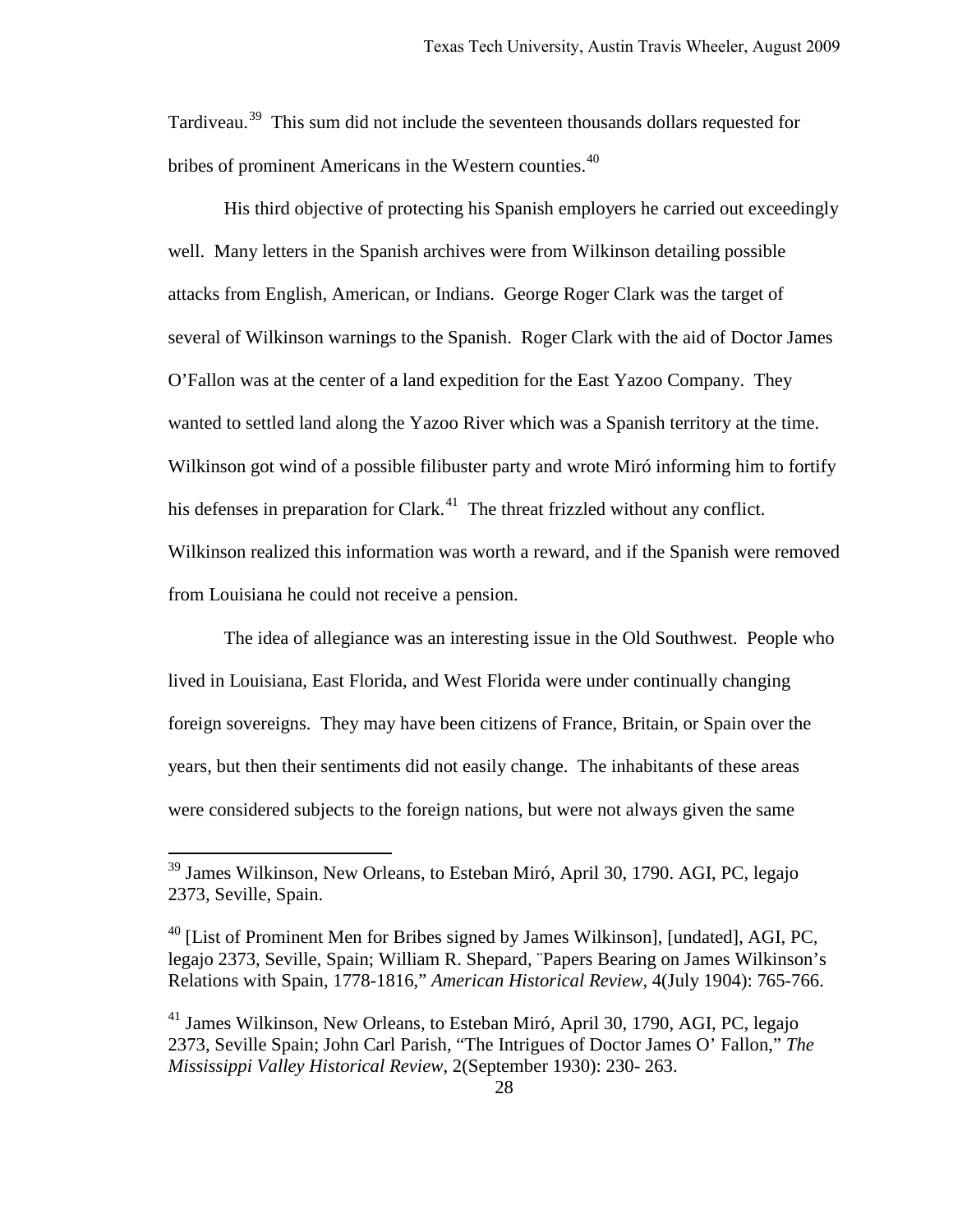Tardiveau.[39] This sum did not include the seventeen thousands dollars requested for bribes of prominent Americans in the Western counties.[40]

His third objective of protecting his Spanish employers he carried out exceedingly well. Many letters in the Spanish archives were from Wilkinson detailing possible attacks from English, American, or Indians. George Roger Clark was the target of several of Wilkinson warnings to the Spanish. Roger Clark with the aid of Doctor James O'Fallon was at the center of a land expedition for the East Yazoo Company. They wanted to settled land along the Yazoo River which was a Spanish territory at the time. Wilkinson got wind of a possible filibuster party and wrote Miró informing him to fortify his defenses in preparation for Clark.[41] The threat frizzled without any conflict. Wilkinson realized this information was worth a reward, and if the Spanish were removed from Louisiana he could not receive a pension.

The idea of allegiance was an interesting issue in the Old Southwest. People who lived in Louisiana, East Florida, and West Florida were under continually changing foreign sovereigns. They may have been citizens of France, Britain, or Spain over the years, but then their sentiments did not easily change. The inhabitants of these areas were considered subjects to the foreign nations, but were not always given the same

---

[39] James Wilkinson, New Orleans, to Esteban Miró, April 30, 1790. AGI, PC, legajo 2373, Seville, Spain.

[40] [List of Prominent Men for Bribes signed by James Wilkinson], [undated], AGI, PC, legajo 2373, Seville, Spain; William R. Shepard, ¨Papers Bearing on James Wilkinson's Relations with Spain, 1778-1816," *American Historical Review*, 4(July 1904): 765-766.

[41] James Wilkinson, New Orleans, to Esteban Miró, April 30, 1790, AGI, PC, legajo 2373, Seville Spain; John Carl Parish, "The Intrigues of Doctor James O' Fallon," *The Mississippi Valley Historical Review*, 2(September 1930): 230- 263.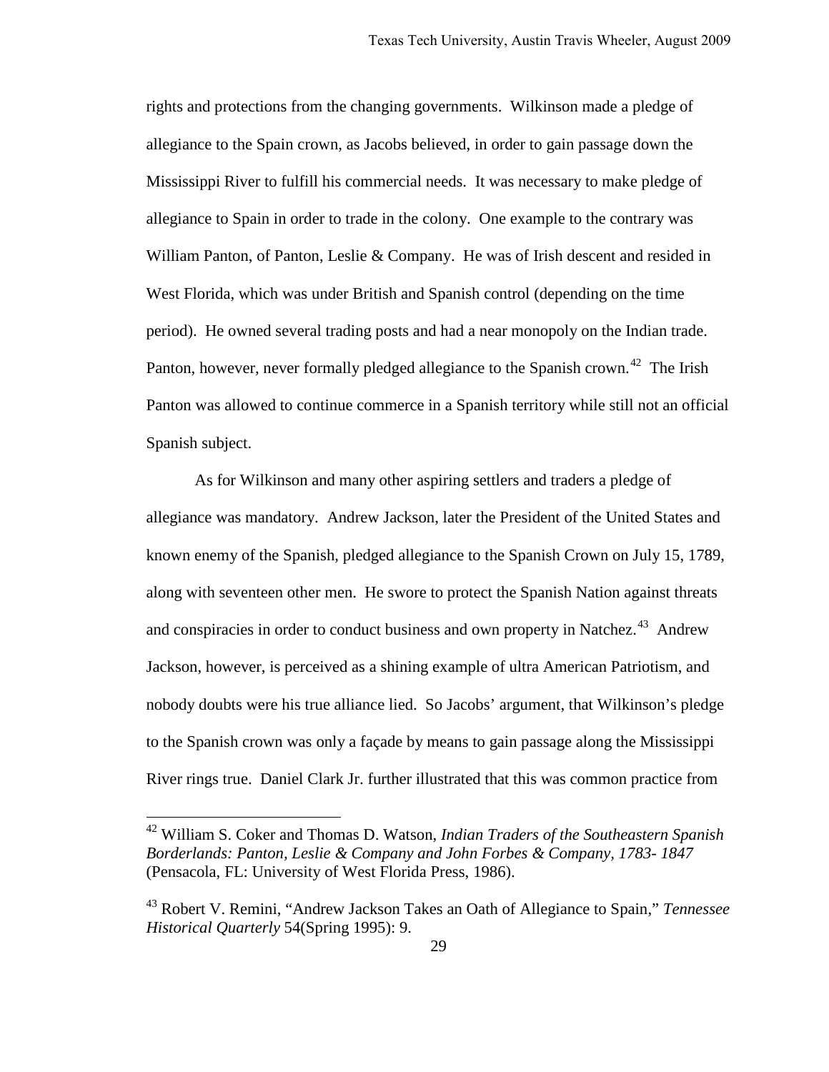rights and protections from the changing governments. Wilkinson made a pledge of allegiance to the Spain crown, as Jacobs believed, in order to gain passage down the Mississippi River to fulfill his commercial needs. It was necessary to make pledge of allegiance to Spain in order to trade in the colony. One example to the contrary was William Panton, of Panton, Leslie & Company. He was of Irish descent and resided in West Florida, which was under British and Spanish control (depending on the time period). He owned several trading posts and had a near monopoly on the Indian trade. Panton, however, never formally pledged allegiance to the Spanish crown.[42] The Irish Panton was allowed to continue commerce in a Spanish territory while still not an official Spanish subject.

As for Wilkinson and many other aspiring settlers and traders a pledge of allegiance was mandatory. Andrew Jackson, later the President of the United States and known enemy of the Spanish, pledged allegiance to the Spanish Crown on July 15, 1789, along with seventeen other men. He swore to protect the Spanish Nation against threats and conspiracies in order to conduct business and own property in Natchez.[43] Andrew Jackson, however, is perceived as a shining example of ultra American Patriotism, and nobody doubts were his true alliance lied. So Jacobs' argument, that Wilkinson's pledge to the Spanish crown was only a façade by means to gain passage along the Mississippi River rings true. Daniel Clark Jr. further illustrated that this was common practice from

---

[42] William S. Coker and Thomas D. Watson, *Indian Traders of the Southeastern Spanish Borderlands: Panton, Leslie & Company and John Forbes & Company, 1783- 1847* (Pensacola, FL: University of West Florida Press, 1986).

[43] Robert V. Remini, "Andrew Jackson Takes an Oath of Allegiance to Spain," *Tennessee Historical Quarterly* 54(Spring 1995): 9.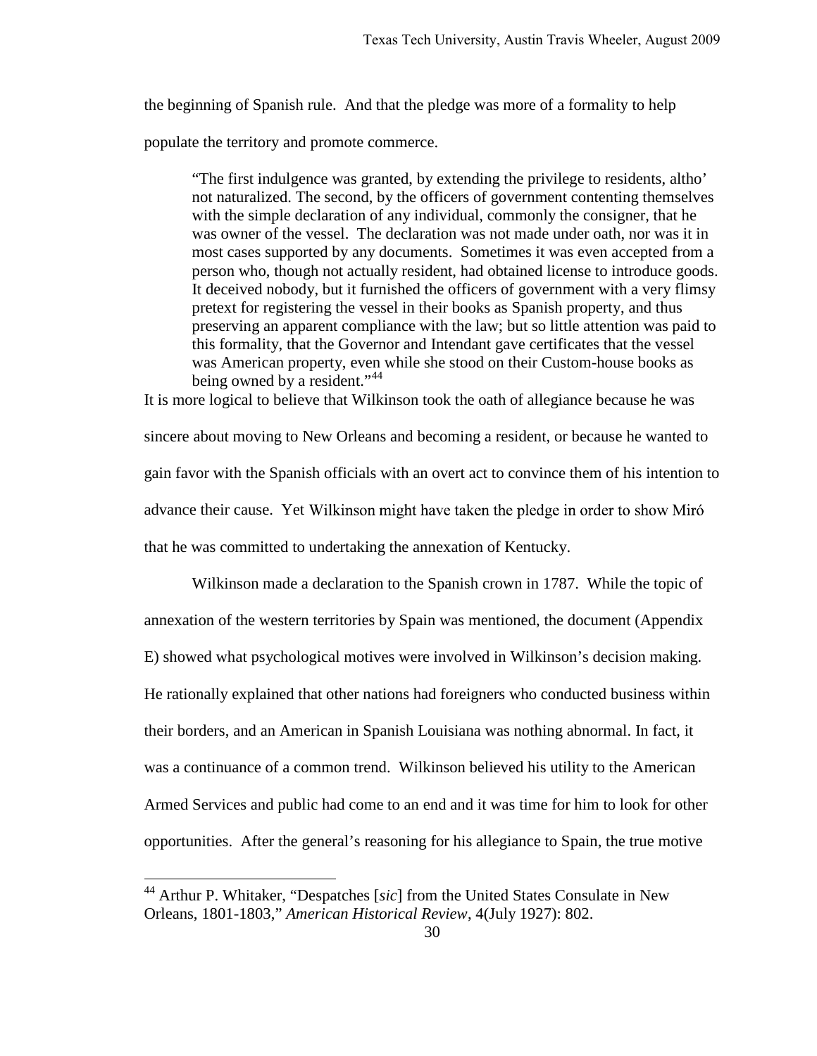the beginning of Spanish rule. And that the pledge was more of a formality to help populate the territory and promote commerce.

> "The first indulgence was granted, by extending the privilege to residents, altho' not naturalized. The second, by the officers of government contenting themselves with the simple declaration of any individual, commonly the consigner, that he was owner of the vessel. The declaration was not made under oath, nor was it in most cases supported by any documents. Sometimes it was even accepted from a person who, though not actually resident, had obtained license to introduce goods. It deceived nobody, but it furnished the officers of government with a very flimsy pretext for registering the vessel in their books as Spanish property, and thus preserving an apparent compliance with the law; but so little attention was paid to this formality, that the Governor and Intendant gave certificates that the vessel was American property, even while she stood on their Custom-house books as being owned by a resident."[44]

It is more logical to believe that Wilkinson took the oath of allegiance because he was sincere about moving to New Orleans and becoming a resident, or because he wanted to gain favor with the Spanish officials with an overt act to convince them of his intention to advance their cause. Yet Wilkinson might have taken the pledge in order to show Miró that he was committed to undertaking the annexation of Kentucky.

Wilkinson made a declaration to the Spanish crown in 1787. While the topic of annexation of the western territories by Spain was mentioned, the document (Appendix E) showed what psychological motives were involved in Wilkinson's decision making. He rationally explained that other nations had foreigners who conducted business within their borders, and an American in Spanish Louisiana was nothing abnormal. In fact, it was a continuance of a common trend. Wilkinson believed his utility to the American Armed Services and public had come to an end and it was time for him to look for other opportunities. After the general's reasoning for his allegiance to Spain, the true motive

---

[44] Arthur P. Whitaker, "Despatches [*sic*] from the United States Consulate in New Orleans, 1801-1803," *American Historical Review*, 4(July 1927): 802.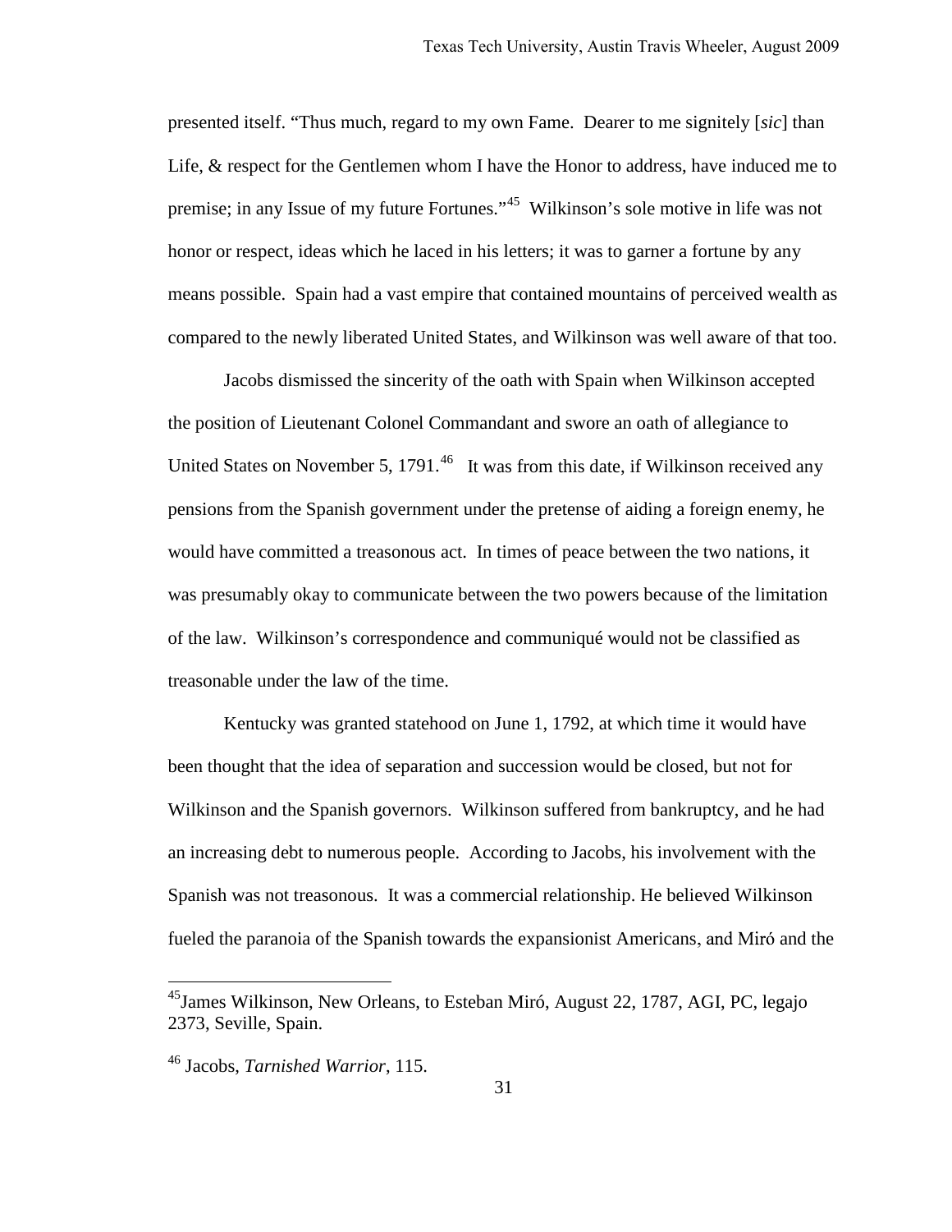presented itself. "Thus much, regard to my own Fame. Dearer to me signitely [*sic*] than Life, & respect for the Gentlemen whom I have the Honor to address, have induced me to premise; in any Issue of my future Fortunes."[45] Wilkinson's sole motive in life was not honor or respect, ideas which he laced in his letters; it was to garner a fortune by any means possible. Spain had a vast empire that contained mountains of perceived wealth as compared to the newly liberated United States, and Wilkinson was well aware of that too.

Jacobs dismissed the sincerity of the oath with Spain when Wilkinson accepted the position of Lieutenant Colonel Commandant and swore an oath of allegiance to United States on November 5, 1791.[46] It was from this date, if Wilkinson received any pensions from the Spanish government under the pretense of aiding a foreign enemy, he would have committed a treasonous act. In times of peace between the two nations, it was presumably okay to communicate between the two powers because of the limitation of the law. Wilkinson's correspondence and communiqué would not be classified as treasonable under the law of the time.

Kentucky was granted statehood on June 1, 1792, at which time it would have been thought that the idea of separation and succession would be closed, but not for Wilkinson and the Spanish governors. Wilkinson suffered from bankruptcy, and he had an increasing debt to numerous people. According to Jacobs, his involvement with the Spanish was not treasonous. It was a commercial relationship. He believed Wilkinson fueled the paranoia of the Spanish towards the expansionist Americans, and Miró and the

---

[45] James Wilkinson, New Orleans, to Esteban Miró, August 22, 1787, AGI, PC, legajo 2373, Seville, Spain.

[46] Jacobs, *Tarnished Warrior*, 115.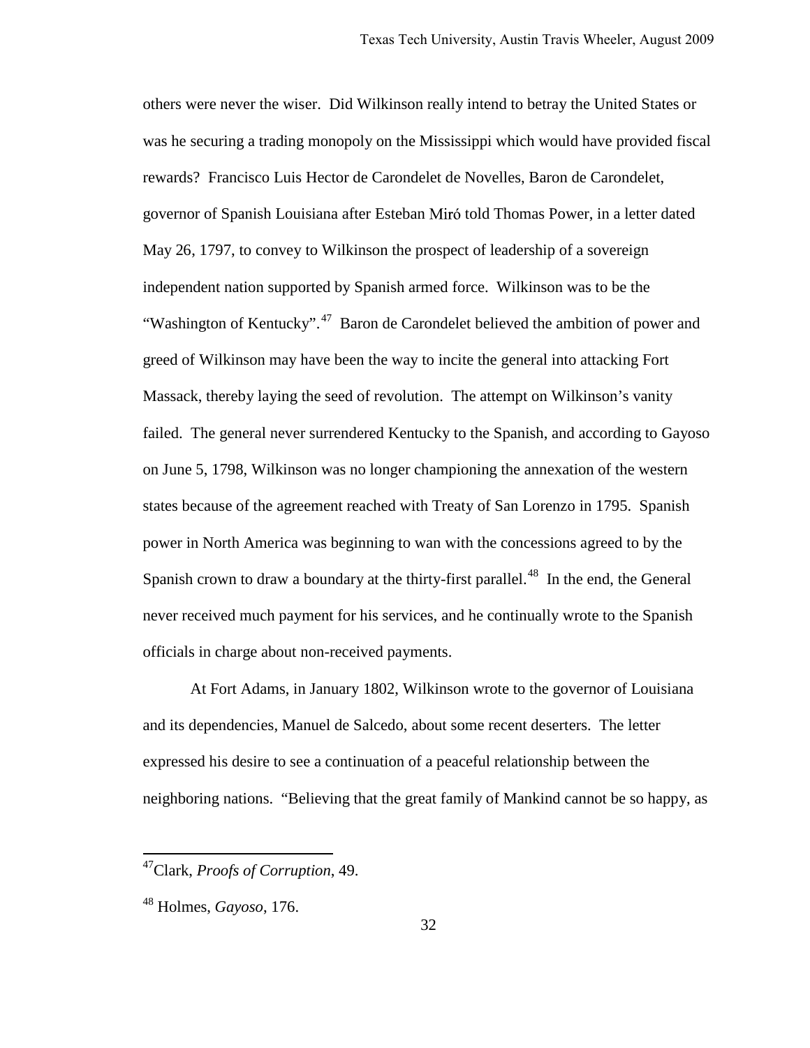others were never the wiser. Did Wilkinson really intend to betray the United States or was he securing a trading monopoly on the Mississippi which would have provided fiscal rewards? Francisco Luis Hector de Carondelet de Novelles, Baron de Carondelet, governor of Spanish Louisiana after Esteban Miró told Thomas Power, in a letter dated May 26, 1797, to convey to Wilkinson the prospect of leadership of a sovereign independent nation supported by Spanish armed force. Wilkinson was to be the "Washington of Kentucky".[47] Baron de Carondelet believed the ambition of power and greed of Wilkinson may have been the way to incite the general into attacking Fort Massack, thereby laying the seed of revolution. The attempt on Wilkinson's vanity failed. The general never surrendered Kentucky to the Spanish, and according to Gayoso on June 5, 1798, Wilkinson was no longer championing the annexation of the western states because of the agreement reached with Treaty of San Lorenzo in 1795. Spanish power in North America was beginning to wan with the concessions agreed to by the Spanish crown to draw a boundary at the thirty-first parallel.[48] In the end, the General never received much payment for his services, and he continually wrote to the Spanish officials in charge about non-received payments.

At Fort Adams, in January 1802, Wilkinson wrote to the governor of Louisiana and its dependencies, Manuel de Salcedo, about some recent deserters. The letter expressed his desire to see a continuation of a peaceful relationship between the neighboring nations. "Believing that the great family of Mankind cannot be so happy, as

---

[47] Clark, *Proofs of Corruption*, 49.

[48] Holmes, *Gayoso*, 176.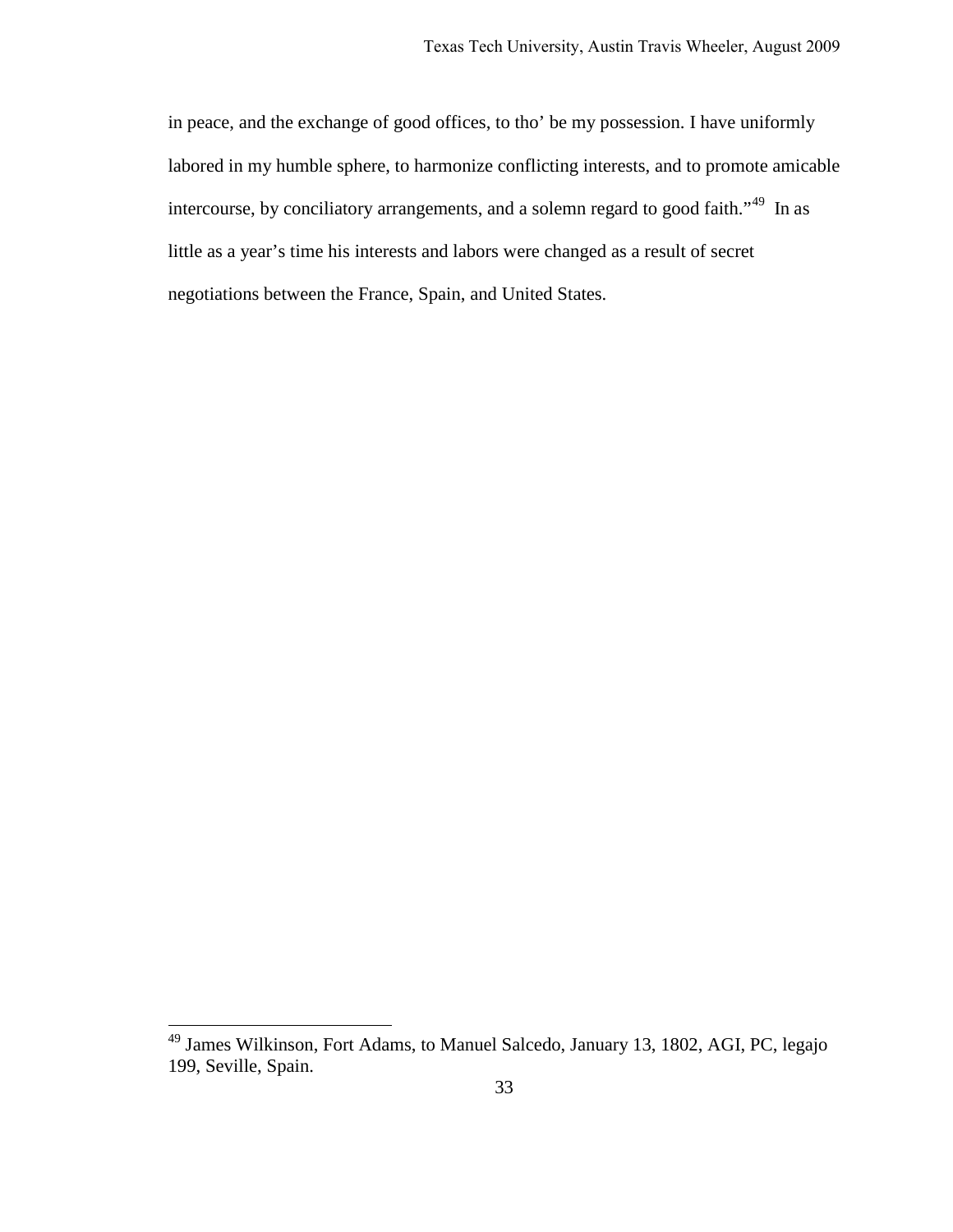in peace, and the exchange of good offices, to tho' be my possession. I have uniformly labored in my humble sphere, to harmonize conflicting interests, and to promote amicable intercourse, by conciliatory arrangements, and a solemn regard to good faith."[49] In as little as a year's time his interests and labors were changed as a result of secret negotiations between the France, Spain, and United States.

---

[49] James Wilkinson, Fort Adams, to Manuel Salcedo, January 13, 1802, AGI, PC, legajo 199, Seville, Spain.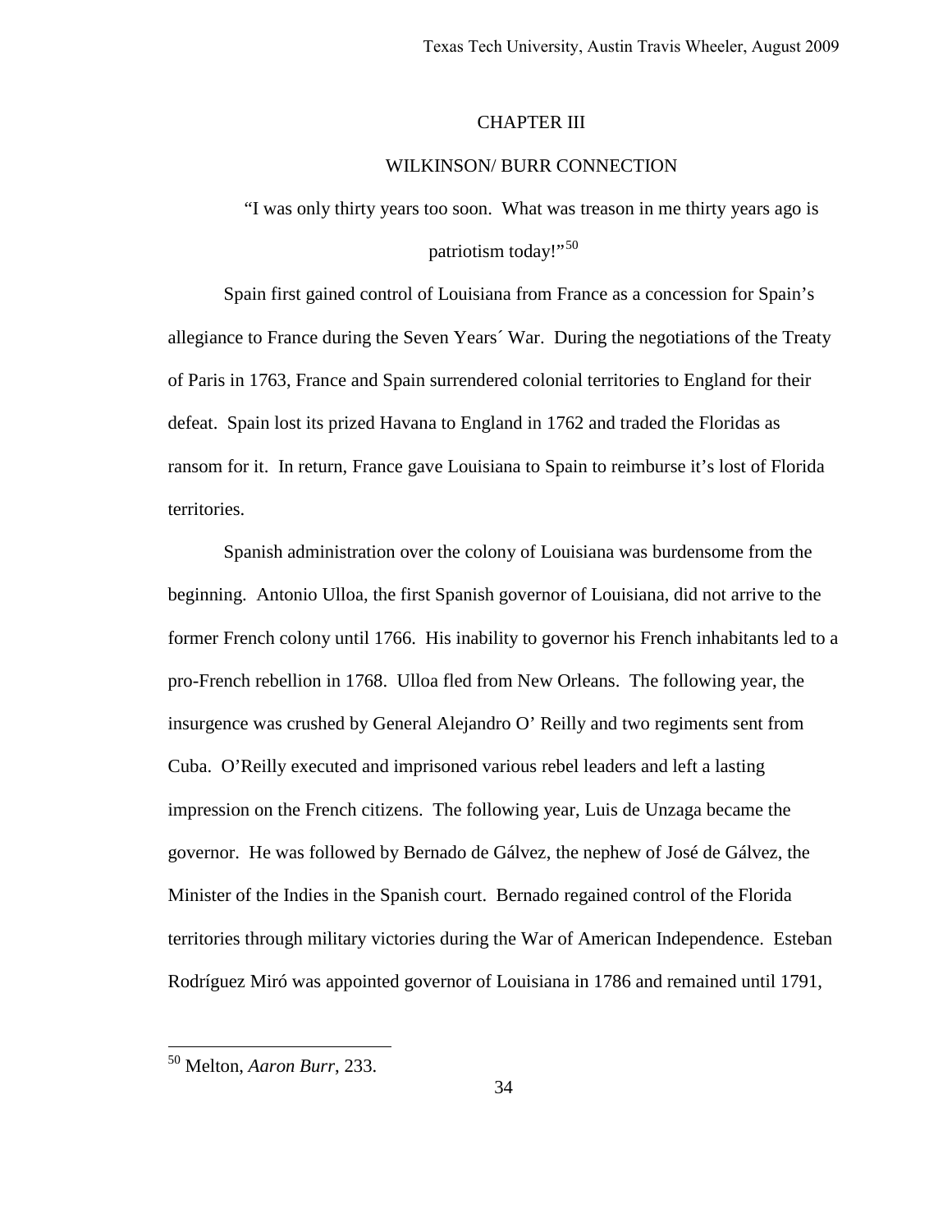# CHAPTER III

## WILKINSON/ BURR CONNECTION

"I was only thirty years too soon. What was treason in me thirty years ago is patriotism today!"[50]

Spain first gained control of Louisiana from France as a concession for Spain's allegiance to France during the Seven Years´ War. During the negotiations of the Treaty of Paris in 1763, France and Spain surrendered colonial territories to England for their defeat. Spain lost its prized Havana to England in 1762 and traded the Floridas as ransom for it. In return, France gave Louisiana to Spain to reimburse it's lost of Florida territories.

Spanish administration over the colony of Louisiana was burdensome from the beginning. Antonio Ulloa, the first Spanish governor of Louisiana, did not arrive to the former French colony until 1766. His inability to governor his French inhabitants led to a pro-French rebellion in 1768. Ulloa fled from New Orleans. The following year, the insurgence was crushed by General Alejandro O' Reilly and two regiments sent from Cuba. O'Reilly executed and imprisoned various rebel leaders and left a lasting impression on the French citizens. The following year, Luis de Unzaga became the governor. He was followed by Bernado de Gálvez, the nephew of José de Gálvez, the Minister of the Indies in the Spanish court. Bernado regained control of the Florida territories through military victories during the War of American Independence. Esteban Rodríguez Miró was appointed governor of Louisiana in 1786 and remained until 1791,

---

[50] Melton, *Aaron Burr*, 233.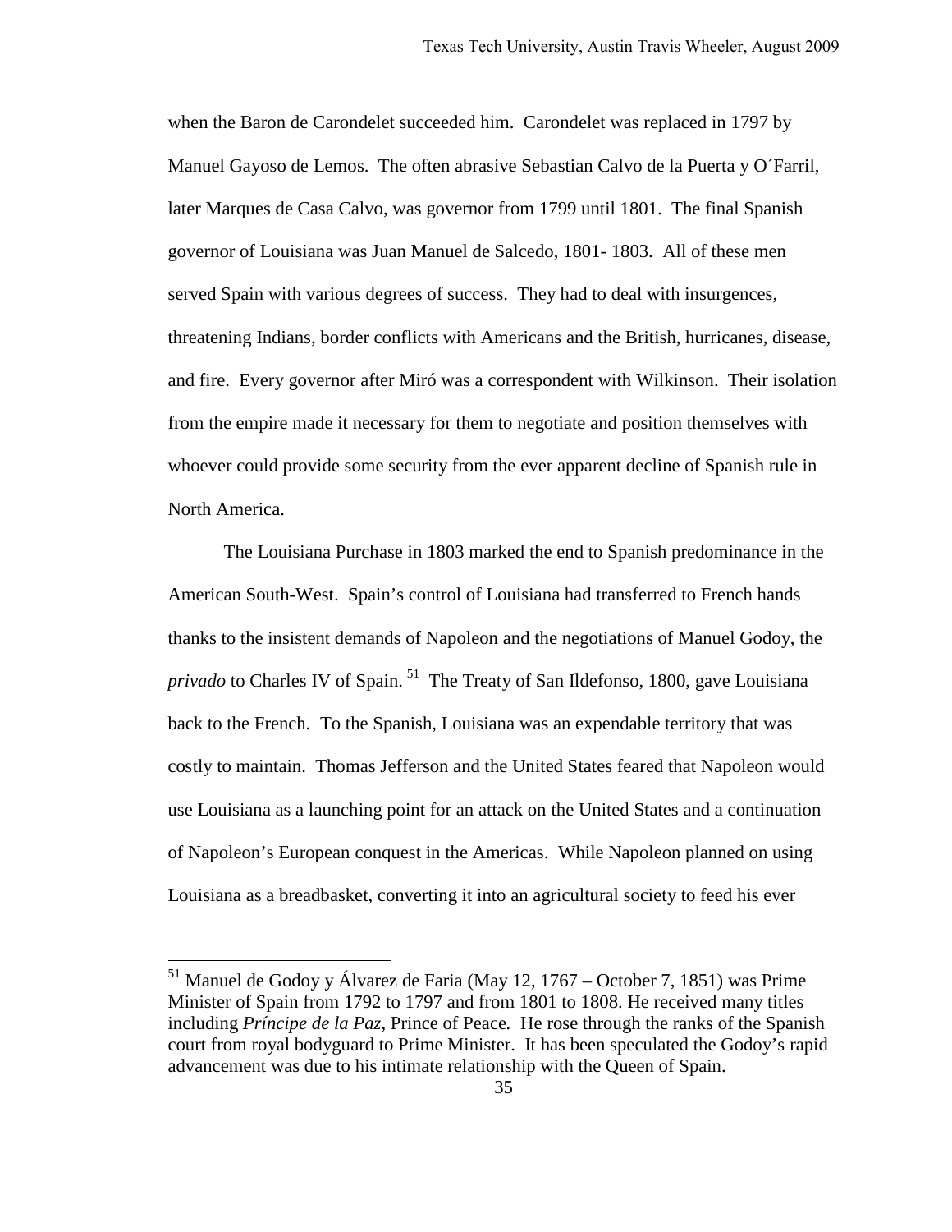when the Baron de Carondelet succeeded him. Carondelet was replaced in 1797 by Manuel Gayoso de Lemos. The often abrasive Sebastian Calvo de la Puerta y O´Farril, later Marques de Casa Calvo, was governor from 1799 until 1801. The final Spanish governor of Louisiana was Juan Manuel de Salcedo, 1801- 1803. All of these men served Spain with various degrees of success. They had to deal with insurgences, threatening Indians, border conflicts with Americans and the British, hurricanes, disease, and fire. Every governor after Miró was a correspondent with Wilkinson. Their isolation from the empire made it necessary for them to negotiate and position themselves with whoever could provide some security from the ever apparent decline of Spanish rule in North America.

The Louisiana Purchase in 1803 marked the end to Spanish predominance in the American South-West. Spain's control of Louisiana had transferred to French hands thanks to the insistent demands of Napoleon and the negotiations of Manuel Godoy, the *privado* to Charles IV of Spain. [51] The Treaty of San Ildefonso, 1800, gave Louisiana back to the French. To the Spanish, Louisiana was an expendable territory that was costly to maintain. Thomas Jefferson and the United States feared that Napoleon would use Louisiana as a launching point for an attack on the United States and a continuation of Napoleon's European conquest in the Americas. While Napoleon planned on using Louisiana as a breadbasket, converting it into an agricultural society to feed his ever

---

[51] Manuel de Godoy y Álvarez de Faria (May 12, 1767 – October 7, 1851) was Prime Minister of Spain from 1792 to 1797 and from 1801 to 1808. He received many titles including *Príncipe de la Paz*, Prince of Peace. He rose through the ranks of the Spanish court from royal bodyguard to Prime Minister. It has been speculated the Godoy's rapid advancement was due to his intimate relationship with the Queen of Spain.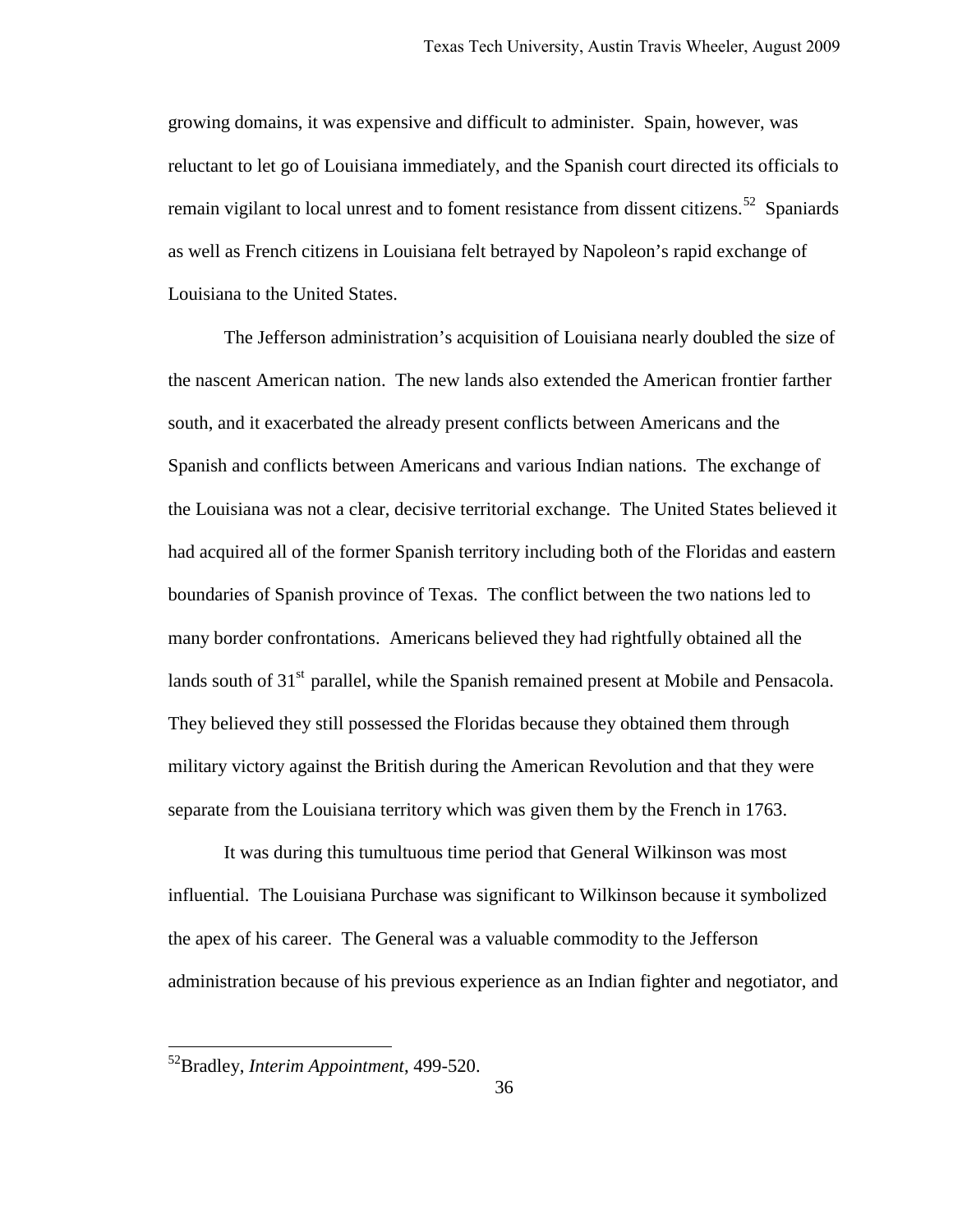growing domains, it was expensive and difficult to administer. Spain, however, was reluctant to let go of Louisiana immediately, and the Spanish court directed its officials to remain vigilant to local unrest and to foment resistance from dissent citizens.[52] Spaniards as well as French citizens in Louisiana felt betrayed by Napoleon's rapid exchange of Louisiana to the United States.

The Jefferson administration's acquisition of Louisiana nearly doubled the size of the nascent American nation. The new lands also extended the American frontier farther south, and it exacerbated the already present conflicts between Americans and the Spanish and conflicts between Americans and various Indian nations. The exchange of the Louisiana was not a clear, decisive territorial exchange. The United States believed it had acquired all of the former Spanish territory including both of the Floridas and eastern boundaries of Spanish province of Texas. The conflict between the two nations led to many border confrontations. Americans believed they had rightfully obtained all the lands south of 31st parallel, while the Spanish remained present at Mobile and Pensacola. They believed they still possessed the Floridas because they obtained them through military victory against the British during the American Revolution and that they were separate from the Louisiana territory which was given them by the French in 1763.

It was during this tumultuous time period that General Wilkinson was most influential. The Louisiana Purchase was significant to Wilkinson because it symbolized the apex of his career. The General was a valuable commodity to the Jefferson administration because of his previous experience as an Indian fighter and negotiator, and

---

[52] Bradley, *Interim Appointment*, 499-520.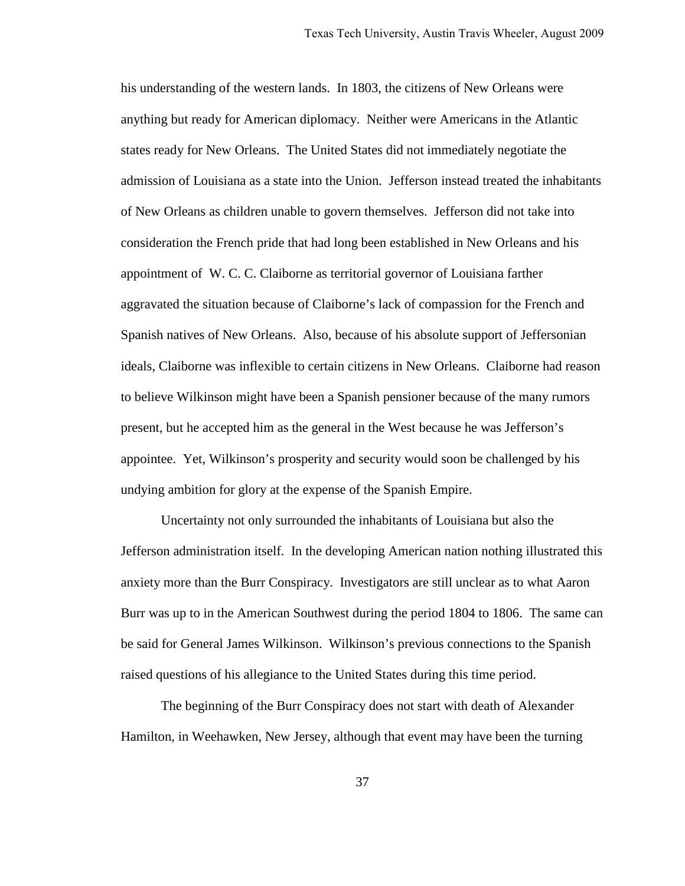his understanding of the western lands. In 1803, the citizens of New Orleans were anything but ready for American diplomacy. Neither were Americans in the Atlantic states ready for New Orleans. The United States did not immediately negotiate the admission of Louisiana as a state into the Union. Jefferson instead treated the inhabitants of New Orleans as children unable to govern themselves. Jefferson did not take into consideration the French pride that had long been established in New Orleans and his appointment of W. C. C. Claiborne as territorial governor of Louisiana farther aggravated the situation because of Claiborne's lack of compassion for the French and Spanish natives of New Orleans. Also, because of his absolute support of Jeffersonian ideals, Claiborne was inflexible to certain citizens in New Orleans. Claiborne had reason to believe Wilkinson might have been a Spanish pensioner because of the many rumors present, but he accepted him as the general in the West because he was Jefferson's appointee. Yet, Wilkinson's prosperity and security would soon be challenged by his undying ambition for glory at the expense of the Spanish Empire.

Uncertainty not only surrounded the inhabitants of Louisiana but also the Jefferson administration itself. In the developing American nation nothing illustrated this anxiety more than the Burr Conspiracy. Investigators are still unclear as to what Aaron Burr was up to in the American Southwest during the period 1804 to 1806. The same can be said for General James Wilkinson. Wilkinson's previous connections to the Spanish raised questions of his allegiance to the United States during this time period.

The beginning of the Burr Conspiracy does not start with death of Alexander Hamilton, in Weehawken, New Jersey, although that event may have been the turning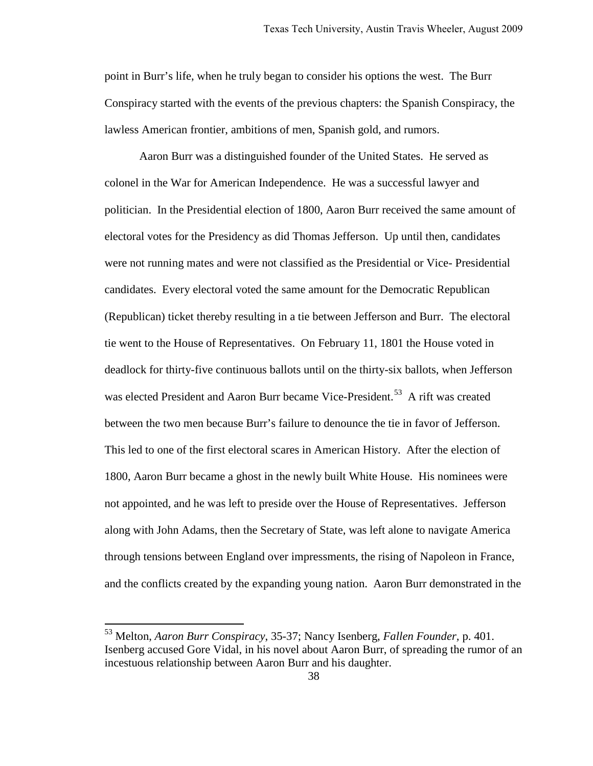point in Burr's life, when he truly began to consider his options the west. The Burr Conspiracy started with the events of the previous chapters: the Spanish Conspiracy, the lawless American frontier, ambitions of men, Spanish gold, and rumors.

Aaron Burr was a distinguished founder of the United States. He served as colonel in the War for American Independence. He was a successful lawyer and politician. In the Presidential election of 1800, Aaron Burr received the same amount of electoral votes for the Presidency as did Thomas Jefferson. Up until then, candidates were not running mates and were not classified as the Presidential or Vice- Presidential candidates. Every electoral voted the same amount for the Democratic Republican (Republican) ticket thereby resulting in a tie between Jefferson and Burr. The electoral tie went to the House of Representatives. On February 11, 1801 the House voted in deadlock for thirty-five continuous ballots until on the thirty-six ballots, when Jefferson was elected President and Aaron Burr became Vice-President.[53] A rift was created between the two men because Burr's failure to denounce the tie in favor of Jefferson. This led to one of the first electoral scares in American History. After the election of 1800, Aaron Burr became a ghost in the newly built White House. His nominees were not appointed, and he was left to preside over the House of Representatives. Jefferson along with John Adams, then the Secretary of State, was left alone to navigate America through tensions between England over impressments, the rising of Napoleon in France, and the conflicts created by the expanding young nation. Aaron Burr demonstrated in the

---

[53] Melton, *Aaron Burr Conspiracy*, 35-37; Nancy Isenberg, *Fallen Founder,* p. 401. Isenberg accused Gore Vidal, in his novel about Aaron Burr, of spreading the rumor of an incestuous relationship between Aaron Burr and his daughter.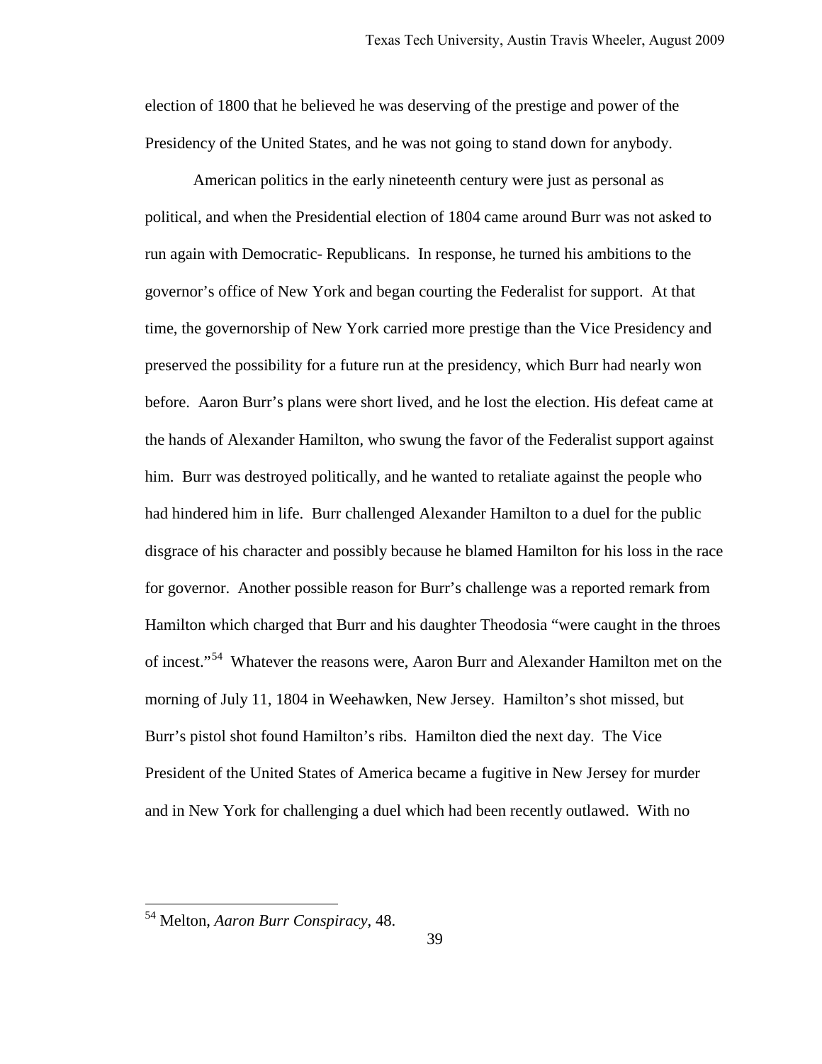election of 1800 that he believed he was deserving of the prestige and power of the Presidency of the United States, and he was not going to stand down for anybody.

American politics in the early nineteenth century were just as personal as political, and when the Presidential election of 1804 came around Burr was not asked to run again with Democratic- Republicans. In response, he turned his ambitions to the governor's office of New York and began courting the Federalist for support. At that time, the governorship of New York carried more prestige than the Vice Presidency and preserved the possibility for a future run at the presidency, which Burr had nearly won before. Aaron Burr's plans were short lived, and he lost the election. His defeat came at the hands of Alexander Hamilton, who swung the favor of the Federalist support against him. Burr was destroyed politically, and he wanted to retaliate against the people who had hindered him in life. Burr challenged Alexander Hamilton to a duel for the public disgrace of his character and possibly because he blamed Hamilton for his loss in the race for governor. Another possible reason for Burr's challenge was a reported remark from Hamilton which charged that Burr and his daughter Theodosia "were caught in the throes of incest."[54] Whatever the reasons were, Aaron Burr and Alexander Hamilton met on the morning of July 11, 1804 in Weehawken, New Jersey. Hamilton's shot missed, but Burr's pistol shot found Hamilton's ribs. Hamilton died the next day. The Vice President of the United States of America became a fugitive in New Jersey for murder and in New York for challenging a duel which had been recently outlawed. With no

---

[54] Melton, *Aaron Burr Conspiracy*, 48.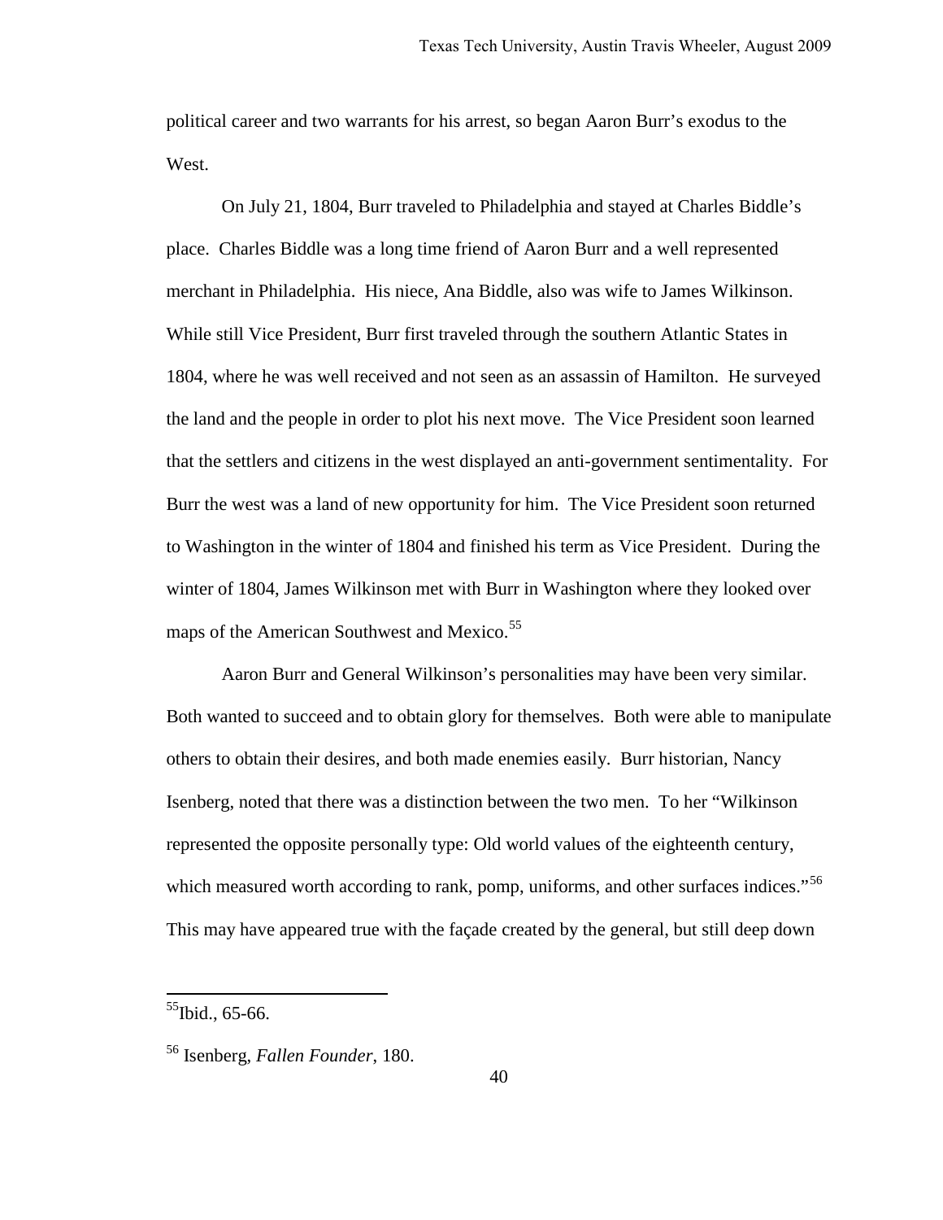political career and two warrants for his arrest, so began Aaron Burr's exodus to the West.

On July 21, 1804, Burr traveled to Philadelphia and stayed at Charles Biddle's place. Charles Biddle was a long time friend of Aaron Burr and a well represented merchant in Philadelphia. His niece, Ana Biddle, also was wife to James Wilkinson. While still Vice President, Burr first traveled through the southern Atlantic States in 1804, where he was well received and not seen as an assassin of Hamilton. He surveyed the land and the people in order to plot his next move. The Vice President soon learned that the settlers and citizens in the west displayed an anti-government sentimentality. For Burr the west was a land of new opportunity for him. The Vice President soon returned to Washington in the winter of 1804 and finished his term as Vice President. During the winter of 1804, James Wilkinson met with Burr in Washington where they looked over maps of the American Southwest and Mexico.[55]

Aaron Burr and General Wilkinson's personalities may have been very similar. Both wanted to succeed and to obtain glory for themselves. Both were able to manipulate others to obtain their desires, and both made enemies easily. Burr historian, Nancy Isenberg, noted that there was a distinction between the two men. To her "Wilkinson represented the opposite personally type: Old world values of the eighteenth century, which measured worth according to rank, pomp, uniforms, and other surfaces indices."[56] This may have appeared true with the façade created by the general, but still deep down

---

[55]Ibid., 65-66.

[56] Isenberg, *Fallen Founder*, 180.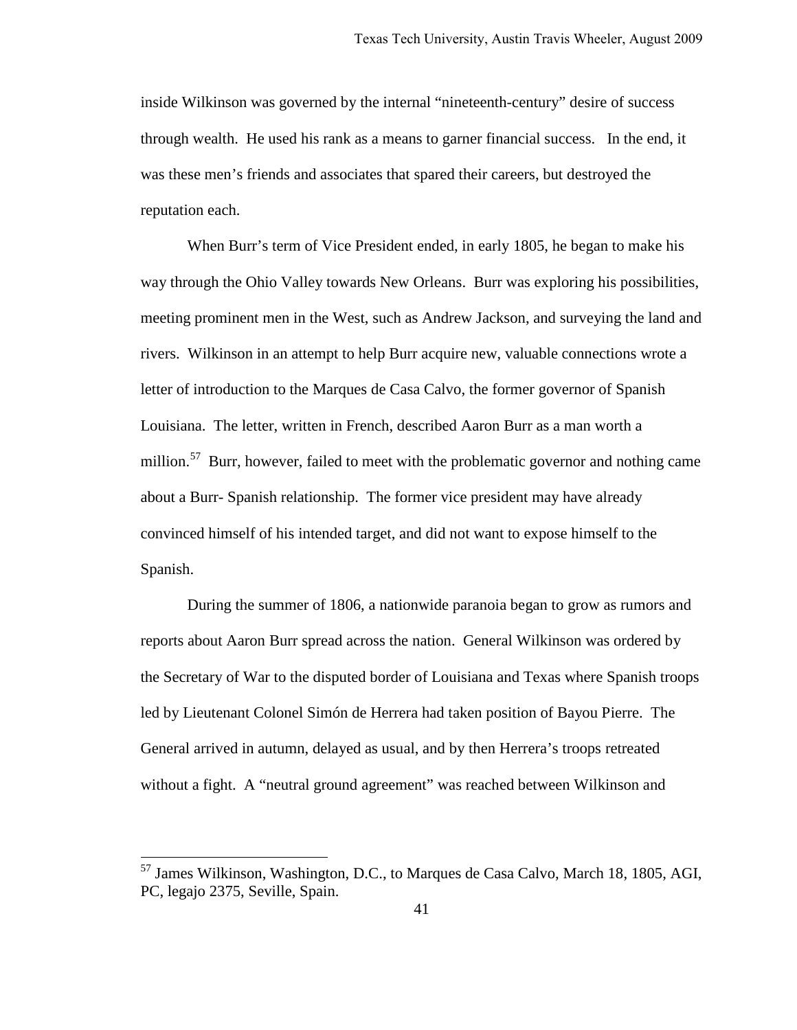inside Wilkinson was governed by the internal “nineteenth-century” desire of success through wealth. He used his rank as a means to garner financial success. In the end, it was these men’s friends and associates that spared their careers, but destroyed the reputation each.

When Burr’s term of Vice President ended, in early 1805, he began to make his way through the Ohio Valley towards New Orleans. Burr was exploring his possibilities, meeting prominent men in the West, such as Andrew Jackson, and surveying the land and rivers. Wilkinson in an attempt to help Burr acquire new, valuable connections wrote a letter of introduction to the Marques de Casa Calvo, the former governor of Spanish Louisiana. The letter, written in French, described Aaron Burr as a man worth a million.[57] Burr, however, failed to meet with the problematic governor and nothing came about a Burr- Spanish relationship. The former vice president may have already convinced himself of his intended target, and did not want to expose himself to the Spanish.

During the summer of 1806, a nationwide paranoia began to grow as rumors and reports about Aaron Burr spread across the nation. General Wilkinson was ordered by the Secretary of War to the disputed border of Louisiana and Texas where Spanish troops led by Lieutenant Colonel Simón de Herrera had taken position of Bayou Pierre. The General arrived in autumn, delayed as usual, and by then Herrera’s troops retreated without a fight. A “neutral ground agreement” was reached between Wilkinson and

---

[57] James Wilkinson, Washington, D.C., to Marques de Casa Calvo, March 18, 1805, AGI, PC, legajo 2375, Seville, Spain.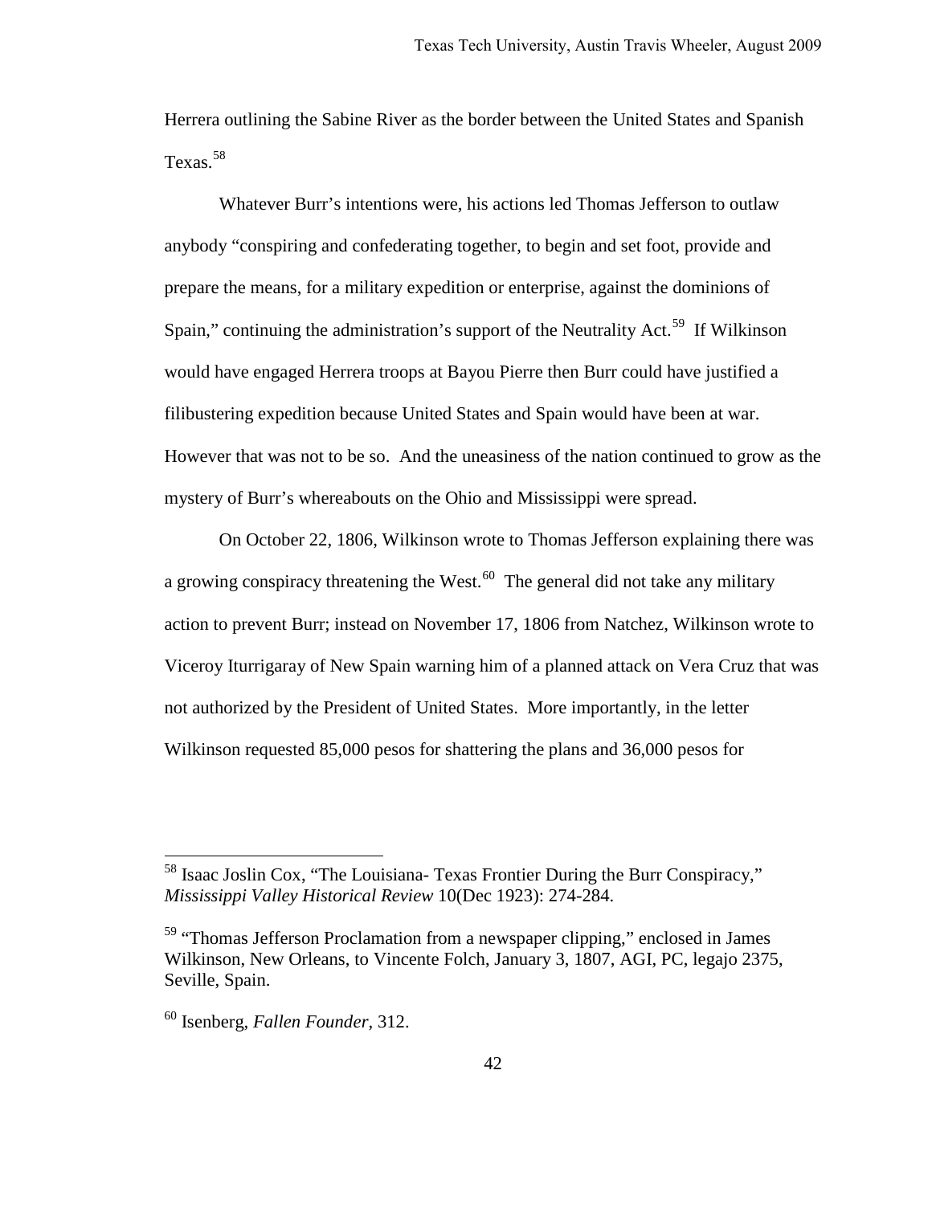Herrera outlining the Sabine River as the border between the United States and Spanish Texas.[58]

Whatever Burr's intentions were, his actions led Thomas Jefferson to outlaw anybody "conspiring and confederating together, to begin and set foot, provide and prepare the means, for a military expedition or enterprise, against the dominions of Spain," continuing the administration's support of the Neutrality Act.[59] If Wilkinson would have engaged Herrera troops at Bayou Pierre then Burr could have justified a filibustering expedition because United States and Spain would have been at war. However that was not to be so. And the uneasiness of the nation continued to grow as the mystery of Burr's whereabouts on the Ohio and Mississippi were spread.

On October 22, 1806, Wilkinson wrote to Thomas Jefferson explaining there was a growing conspiracy threatening the West.[60] The general did not take any military action to prevent Burr; instead on November 17, 1806 from Natchez, Wilkinson wrote to Viceroy Iturrigaray of New Spain warning him of a planned attack on Vera Cruz that was not authorized by the President of United States. More importantly, in the letter Wilkinson requested 85,000 pesos for shattering the plans and 36,000 pesos for

---

[58] Isaac Joslin Cox, "The Louisiana- Texas Frontier During the Burr Conspiracy," *Mississippi Valley Historical Review* 10(Dec 1923): 274-284.

[59] "Thomas Jefferson Proclamation from a newspaper clipping," enclosed in James Wilkinson, New Orleans, to Vincente Folch, January 3, 1807, AGI, PC, legajo 2375, Seville, Spain.

[60] Isenberg, *Fallen Founder*, 312.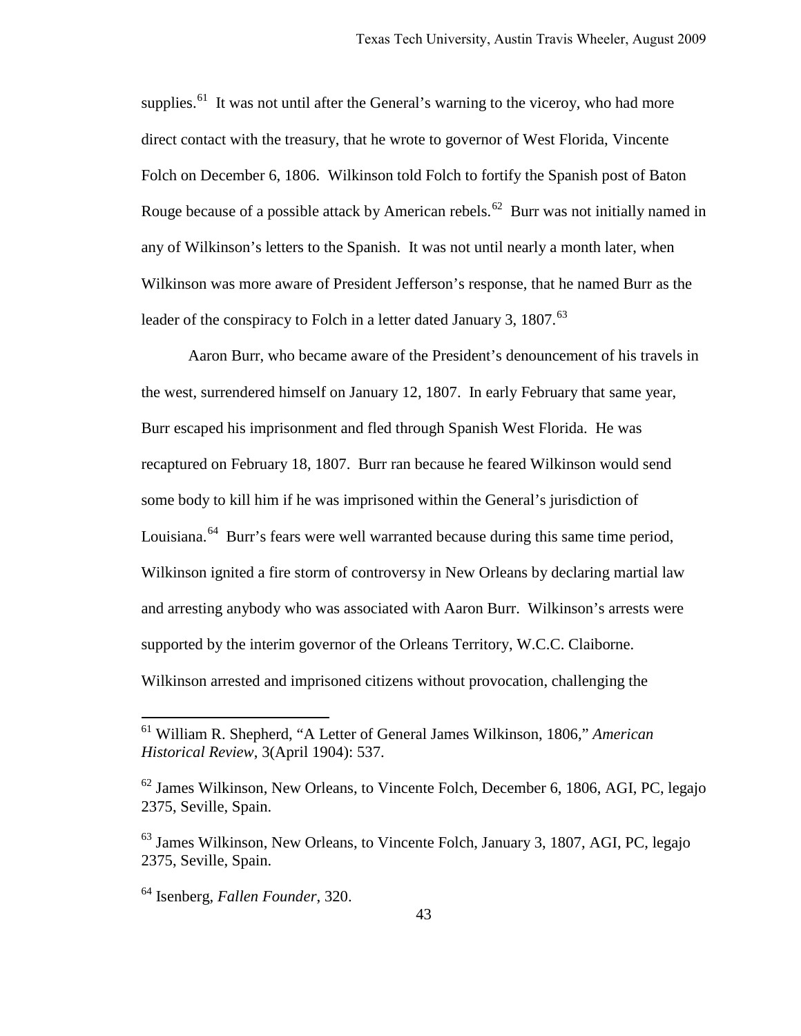supplies.[61] It was not until after the General's warning to the viceroy, who had more direct contact with the treasury, that he wrote to governor of West Florida, Vincente Folch on December 6, 1806. Wilkinson told Folch to fortify the Spanish post of Baton Rouge because of a possible attack by American rebels.[62] Burr was not initially named in any of Wilkinson's letters to the Spanish. It was not until nearly a month later, when Wilkinson was more aware of President Jefferson's response, that he named Burr as the leader of the conspiracy to Folch in a letter dated January 3, 1807.[63]

Aaron Burr, who became aware of the President's denouncement of his travels in the west, surrendered himself on January 12, 1807. In early February that same year, Burr escaped his imprisonment and fled through Spanish West Florida. He was recaptured on February 18, 1807. Burr ran because he feared Wilkinson would send some body to kill him if he was imprisoned within the General's jurisdiction of Louisiana.[64] Burr's fears were well warranted because during this same time period, Wilkinson ignited a fire storm of controversy in New Orleans by declaring martial law and arresting anybody who was associated with Aaron Burr. Wilkinson's arrests were supported by the interim governor of the Orleans Territory, W.C.C. Claiborne. Wilkinson arrested and imprisoned citizens without provocation, challenging the

---

[61] William R. Shepherd, "A Letter of General James Wilkinson, 1806," *American Historical Review*, 3(April 1904): 537.

[62] James Wilkinson, New Orleans, to Vincente Folch, December 6, 1806, AGI, PC, legajo 2375, Seville, Spain.

[63] James Wilkinson, New Orleans, to Vincente Folch, January 3, 1807, AGI, PC, legajo 2375, Seville, Spain.

[64] Isenberg, *Fallen Founder*, 320.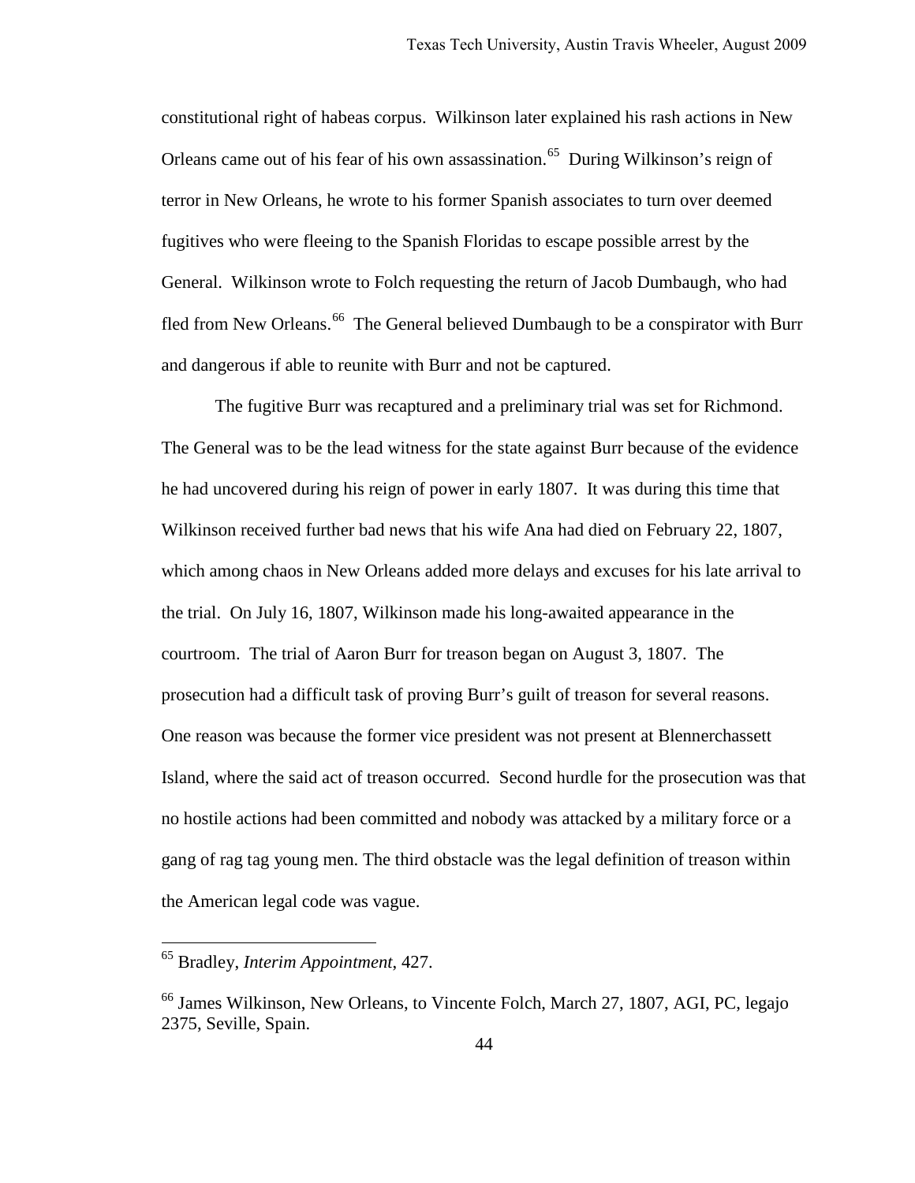constitutional right of habeas corpus. Wilkinson later explained his rash actions in New Orleans came out of his fear of his own assassination.[65] During Wilkinson's reign of terror in New Orleans, he wrote to his former Spanish associates to turn over deemed fugitives who were fleeing to the Spanish Floridas to escape possible arrest by the General. Wilkinson wrote to Folch requesting the return of Jacob Dumbaugh, who had fled from New Orleans.[66] The General believed Dumbaugh to be a conspirator with Burr and dangerous if able to reunite with Burr and not be captured.

The fugitive Burr was recaptured and a preliminary trial was set for Richmond. The General was to be the lead witness for the state against Burr because of the evidence he had uncovered during his reign of power in early 1807. It was during this time that Wilkinson received further bad news that his wife Ana had died on February 22, 1807, which among chaos in New Orleans added more delays and excuses for his late arrival to the trial. On July 16, 1807, Wilkinson made his long-awaited appearance in the courtroom. The trial of Aaron Burr for treason began on August 3, 1807. The prosecution had a difficult task of proving Burr's guilt of treason for several reasons. One reason was because the former vice president was not present at Blennerchassett Island, where the said act of treason occurred. Second hurdle for the prosecution was that no hostile actions had been committed and nobody was attacked by a military force or a gang of rag tag young men. The third obstacle was the legal definition of treason within the American legal code was vague.

---

[65] Bradley, *Interim Appointment*, 427.

[66] James Wilkinson, New Orleans, to Vincente Folch, March 27, 1807, AGI, PC, legajo 2375, Seville, Spain.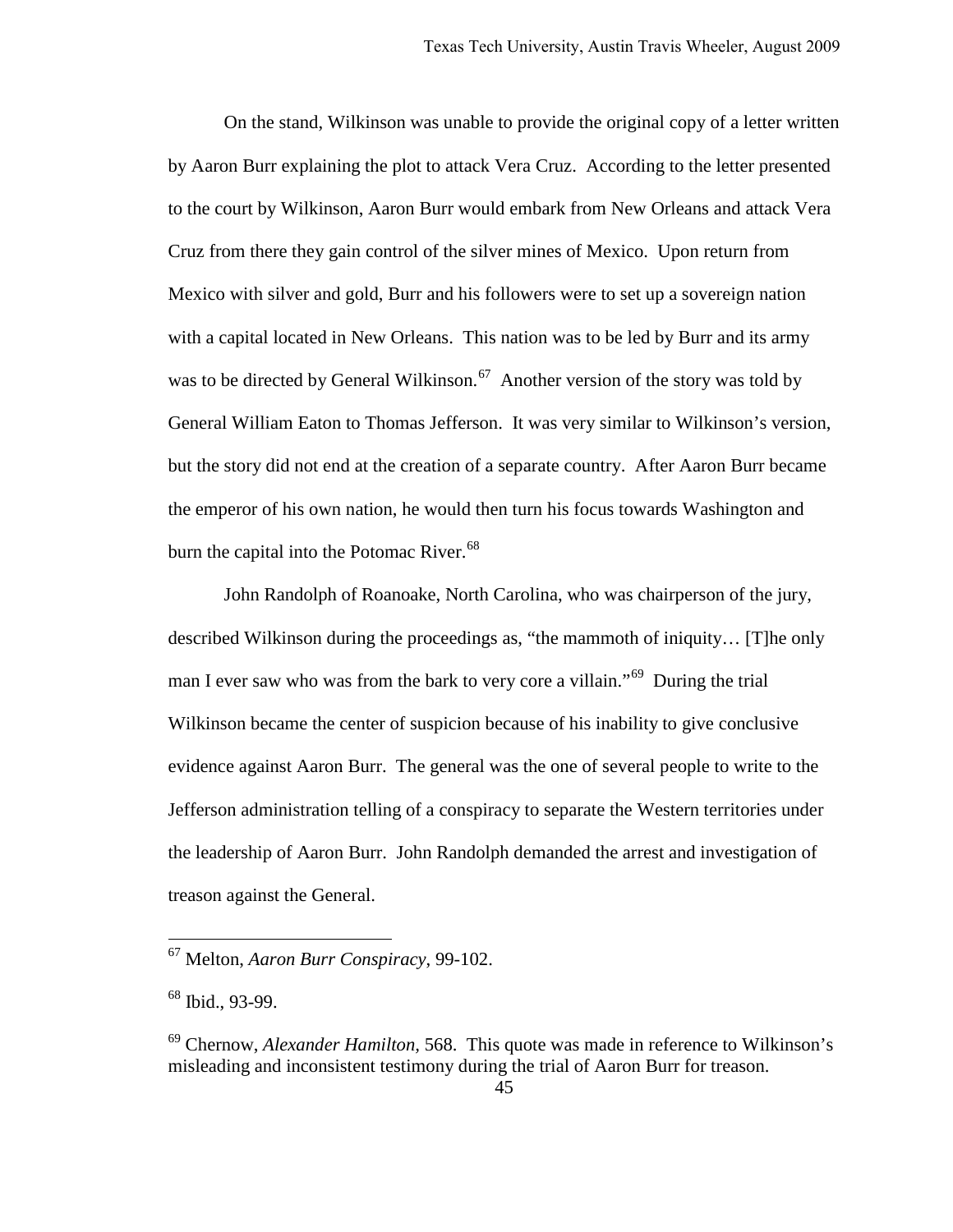On the stand, Wilkinson was unable to provide the original copy of a letter written by Aaron Burr explaining the plot to attack Vera Cruz. According to the letter presented to the court by Wilkinson, Aaron Burr would embark from New Orleans and attack Vera Cruz from there they gain control of the silver mines of Mexico. Upon return from Mexico with silver and gold, Burr and his followers were to set up a sovereign nation with a capital located in New Orleans. This nation was to be led by Burr and its army was to be directed by General Wilkinson.[67] Another version of the story was told by General William Eaton to Thomas Jefferson. It was very similar to Wilkinson's version, but the story did not end at the creation of a separate country. After Aaron Burr became the emperor of his own nation, he would then turn his focus towards Washington and burn the capital into the Potomac River.[68]

John Randolph of Roanoake, North Carolina, who was chairperson of the jury, described Wilkinson during the proceedings as, "the mammoth of iniquity… [T]he only man I ever saw who was from the bark to very core a villain."[69] During the trial Wilkinson became the center of suspicion because of his inability to give conclusive evidence against Aaron Burr. The general was the one of several people to write to the Jefferson administration telling of a conspiracy to separate the Western territories under the leadership of Aaron Burr. John Randolph demanded the arrest and investigation of treason against the General.

---

[67] Melton, *Aaron Burr Conspiracy*, 99-102.

[68] Ibid., 93-99.

[69] Chernow, *Alexander Hamilton*, 568. This quote was made in reference to Wilkinson's misleading and inconsistent testimony during the trial of Aaron Burr for treason.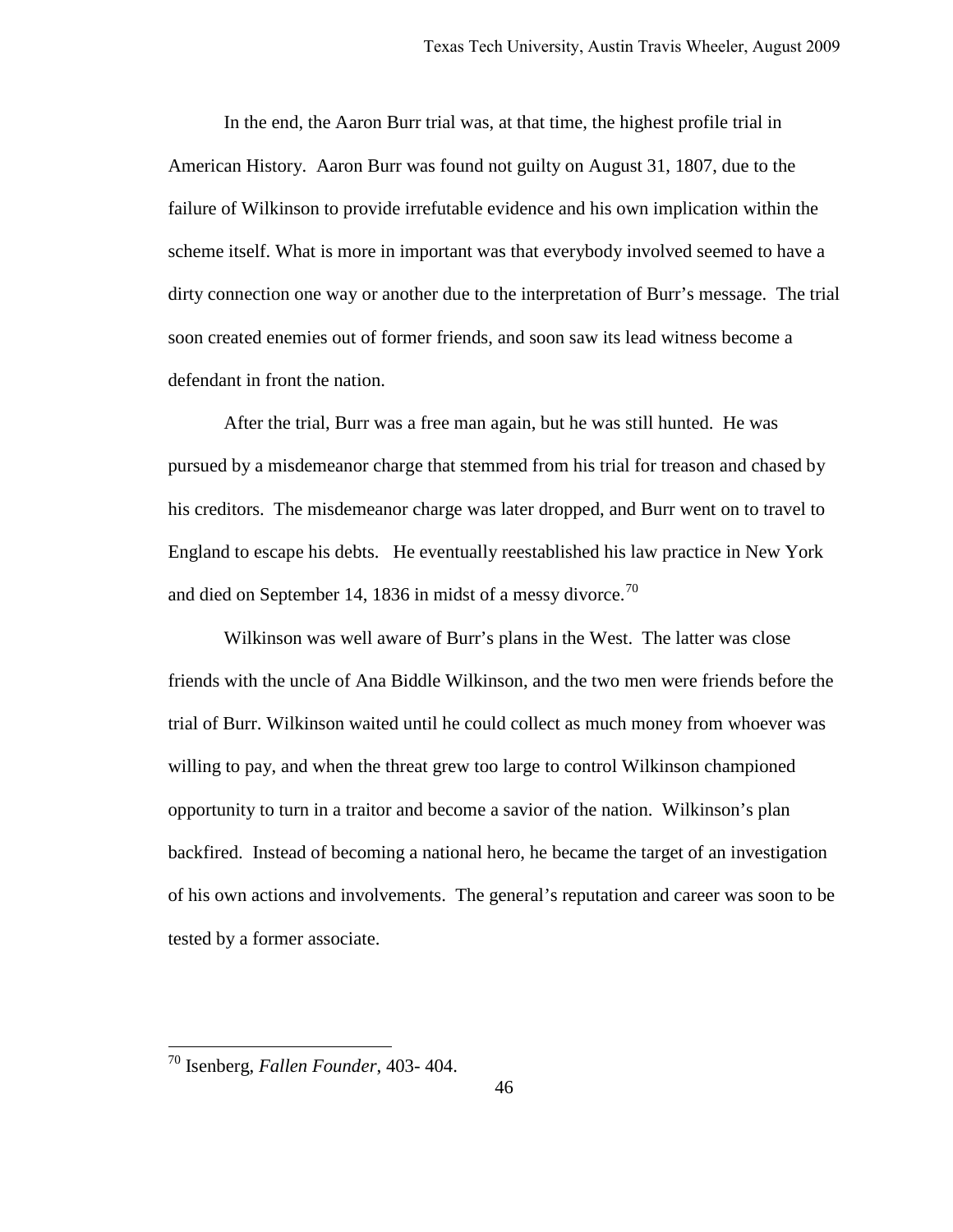In the end, the Aaron Burr trial was, at that time, the highest profile trial in American History. Aaron Burr was found not guilty on August 31, 1807, due to the failure of Wilkinson to provide irrefutable evidence and his own implication within the scheme itself. What is more in important was that everybody involved seemed to have a dirty connection one way or another due to the interpretation of Burr's message. The trial soon created enemies out of former friends, and soon saw its lead witness become a defendant in front the nation.

After the trial, Burr was a free man again, but he was still hunted. He was pursued by a misdemeanor charge that stemmed from his trial for treason and chased by his creditors. The misdemeanor charge was later dropped, and Burr went on to travel to England to escape his debts. He eventually reestablished his law practice in New York and died on September 14, 1836 in midst of a messy divorce.[70]

Wilkinson was well aware of Burr's plans in the West. The latter was close friends with the uncle of Ana Biddle Wilkinson, and the two men were friends before the trial of Burr. Wilkinson waited until he could collect as much money from whoever was willing to pay, and when the threat grew too large to control Wilkinson championed opportunity to turn in a traitor and become a savior of the nation. Wilkinson's plan backfired. Instead of becoming a national hero, he became the target of an investigation of his own actions and involvements. The general's reputation and career was soon to be tested by a former associate.

---

[70] Isenberg, *Fallen Founder*, 403- 404.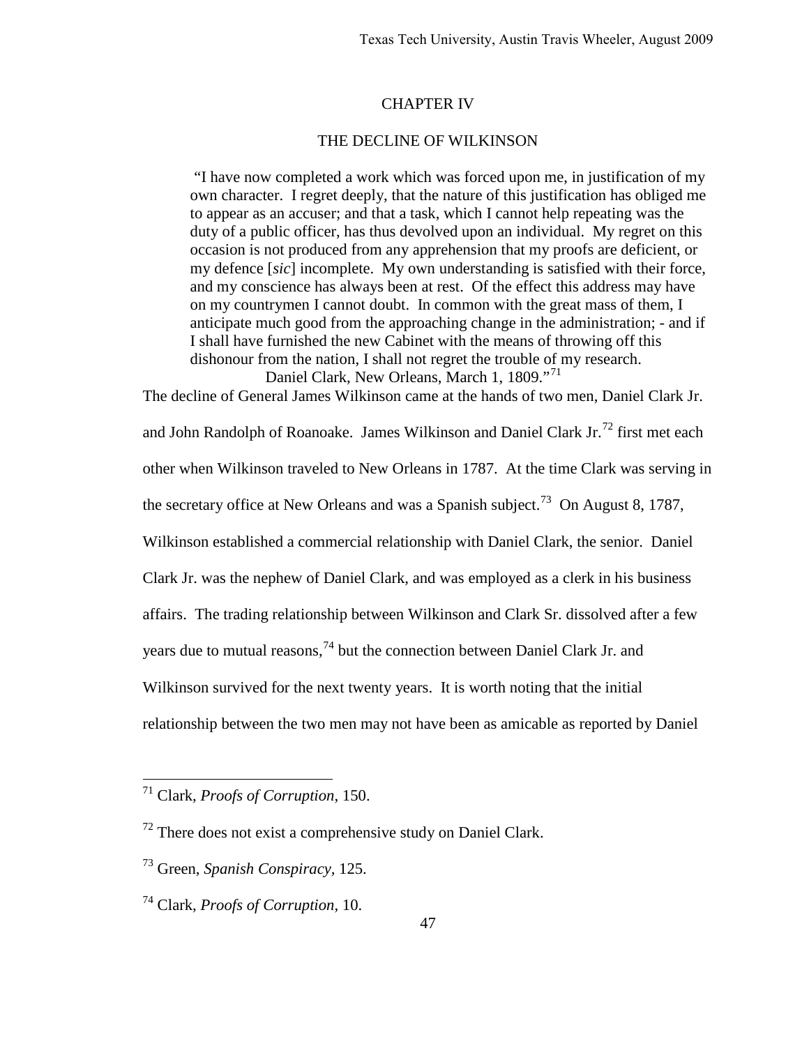# CHAPTER IV

## THE DECLINE OF WILKINSON

> "I have now completed a work which was forced upon me, in justification of my own character. I regret deeply, that the nature of this justification has obliged me to appear as an accuser; and that a task, which I cannot help repeating was the duty of a public officer, has thus devolved upon an individual. My regret on this occasion is not produced from any apprehension that my proofs are deficient, or my defence [*sic*] incomplete. My own understanding is satisfied with their force, and my conscience has always been at rest. Of the effect this address may have on my countrymen I cannot doubt. In common with the great mass of them, I anticipate much good from the approaching change in the administration; - and if I shall have furnished the new Cabinet with the means of throwing off this dishonour from the nation, I shall not regret the trouble of my research.
> Daniel Clark, New Orleans, March 1, 1809."[71]

The decline of General James Wilkinson came at the hands of two men, Daniel Clark Jr. and John Randolph of Roanoake. James Wilkinson and Daniel Clark Jr.[72] first met each other when Wilkinson traveled to New Orleans in 1787. At the time Clark was serving in the secretary office at New Orleans and was a Spanish subject.[73] On August 8, 1787, Wilkinson established a commercial relationship with Daniel Clark, the senior. Daniel Clark Jr. was the nephew of Daniel Clark, and was employed as a clerk in his business affairs. The trading relationship between Wilkinson and Clark Sr. dissolved after a few years due to mutual reasons,[74] but the connection between Daniel Clark Jr. and Wilkinson survived for the next twenty years. It is worth noting that the initial relationship between the two men may not have been as amicable as reported by Daniel

---

[71] Clark, *Proofs of Corruption*, 150.

[72] There does not exist a comprehensive study on Daniel Clark.

[73] Green, *Spanish Conspiracy*, 125.

[74] Clark, *Proofs of Corruption*, 10.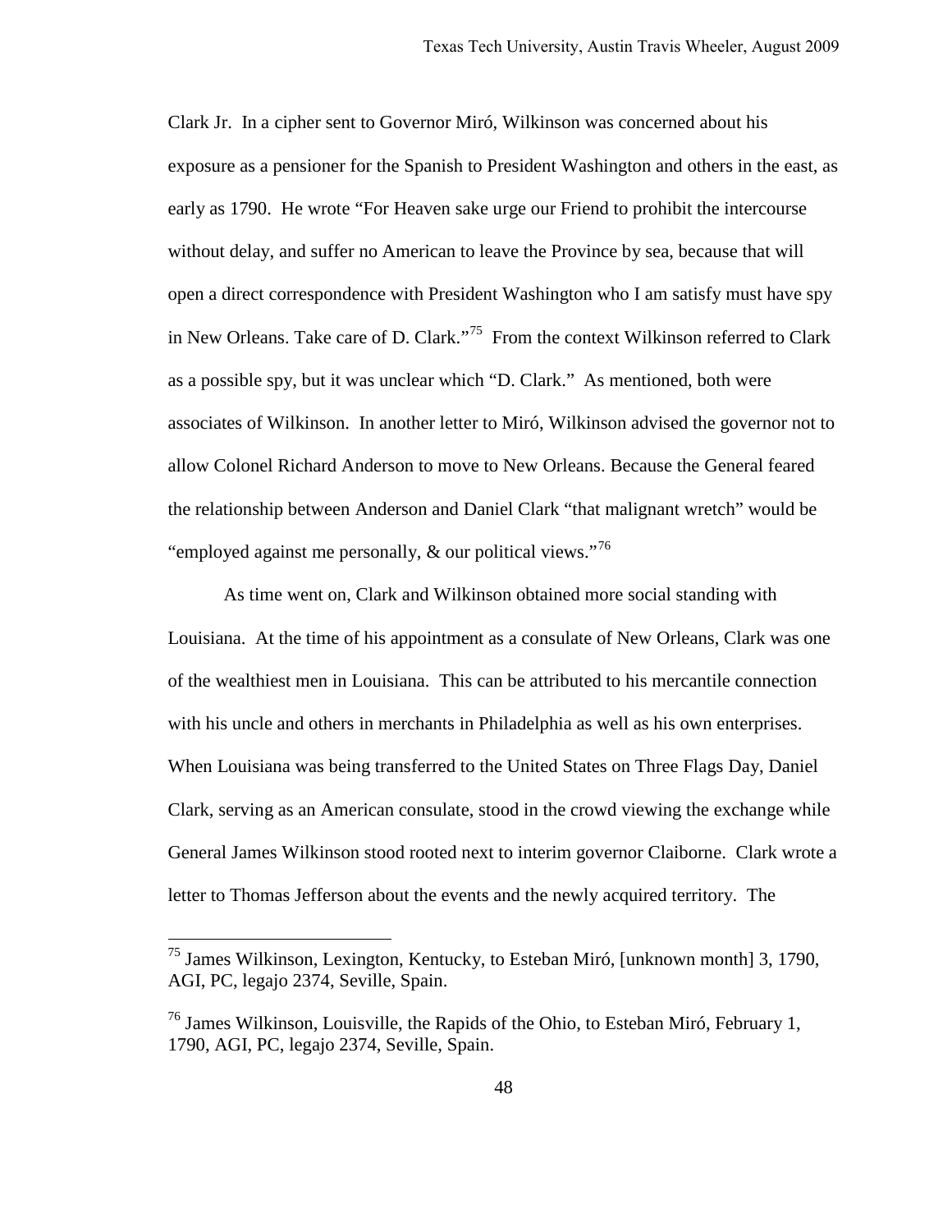Clark Jr. In a cipher sent to Governor Miró, Wilkinson was concerned about his exposure as a pensioner for the Spanish to President Washington and others in the east, as early as 1790. He wrote "For Heaven sake urge our Friend to prohibit the intercourse without delay, and suffer no American to leave the Province by sea, because that will open a direct correspondence with President Washington who I am satisfy must have spy in New Orleans. Take care of D. Clark."[75] From the context Wilkinson referred to Clark as a possible spy, but it was unclear which "D. Clark." As mentioned, both were associates of Wilkinson. In another letter to Miró, Wilkinson advised the governor not to allow Colonel Richard Anderson to move to New Orleans. Because the General feared the relationship between Anderson and Daniel Clark "that malignant wretch" would be "employed against me personally, & our political views."[76]

As time went on, Clark and Wilkinson obtained more social standing with Louisiana. At the time of his appointment as a consulate of New Orleans, Clark was one of the wealthiest men in Louisiana. This can be attributed to his mercantile connection with his uncle and others in merchants in Philadelphia as well as his own enterprises. When Louisiana was being transferred to the United States on Three Flags Day, Daniel Clark, serving as an American consulate, stood in the crowd viewing the exchange while General James Wilkinson stood rooted next to interim governor Claiborne. Clark wrote a letter to Thomas Jefferson about the events and the newly acquired territory. The

---

[75] James Wilkinson, Lexington, Kentucky, to Esteban Miró, [unknown month] 3, 1790, AGI, PC, legajo 2374, Seville, Spain.

[76] James Wilkinson, Louisville, the Rapids of the Ohio, to Esteban Miró, February 1, 1790, AGI, PC, legajo 2374, Seville, Spain.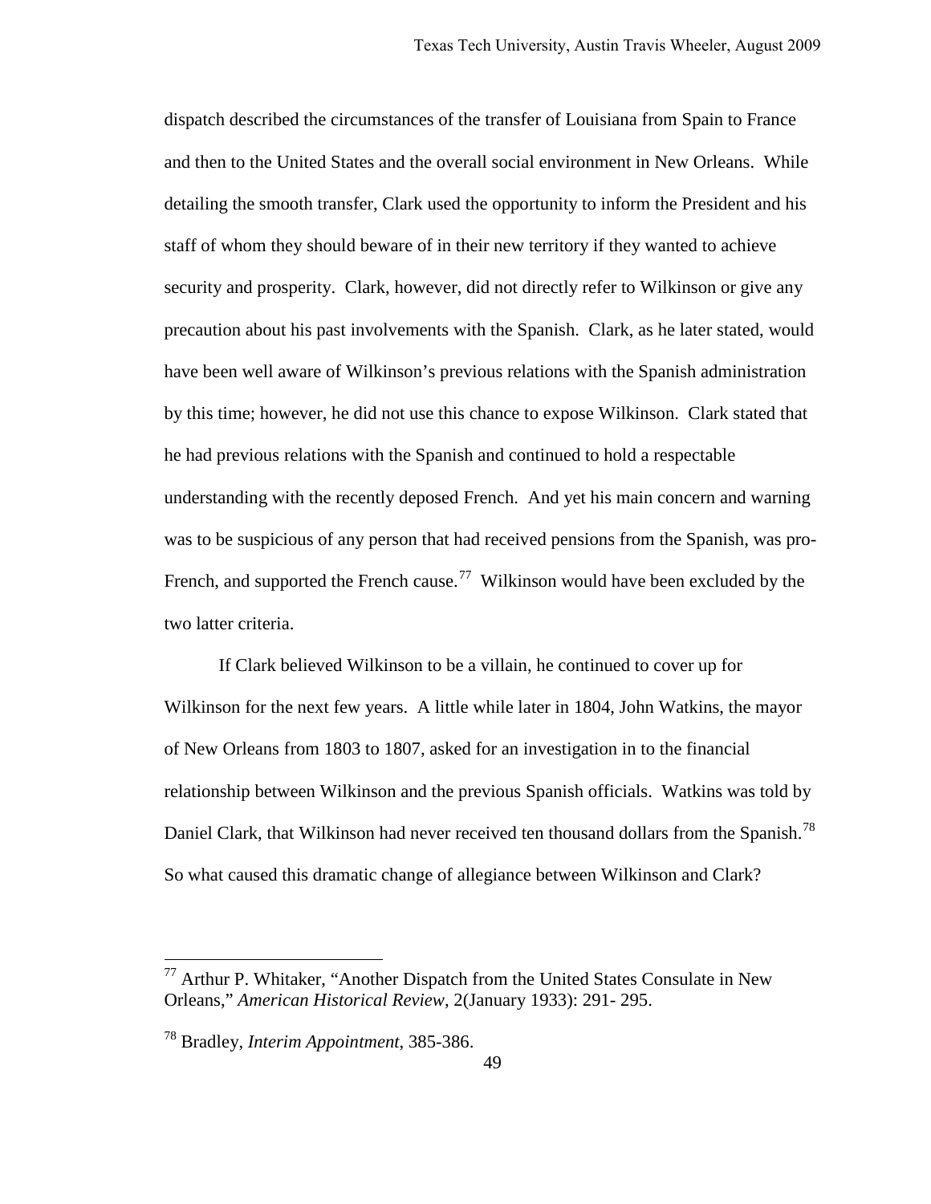dispatch described the circumstances of the transfer of Louisiana from Spain to France and then to the United States and the overall social environment in New Orleans. While detailing the smooth transfer, Clark used the opportunity to inform the President and his staff of whom they should beware of in their new territory if they wanted to achieve security and prosperity. Clark, however, did not directly refer to Wilkinson or give any precaution about his past involvements with the Spanish. Clark, as he later stated, would have been well aware of Wilkinson's previous relations with the Spanish administration by this time; however, he did not use this chance to expose Wilkinson. Clark stated that he had previous relations with the Spanish and continued to hold a respectable understanding with the recently deposed French. And yet his main concern and warning was to be suspicious of any person that had received pensions from the Spanish, was pro-French, and supported the French cause.[77] Wilkinson would have been excluded by the two latter criteria.

If Clark believed Wilkinson to be a villain, he continued to cover up for Wilkinson for the next few years. A little while later in 1804, John Watkins, the mayor of New Orleans from 1803 to 1807, asked for an investigation in to the financial relationship between Wilkinson and the previous Spanish officials. Watkins was told by Daniel Clark, that Wilkinson had never received ten thousand dollars from the Spanish.[78] So what caused this dramatic change of allegiance between Wilkinson and Clark?

---

[77] Arthur P. Whitaker, "Another Dispatch from the United States Consulate in New Orleans," *American Historical Review*, 2(January 1933): 291- 295.

[78] Bradley, *Interim Appointment*, 385-386.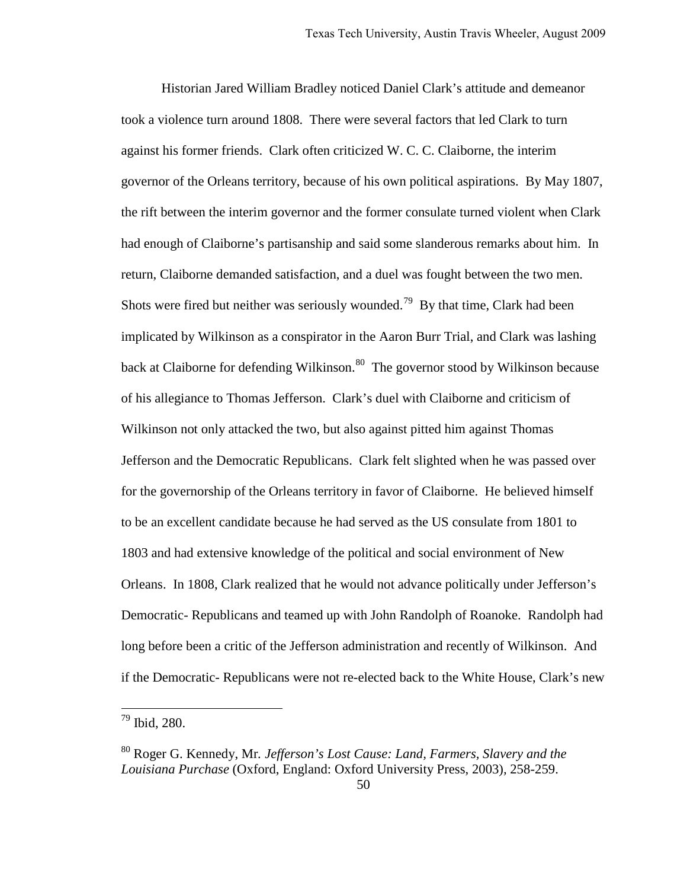Historian Jared William Bradley noticed Daniel Clark's attitude and demeanor took a violence turn around 1808. There were several factors that led Clark to turn against his former friends. Clark often criticized W. C. C. Claiborne, the interim governor of the Orleans territory, because of his own political aspirations. By May 1807, the rift between the interim governor and the former consulate turned violent when Clark had enough of Claiborne's partisanship and said some slanderous remarks about him. In return, Claiborne demanded satisfaction, and a duel was fought between the two men. Shots were fired but neither was seriously wounded.[79] By that time, Clark had been implicated by Wilkinson as a conspirator in the Aaron Burr Trial, and Clark was lashing back at Claiborne for defending Wilkinson.[80] The governor stood by Wilkinson because of his allegiance to Thomas Jefferson. Clark's duel with Claiborne and criticism of Wilkinson not only attacked the two, but also against pitted him against Thomas Jefferson and the Democratic Republicans. Clark felt slighted when he was passed over for the governorship of the Orleans territory in favor of Claiborne. He believed himself to be an excellent candidate because he had served as the US consulate from 1801 to 1803 and had extensive knowledge of the political and social environment of New Orleans. In 1808, Clark realized that he would not advance politically under Jefferson's Democratic- Republicans and teamed up with John Randolph of Roanoke. Randolph had long before been a critic of the Jefferson administration and recently of Wilkinson. And if the Democratic- Republicans were not re-elected back to the White House, Clark's new

---

[79] Ibid, 280.

[80] Roger G. Kennedy, Mr. *Jefferson's Lost Cause: Land, Farmers, Slavery and the Louisiana Purchase* (Oxford, England: Oxford University Press, 2003), 258-259.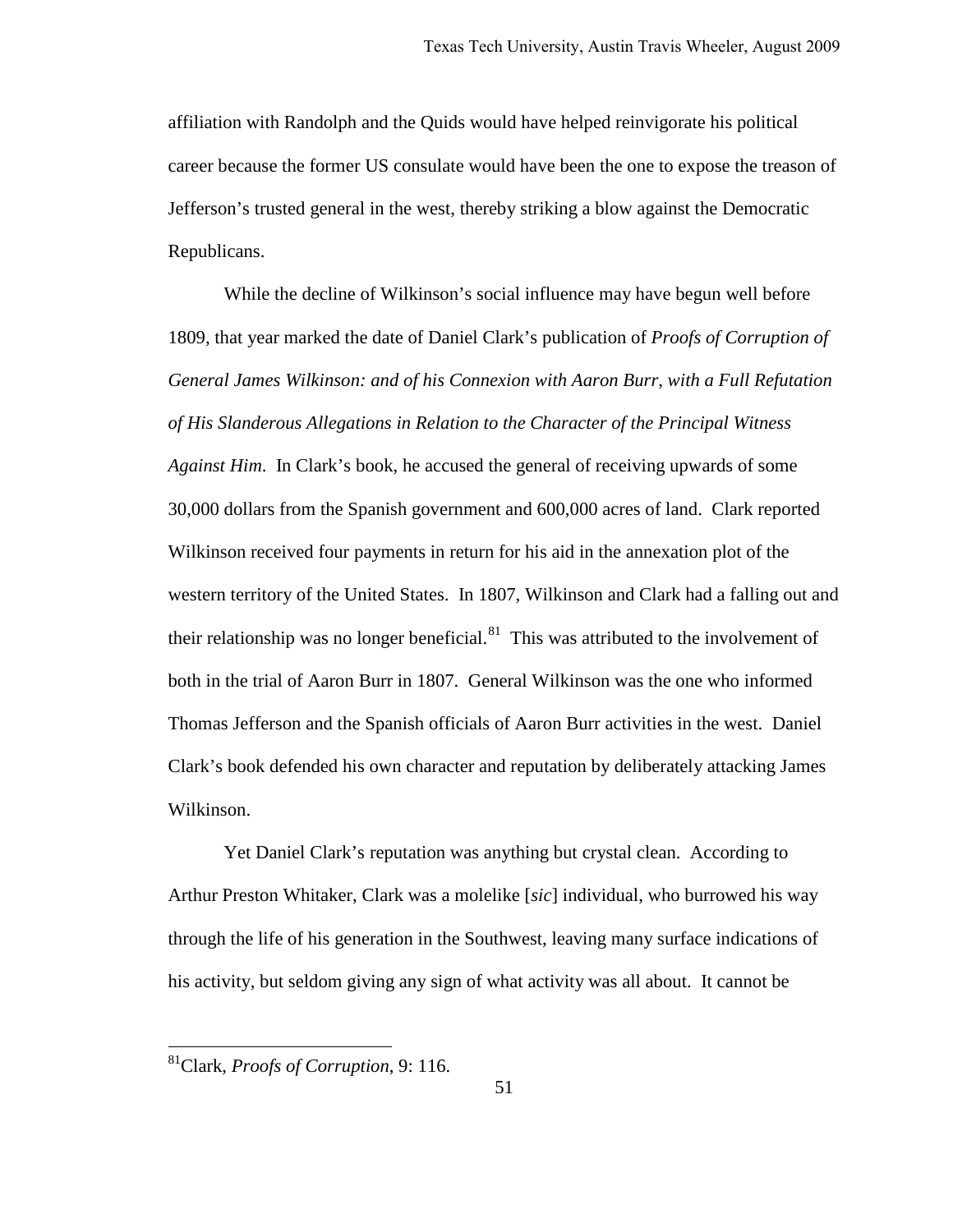affiliation with Randolph and the Quids would have helped reinvigorate his political career because the former US consulate would have been the one to expose the treason of Jefferson's trusted general in the west, thereby striking a blow against the Democratic Republicans.

While the decline of Wilkinson's social influence may have begun well before 1809, that year marked the date of Daniel Clark's publication of *Proofs of Corruption of General James Wilkinson: and of his Connexion with Aaron Burr, with a Full Refutation of His Slanderous Allegations in Relation to the Character of the Principal Witness Against Him*. In Clark's book, he accused the general of receiving upwards of some 30,000 dollars from the Spanish government and 600,000 acres of land. Clark reported Wilkinson received four payments in return for his aid in the annexation plot of the western territory of the United States. In 1807, Wilkinson and Clark had a falling out and their relationship was no longer beneficial.[81] This was attributed to the involvement of both in the trial of Aaron Burr in 1807. General Wilkinson was the one who informed Thomas Jefferson and the Spanish officials of Aaron Burr activities in the west. Daniel Clark's book defended his own character and reputation by deliberately attacking James Wilkinson.

Yet Daniel Clark's reputation was anything but crystal clean. According to Arthur Preston Whitaker, Clark was a molelike [*sic*] individual, who burrowed his way through the life of his generation in the Southwest, leaving many surface indications of his activity, but seldom giving any sign of what activity was all about. It cannot be

---

[81]Clark, *Proofs of Corruption*, 9: 116.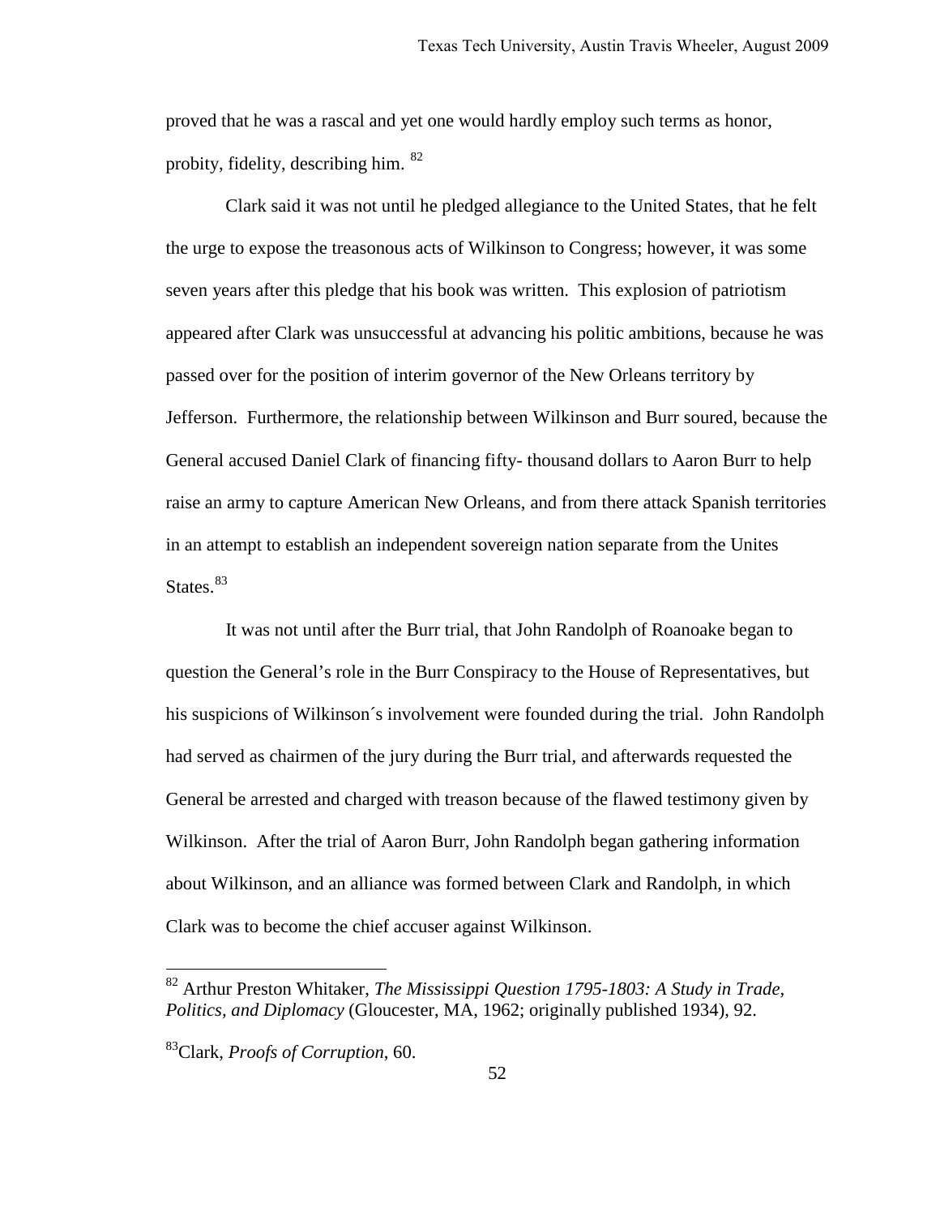proved that he was a rascal and yet one would hardly employ such terms as honor, probity, fidelity, describing him. [82]

Clark said it was not until he pledged allegiance to the United States, that he felt the urge to expose the treasonous acts of Wilkinson to Congress; however, it was some seven years after this pledge that his book was written. This explosion of patriotism appeared after Clark was unsuccessful at advancing his politic ambitions, because he was passed over for the position of interim governor of the New Orleans territory by Jefferson. Furthermore, the relationship between Wilkinson and Burr soured, because the General accused Daniel Clark of financing fifty- thousand dollars to Aaron Burr to help raise an army to capture American New Orleans, and from there attack Spanish territories in an attempt to establish an independent sovereign nation separate from the Unites States.[83]

It was not until after the Burr trial, that John Randolph of Roanoake began to question the General's role in the Burr Conspiracy to the House of Representatives, but his suspicions of Wilkinson´s involvement were founded during the trial. John Randolph had served as chairmen of the jury during the Burr trial, and afterwards requested the General be arrested and charged with treason because of the flawed testimony given by Wilkinson. After the trial of Aaron Burr, John Randolph began gathering information about Wilkinson, and an alliance was formed between Clark and Randolph, in which Clark was to become the chief accuser against Wilkinson.

---

[82] Arthur Preston Whitaker, *The Mississippi Question 1795-1803: A Study in Trade, Politics, and Diplomacy* (Gloucester, MA, 1962; originally published 1934), 92.

[83] Clark, *Proofs of Corruption*, 60.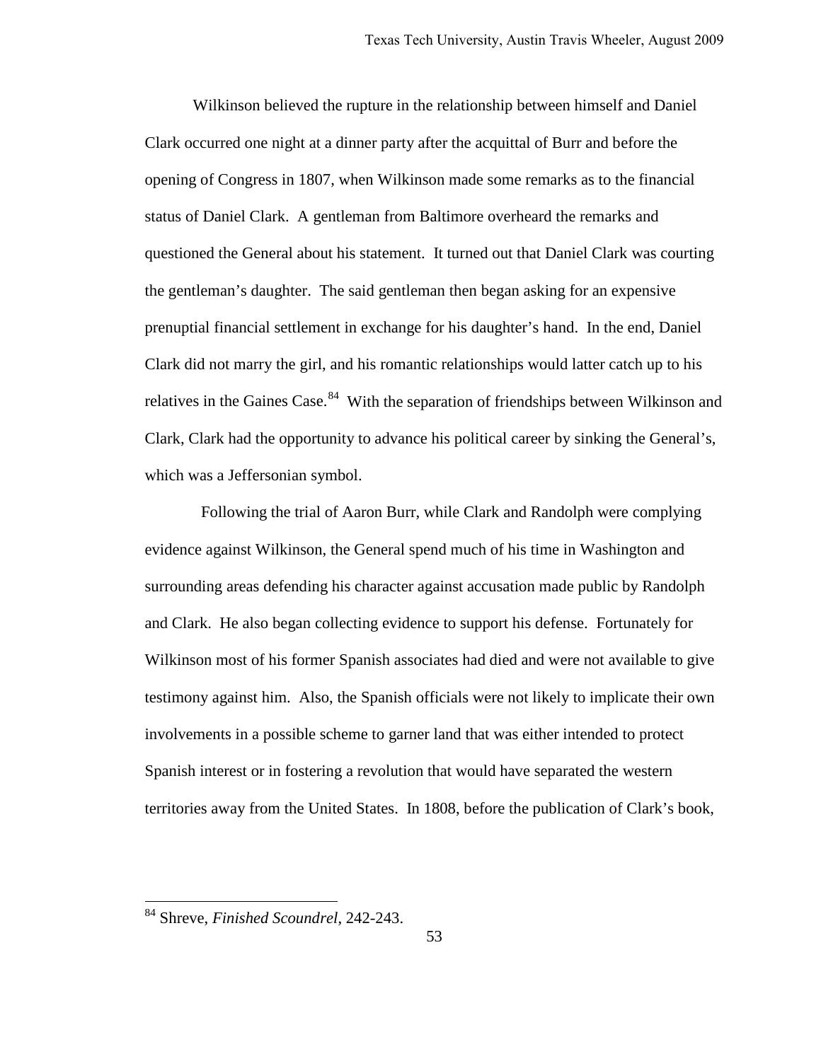Wilkinson believed the rupture in the relationship between himself and Daniel Clark occurred one night at a dinner party after the acquittal of Burr and before the opening of Congress in 1807, when Wilkinson made some remarks as to the financial status of Daniel Clark. A gentleman from Baltimore overheard the remarks and questioned the General about his statement. It turned out that Daniel Clark was courting the gentleman's daughter. The said gentleman then began asking for an expensive prenuptial financial settlement in exchange for his daughter's hand. In the end, Daniel Clark did not marry the girl, and his romantic relationships would latter catch up to his relatives in the Gaines Case.[84] With the separation of friendships between Wilkinson and Clark, Clark had the opportunity to advance his political career by sinking the General's, which was a Jeffersonian symbol.

Following the trial of Aaron Burr, while Clark and Randolph were complying evidence against Wilkinson, the General spend much of his time in Washington and surrounding areas defending his character against accusation made public by Randolph and Clark. He also began collecting evidence to support his defense. Fortunately for Wilkinson most of his former Spanish associates had died and were not available to give testimony against him. Also, the Spanish officials were not likely to implicate their own involvements in a possible scheme to garner land that was either intended to protect Spanish interest or in fostering a revolution that would have separated the western territories away from the United States. In 1808, before the publication of Clark's book,

[84] Shreve, *Finished Scoundrel*, 242-243.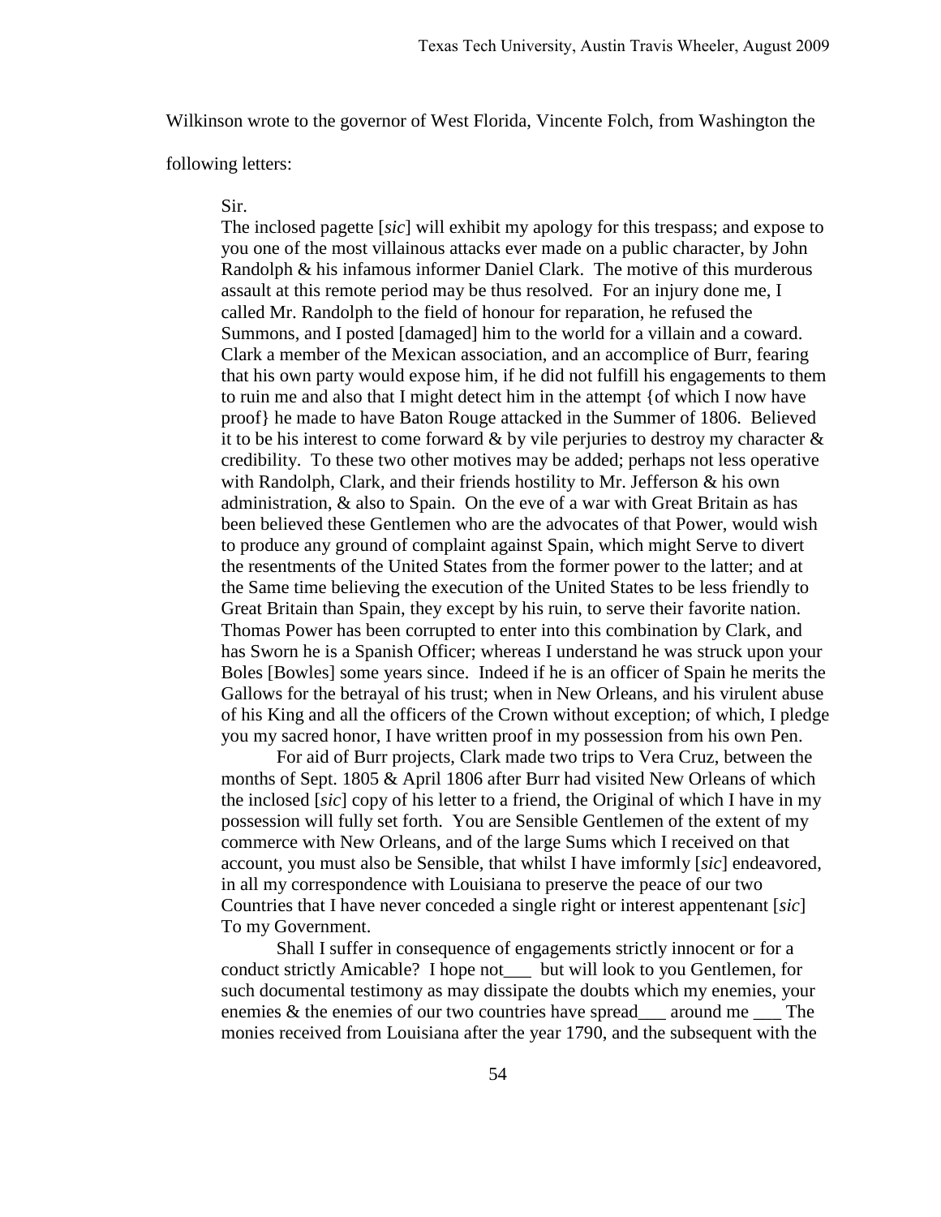Wilkinson wrote to the governor of West Florida, Vincente Folch, from Washington the following letters:

> Sir.
>
> The inclosed pagette [*sic*] will exhibit my apology for this trespass; and expose to you one of the most villainous attacks ever made on a public character, by John Randolph & his infamous informer Daniel Clark. The motive of this murderous assault at this remote period may be thus resolved. For an injury done me, I called Mr. Randolph to the field of honour for reparation, he refused the Summons, and I posted [damaged] him to the world for a villain and a coward. Clark a member of the Mexican association, and an accomplice of Burr, fearing that his own party would expose him, if he did not fulfill his engagements to them to ruin me and also that I might detect him in the attempt {of which I now have proof} he made to have Baton Rouge attacked in the Summer of 1806. Believed it to be his interest to come forward & by vile perjuries to destroy my character & credibility. To these two other motives may be added; perhaps not less operative with Randolph, Clark, and their friends hostility to Mr. Jefferson & his own administration, & also to Spain. On the eve of a war with Great Britain as has been believed these Gentlemen who are the advocates of that Power, would wish to produce any ground of complaint against Spain, which might Serve to divert the resentments of the United States from the former power to the latter; and at the Same time believing the execution of the United States to be less friendly to Great Britain than Spain, they except by his ruin, to serve their favorite nation. Thomas Power has been corrupted to enter into this combination by Clark, and has Sworn he is a Spanish Officer; whereas I understand he was struck upon your Boles [Bowles] some years since. Indeed if he is an officer of Spain he merits the Gallows for the betrayal of his trust; when in New Orleans, and his virulent abuse of his King and all the officers of the Crown without exception; of which, I pledge you my sacred honor, I have written proof in my possession from his own Pen.
>
> For aid of Burr projects, Clark made two trips to Vera Cruz, between the months of Sept. 1805 & April 1806 after Burr had visited New Orleans of which the inclosed [*sic*] copy of his letter to a friend, the Original of which I have in my possession will fully set forth. You are Sensible Gentlemen of the extent of my commerce with New Orleans, and of the large Sums which I received on that account, you must also be Sensible, that whilst I have imformly [*sic*] endeavored, in all my correspondence with Louisiana to preserve the peace of our two Countries that I have never conceded a single right or interest appentenant [*sic*] To my Government.
>
> Shall I suffer in consequence of engagements strictly innocent or for a conduct strictly Amicable? I hope not___ but will look to you Gentlemen, for such documental testimony as may dissipate the doubts which my enemies, your enemies & the enemies of our two countries have spread___ around me ___ The monies received from Louisiana after the year 1790, and the subsequent with the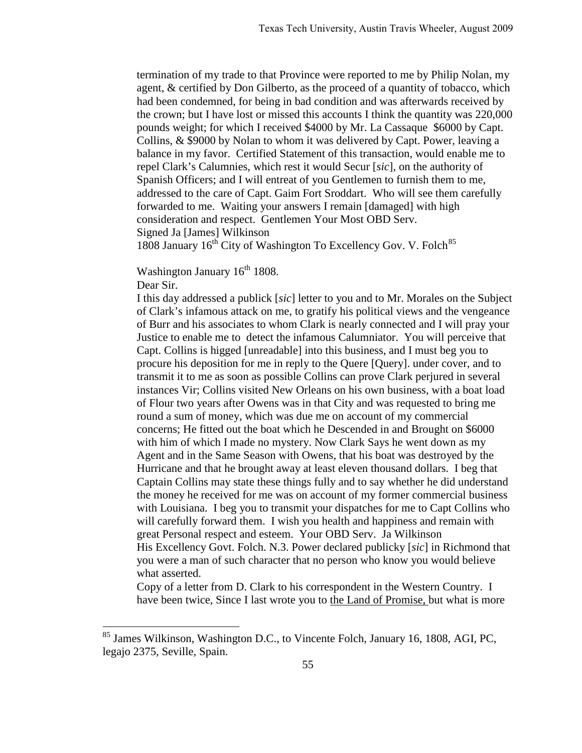termination of my trade to that Province were reported to me by Philip Nolan, my agent, & certified by Don Gilberto, as the proceed of a quantity of tobacco, which had been condemned, for being in bad condition and was afterwards received by the crown; but I have lost or missed this accounts I think the quantity was 220,000 pounds weight; for which I received $4000 by Mr. La Cassaque $6000 by Capt. Collins, & $9000 by Nolan to whom it was delivered by Capt. Power, leaving a balance in my favor. Certified Statement of this transaction, would enable me to repel Clark's Calumnies, which rest it would Secur [*sic*], on the authority of Spanish Officers; and I will entreat of you Gentlemen to furnish them to me, addressed to the care of Capt. Gaim Fort Sroddart. Who will see them carefully forwarded to me. Waiting your answers I remain [damaged] with high consideration and respect. Gentlemen Your Most OBD Serv.
Signed Ja [James] Wilkinson
1808 January 16th City of Washington To Excellency Gov. V. Folch[85]

Washington January 16th 1808.
Dear Sir.
I this day addressed a publick [*sic*] letter to you and to Mr. Morales on the Subject of Clark's infamous attack on me, to gratify his political views and the vengeance of Burr and his associates to whom Clark is nearly connected and I will pray your Justice to enable me to detect the infamous Calumniator. You will perceive that Capt. Collins is higged [unreadable] into this business, and I must beg you to procure his deposition for me in reply to the Quere [Query]. under cover, and to transmit it to me as soon as possible Collins can prove Clark perjured in several instances Vir; Collins visited New Orleans on his own business, with a boat load of Flour two years after Owens was in that City and was requested to bring me round a sum of money, which was due me on account of my commercial concerns; He fitted out the boat which he Descended in and Brought on $6000 with him of which I made no mystery. Now Clark Says he went down as my Agent and in the Same Season with Owens, that his boat was destroyed by the Hurricane and that he brought away at least eleven thousand dollars. I beg that Captain Collins may state these things fully and to say whether he did understand the money he received for me was on account of my former commercial business with Louisiana. I beg you to transmit your dispatches for me to Capt Collins who will carefully forward them. I wish you health and happiness and remain with great Personal respect and esteem. Your OBD Serv. Ja Wilkinson
His Excellency Govt. Folch. N.3. Power declared publicky [*sic*] in Richmond that you were a man of such character that no person who know you would believe what asserted.
Copy of a letter from D. Clark to his correspondent in the Western Country. I have been twice, Since I last wrote you to <u>the Land of Promise,</u> but what is more

[85] James Wilkinson, Washington D.C., to Vincente Folch, January 16, 1808, AGI, PC, legajo 2375, Seville, Spain.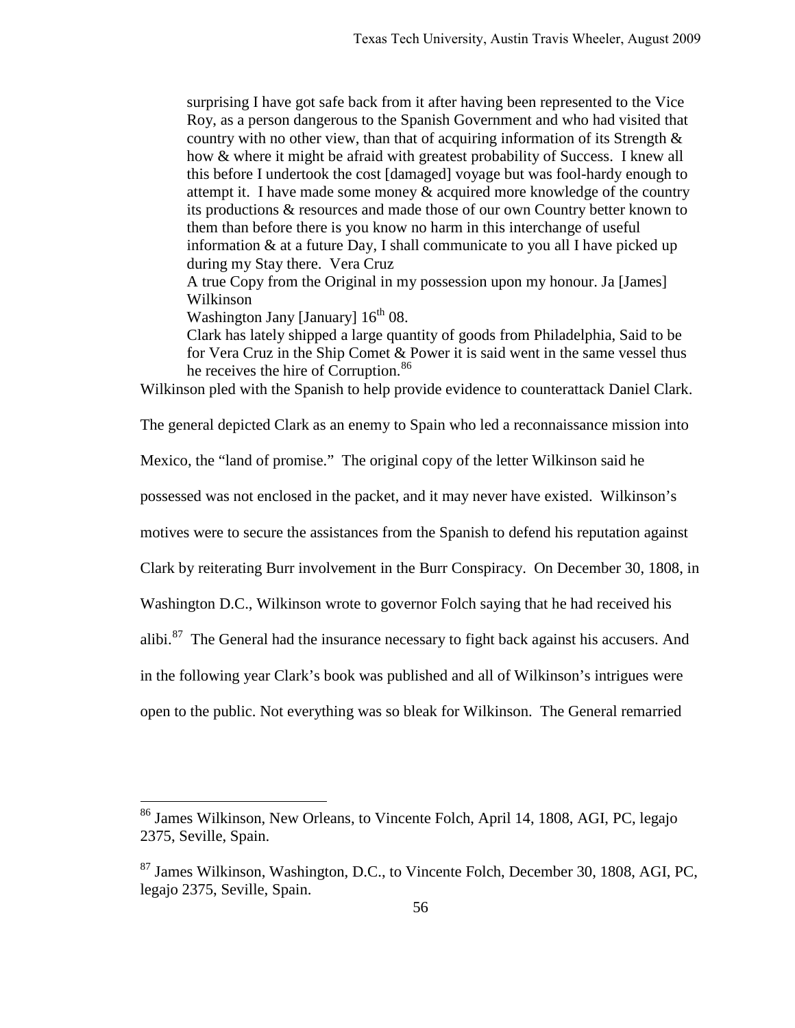> surprising I have got safe back from it after having been represented to the Vice Roy, as a person dangerous to the Spanish Government and who had visited that country with no other view, than that of acquiring information of its Strength & how & where it might be afraid with greatest probability of Success. I knew all this before I undertook the cost [damaged] voyage but was fool-hardy enough to attempt it. I have made some money & acquired more knowledge of the country its productions & resources and made those of our own Country better known to them than before there is you know no harm in this interchange of useful information & at a future Day, I shall communicate to you all I have picked up during my Stay there. Vera Cruz
>
> A true Copy from the Original in my possession upon my honour. Ja [James] Wilkinson
>
> Washington Jany [January] 16th 08.
>
> Clark has lately shipped a large quantity of goods from Philadelphia, Said to be for Vera Cruz in the Ship Comet & Power it is said went in the same vessel thus he receives the hire of Corruption.[86]

Wilkinson pled with the Spanish to help provide evidence to counterattack Daniel Clark. The general depicted Clark as an enemy to Spain who led a reconnaissance mission into Mexico, the "land of promise." The original copy of the letter Wilkinson said he possessed was not enclosed in the packet, and it may never have existed. Wilkinson's motives were to secure the assistances from the Spanish to defend his reputation against Clark by reiterating Burr involvement in the Burr Conspiracy. On December 30, 1808, in Washington D.C., Wilkinson wrote to governor Folch saying that he had received his alibi.[87] The General had the insurance necessary to fight back against his accusers. And in the following year Clark's book was published and all of Wilkinson's intrigues were open to the public. Not everything was so bleak for Wilkinson. The General remarried

---

[86] James Wilkinson, New Orleans, to Vincente Folch, April 14, 1808, AGI, PC, legajo 2375, Seville, Spain.

[87] James Wilkinson, Washington, D.C., to Vincente Folch, December 30, 1808, AGI, PC, legajo 2375, Seville, Spain.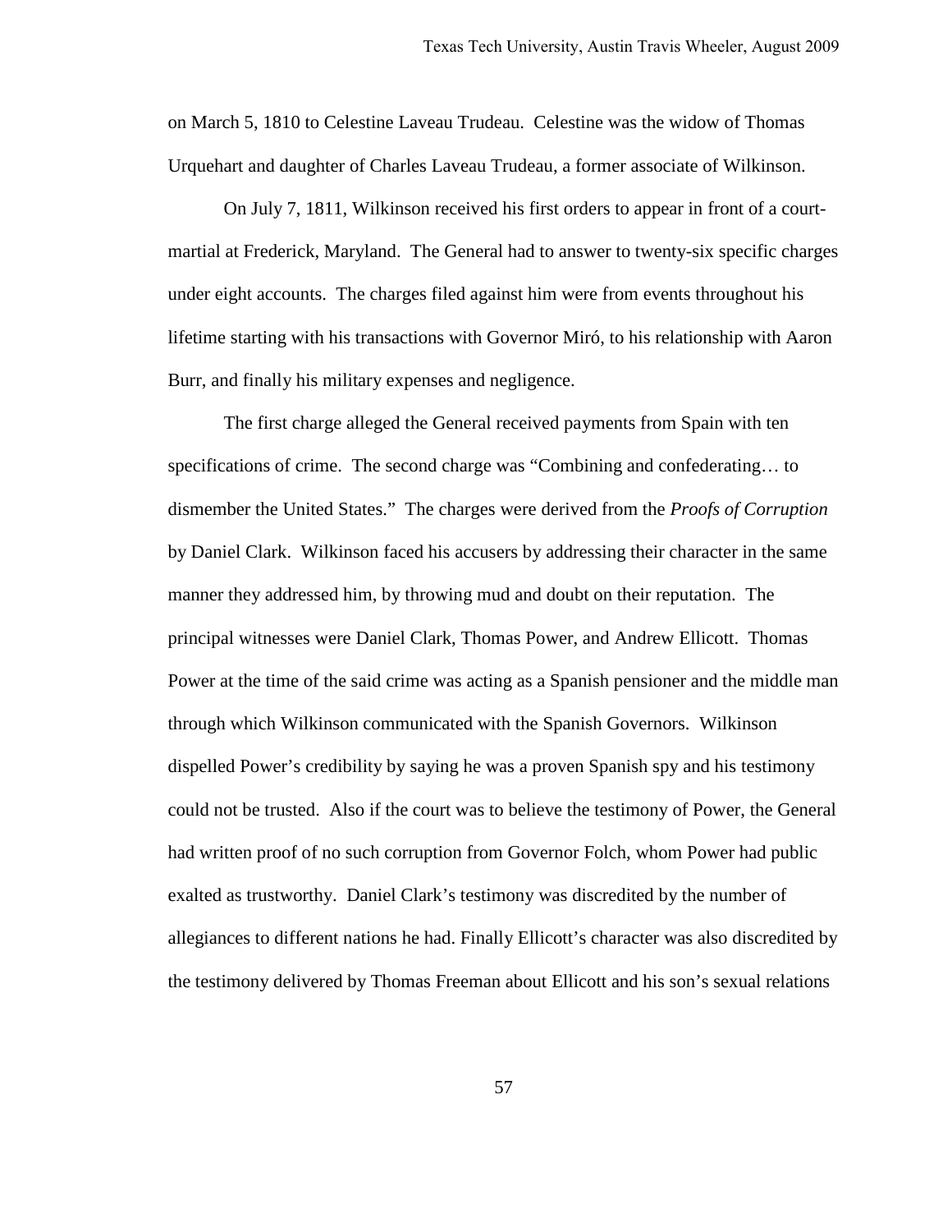on March 5, 1810 to Celestine Laveau Trudeau. Celestine was the widow of Thomas Urquehart and daughter of Charles Laveau Trudeau, a former associate of Wilkinson.

On July 7, 1811, Wilkinson received his first orders to appear in front of a court-martial at Frederick, Maryland. The General had to answer to twenty-six specific charges under eight accounts. The charges filed against him were from events throughout his lifetime starting with his transactions with Governor Miró, to his relationship with Aaron Burr, and finally his military expenses and negligence.

The first charge alleged the General received payments from Spain with ten specifications of crime. The second charge was "Combining and confederating… to dismember the United States." The charges were derived from the *Proofs of Corruption* by Daniel Clark. Wilkinson faced his accusers by addressing their character in the same manner they addressed him, by throwing mud and doubt on their reputation. The principal witnesses were Daniel Clark, Thomas Power, and Andrew Ellicott. Thomas Power at the time of the said crime was acting as a Spanish pensioner and the middle man through which Wilkinson communicated with the Spanish Governors. Wilkinson dispelled Power's credibility by saying he was a proven Spanish spy and his testimony could not be trusted. Also if the court was to believe the testimony of Power, the General had written proof of no such corruption from Governor Folch, whom Power had public exalted as trustworthy. Daniel Clark's testimony was discredited by the number of allegiances to different nations he had. Finally Ellicott's character was also discredited by the testimony delivered by Thomas Freeman about Ellicott and his son's sexual relations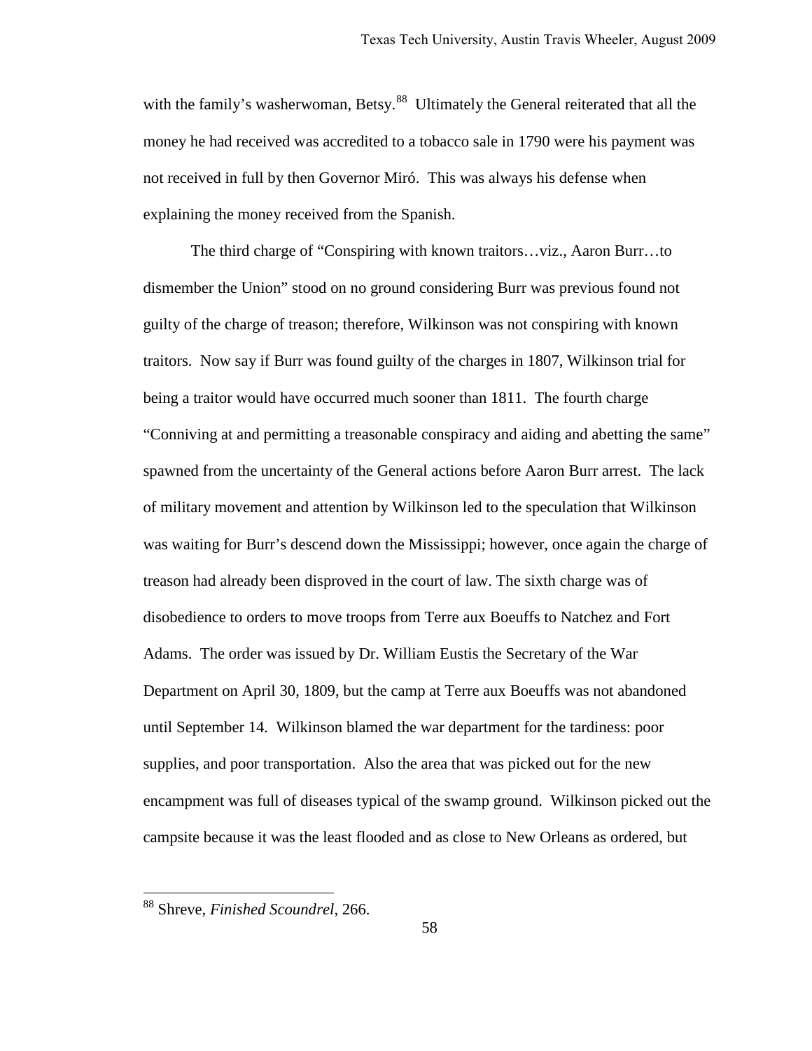with the family's washerwoman, Betsy.[88] Ultimately the General reiterated that all the money he had received was accredited to a tobacco sale in 1790 were his payment was not received in full by then Governor Miró. This was always his defense when explaining the money received from the Spanish.

The third charge of "Conspiring with known traitors…viz., Aaron Burr…to dismember the Union" stood on no ground considering Burr was previous found not guilty of the charge of treason; therefore, Wilkinson was not conspiring with known traitors. Now say if Burr was found guilty of the charges in 1807, Wilkinson trial for being a traitor would have occurred much sooner than 1811. The fourth charge "Conniving at and permitting a treasonable conspiracy and aiding and abetting the same" spawned from the uncertainty of the General actions before Aaron Burr arrest. The lack of military movement and attention by Wilkinson led to the speculation that Wilkinson was waiting for Burr's descend down the Mississippi; however, once again the charge of treason had already been disproved in the court of law. The sixth charge was of disobedience to orders to move troops from Terre aux Boeuffs to Natchez and Fort Adams. The order was issued by Dr. William Eustis the Secretary of the War Department on April 30, 1809, but the camp at Terre aux Boeuffs was not abandoned until September 14. Wilkinson blamed the war department for the tardiness: poor supplies, and poor transportation. Also the area that was picked out for the new encampment was full of diseases typical of the swamp ground. Wilkinson picked out the campsite because it was the least flooded and as close to New Orleans as ordered, but

---

[88] Shreve, *Finished Scoundrel*, 266.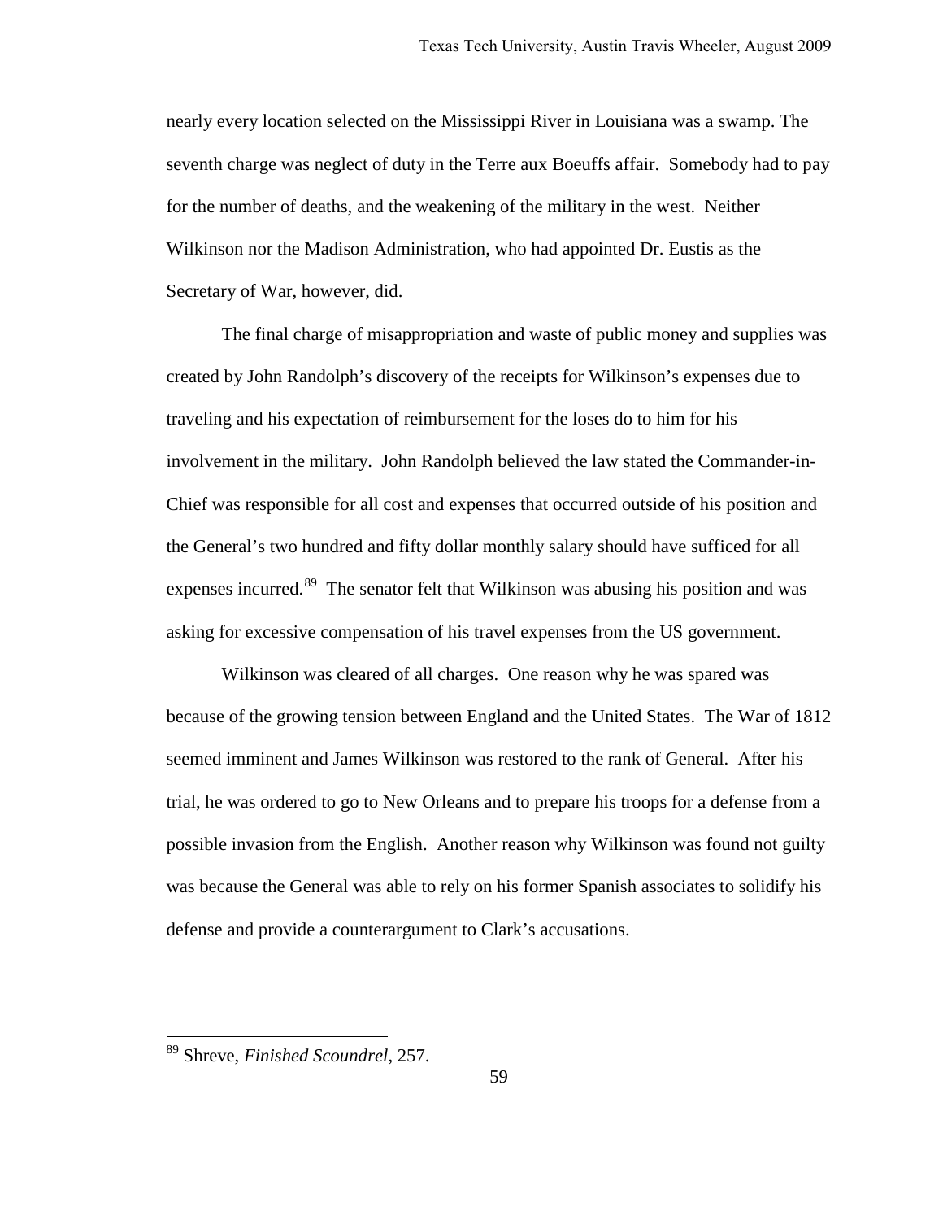nearly every location selected on the Mississippi River in Louisiana was a swamp. The seventh charge was neglect of duty in the Terre aux Boeuffs affair. Somebody had to pay for the number of deaths, and the weakening of the military in the west. Neither Wilkinson nor the Madison Administration, who had appointed Dr. Eustis as the Secretary of War, however, did.

The final charge of misappropriation and waste of public money and supplies was created by John Randolph's discovery of the receipts for Wilkinson's expenses due to traveling and his expectation of reimbursement for the loses do to him for his involvement in the military. John Randolph believed the law stated the Commander-in-Chief was responsible for all cost and expenses that occurred outside of his position and the General's two hundred and fifty dollar monthly salary should have sufficed for all expenses incurred.[89] The senator felt that Wilkinson was abusing his position and was asking for excessive compensation of his travel expenses from the US government.

Wilkinson was cleared of all charges. One reason why he was spared was because of the growing tension between England and the United States. The War of 1812 seemed imminent and James Wilkinson was restored to the rank of General. After his trial, he was ordered to go to New Orleans and to prepare his troops for a defense from a possible invasion from the English. Another reason why Wilkinson was found not guilty was because the General was able to rely on his former Spanish associates to solidify his defense and provide a counterargument to Clark's accusations.

---

[89] Shreve, *Finished Scoundrel*, 257.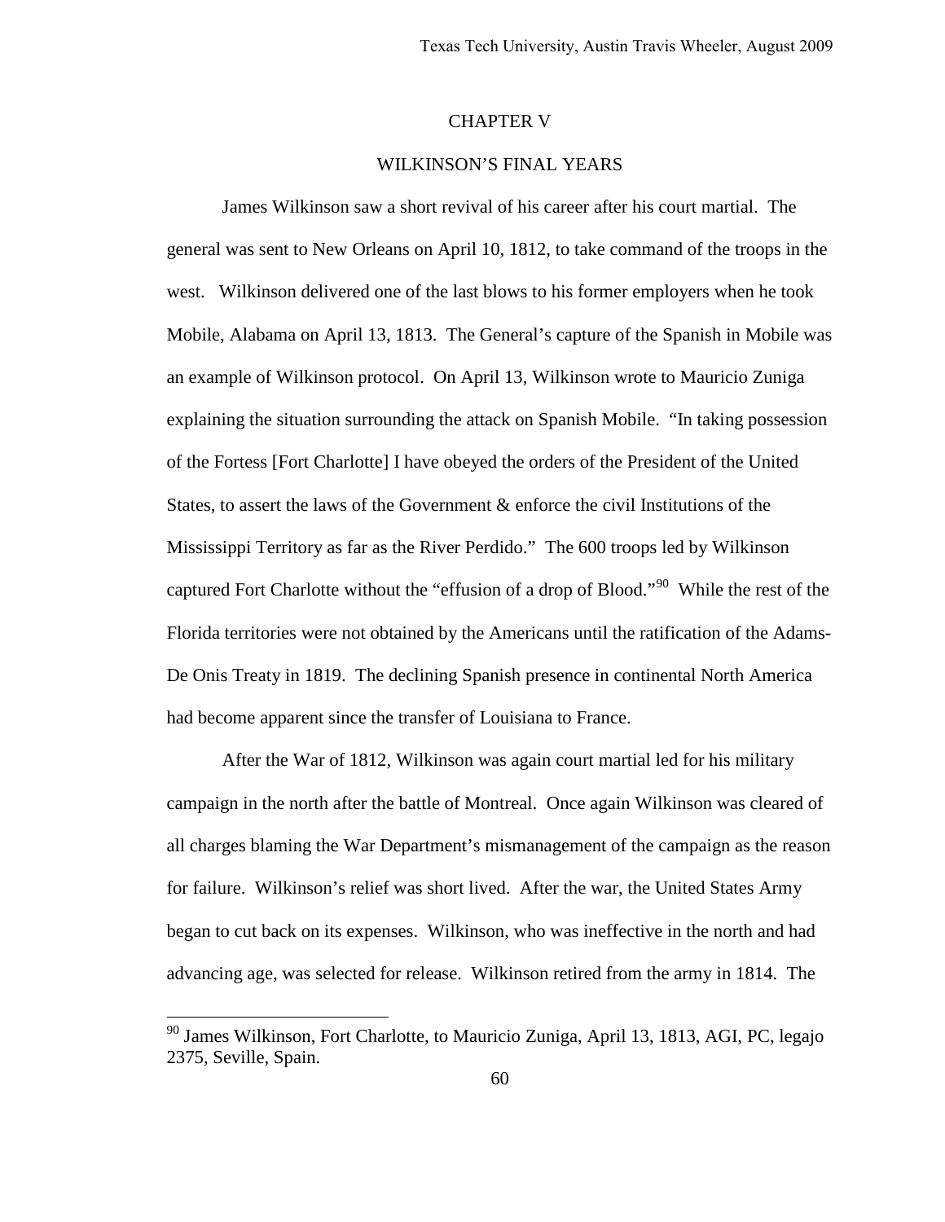# CHAPTER V

## WILKINSON'S FINAL YEARS

James Wilkinson saw a short revival of his career after his court martial. The general was sent to New Orleans on April 10, 1812, to take command of the troops in the west. Wilkinson delivered one of the last blows to his former employers when he took Mobile, Alabama on April 13, 1813. The General's capture of the Spanish in Mobile was an example of Wilkinson protocol. On April 13, Wilkinson wrote to Mauricio Zuniga explaining the situation surrounding the attack on Spanish Mobile. "In taking possession of the Fortess [Fort Charlotte] I have obeyed the orders of the President of the United States, to assert the laws of the Government & enforce the civil Institutions of the Mississippi Territory as far as the River Perdido." The 600 troops led by Wilkinson captured Fort Charlotte without the "effusion of a drop of Blood."[90] While the rest of the Florida territories were not obtained by the Americans until the ratification of the Adams-De Onis Treaty in 1819. The declining Spanish presence in continental North America had become apparent since the transfer of Louisiana to France.

After the War of 1812, Wilkinson was again court martial led for his military campaign in the north after the battle of Montreal. Once again Wilkinson was cleared of all charges blaming the War Department's mismanagement of the campaign as the reason for failure. Wilkinson's relief was short lived. After the war, the United States Army began to cut back on its expenses. Wilkinson, who was ineffective in the north and had advancing age, was selected for release. Wilkinson retired from the army in 1814. The

---

[90] James Wilkinson, Fort Charlotte, to Mauricio Zuniga, April 13, 1813, AGI, PC, legajo 2375, Seville, Spain.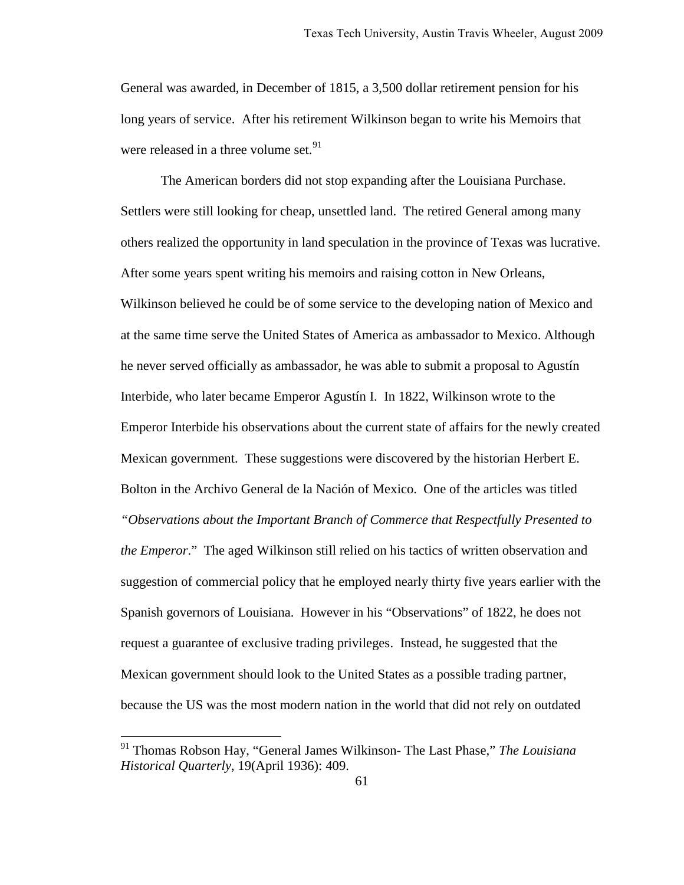General was awarded, in December of 1815, a 3,500 dollar retirement pension for his long years of service. After his retirement Wilkinson began to write his Memoirs that were released in a three volume set.[91]

The American borders did not stop expanding after the Louisiana Purchase. Settlers were still looking for cheap, unsettled land. The retired General among many others realized the opportunity in land speculation in the province of Texas was lucrative. After some years spent writing his memoirs and raising cotton in New Orleans, Wilkinson believed he could be of some service to the developing nation of Mexico and at the same time serve the United States of America as ambassador to Mexico. Although he never served officially as ambassador, he was able to submit a proposal to Agustín Interbide, who later became Emperor Agustín I. In 1822, Wilkinson wrote to the Emperor Interbide his observations about the current state of affairs for the newly created Mexican government. These suggestions were discovered by the historian Herbert E. Bolton in the Archivo General de la Nación of Mexico. One of the articles was titled *"Observations about the Important Branch of Commerce that Respectfully Presented to the Emperor*." The aged Wilkinson still relied on his tactics of written observation and suggestion of commercial policy that he employed nearly thirty five years earlier with the Spanish governors of Louisiana. However in his "Observations" of 1822, he does not request a guarantee of exclusive trading privileges. Instead, he suggested that the Mexican government should look to the United States as a possible trading partner, because the US was the most modern nation in the world that did not rely on outdated

---

[91] Thomas Robson Hay, "General James Wilkinson- The Last Phase," *The Louisiana Historical Quarterly*, 19(April 1936): 409.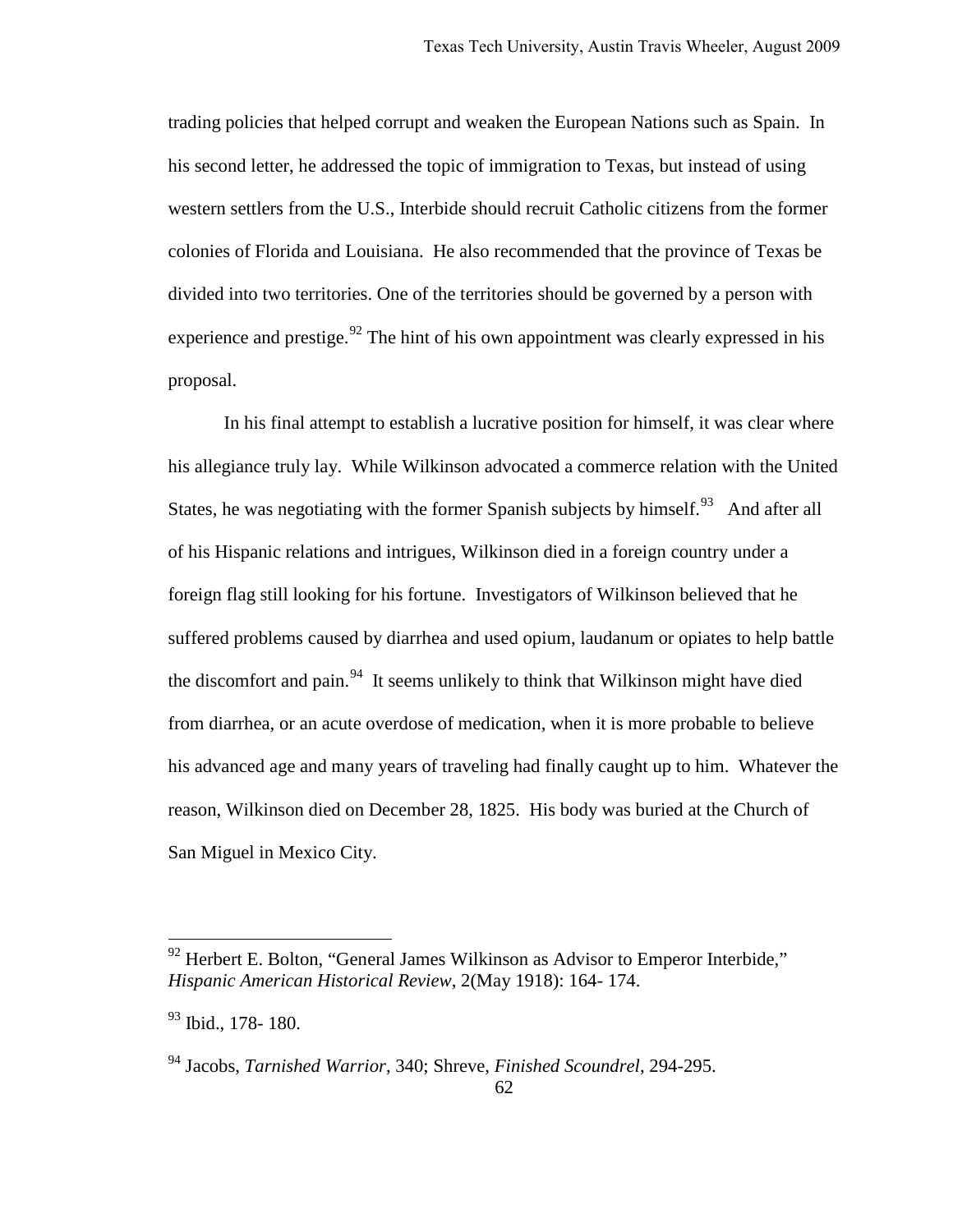trading policies that helped corrupt and weaken the European Nations such as Spain. In his second letter, he addressed the topic of immigration to Texas, but instead of using western settlers from the U.S., Interbide should recruit Catholic citizens from the former colonies of Florida and Louisiana. He also recommended that the province of Texas be divided into two territories. One of the territories should be governed by a person with experience and prestige.[92] The hint of his own appointment was clearly expressed in his proposal.

In his final attempt to establish a lucrative position for himself, it was clear where his allegiance truly lay. While Wilkinson advocated a commerce relation with the United States, he was negotiating with the former Spanish subjects by himself.[93] And after all of his Hispanic relations and intrigues, Wilkinson died in a foreign country under a foreign flag still looking for his fortune. Investigators of Wilkinson believed that he suffered problems caused by diarrhea and used opium, laudanum or opiates to help battle the discomfort and pain.[94] It seems unlikely to think that Wilkinson might have died from diarrhea, or an acute overdose of medication, when it is more probable to believe his advanced age and many years of traveling had finally caught up to him. Whatever the reason, Wilkinson died on December 28, 1825. His body was buried at the Church of San Miguel in Mexico City.

---

[92] Herbert E. Bolton, "General James Wilkinson as Advisor to Emperor Interbide," *Hispanic American Historical Review*, 2(May 1918): 164- 174.

[93] Ibid., 178- 180.

[94] Jacobs, *Tarnished Warrior*, 340; Shreve, *Finished Scoundrel*, 294-295.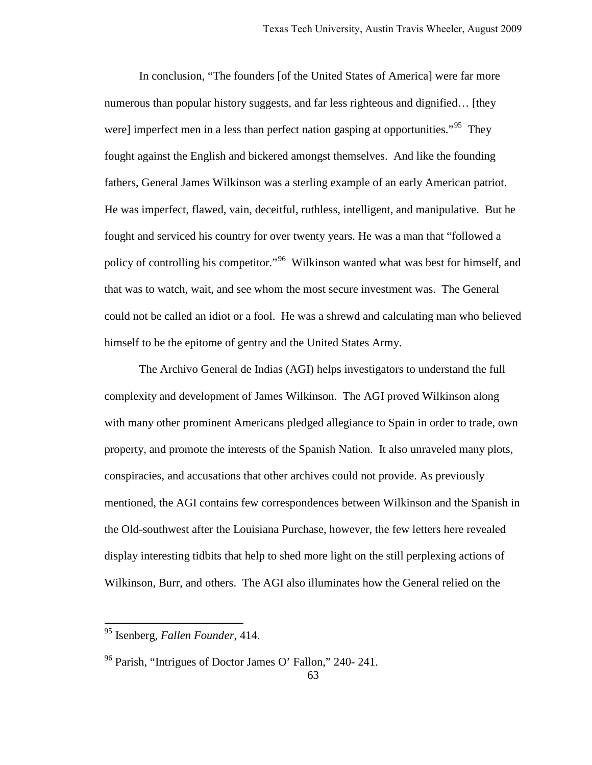In conclusion, "The founders [of the United States of America] were far more numerous than popular history suggests, and far less righteous and dignified… [they were] imperfect men in a less than perfect nation gasping at opportunities."[95] They fought against the English and bickered amongst themselves. And like the founding fathers, General James Wilkinson was a sterling example of an early American patriot. He was imperfect, flawed, vain, deceitful, ruthless, intelligent, and manipulative. But he fought and serviced his country for over twenty years. He was a man that "followed a policy of controlling his competitor."[96] Wilkinson wanted what was best for himself, and that was to watch, wait, and see whom the most secure investment was. The General could not be called an idiot or a fool. He was a shrewd and calculating man who believed himself to be the epitome of gentry and the United States Army.

The Archivo General de Indias (AGI) helps investigators to understand the full complexity and development of James Wilkinson. The AGI proved Wilkinson along with many other prominent Americans pledged allegiance to Spain in order to trade, own property, and promote the interests of the Spanish Nation. It also unraveled many plots, conspiracies, and accusations that other archives could not provide. As previously mentioned, the AGI contains few correspondences between Wilkinson and the Spanish in the Old-southwest after the Louisiana Purchase, however, the few letters here revealed display interesting tidbits that help to shed more light on the still perplexing actions of Wilkinson, Burr, and others. The AGI also illuminates how the General relied on the

---

[95] Isenberg, *Fallen Founder*, 414.

[96] Parish, "Intrigues of Doctor James O' Fallon," 240- 241.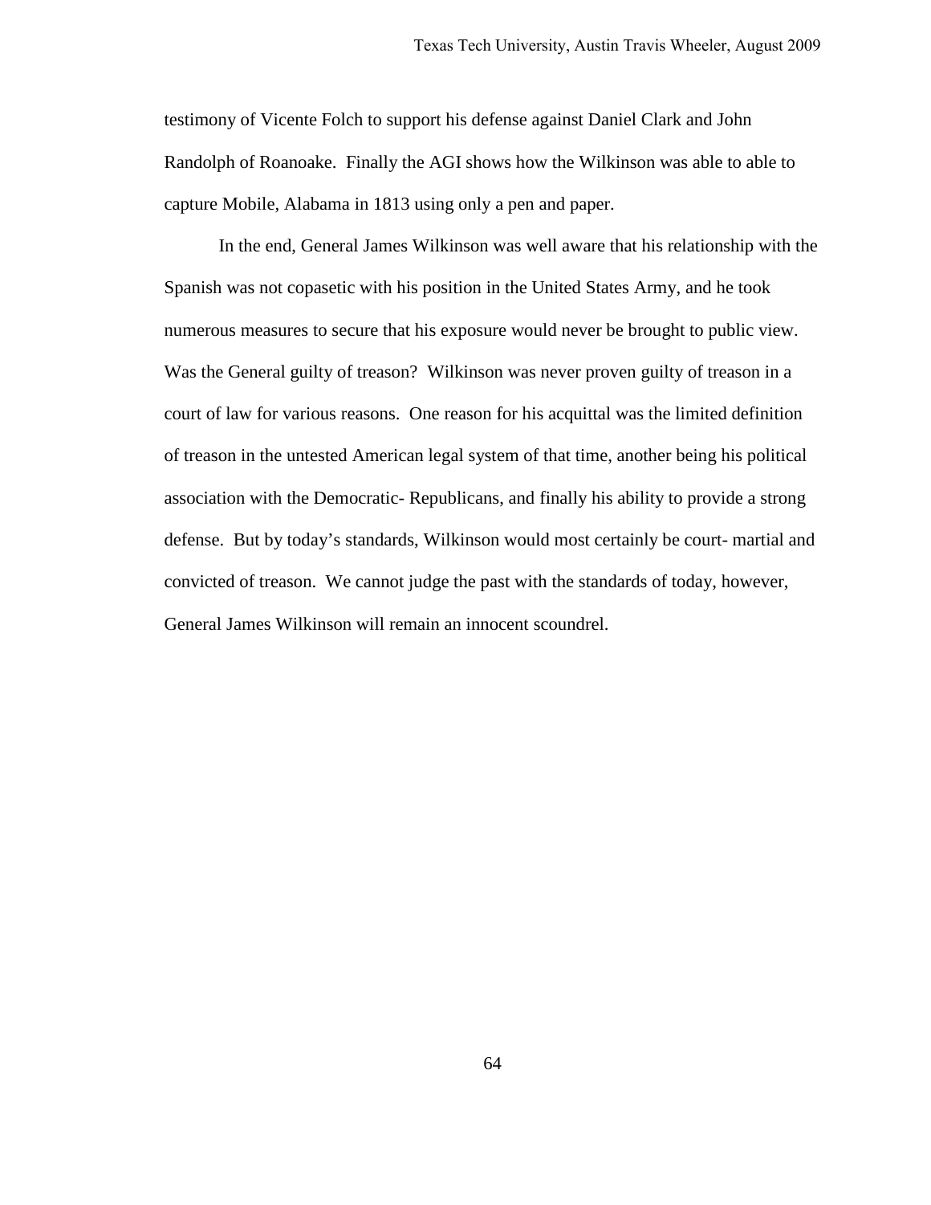testimony of Vicente Folch to support his defense against Daniel Clark and John Randolph of Roanoake. Finally the AGI shows how the Wilkinson was able to able to capture Mobile, Alabama in 1813 using only a pen and paper.

In the end, General James Wilkinson was well aware that his relationship with the Spanish was not copasetic with his position in the United States Army, and he took numerous measures to secure that his exposure would never be brought to public view. Was the General guilty of treason? Wilkinson was never proven guilty of treason in a court of law for various reasons. One reason for his acquittal was the limited definition of treason in the untested American legal system of that time, another being his political association with the Democratic- Republicans, and finally his ability to provide a strong defense. But by today's standards, Wilkinson would most certainly be court- martial and convicted of treason. We cannot judge the past with the standards of today, however, General James Wilkinson will remain an innocent scoundrel.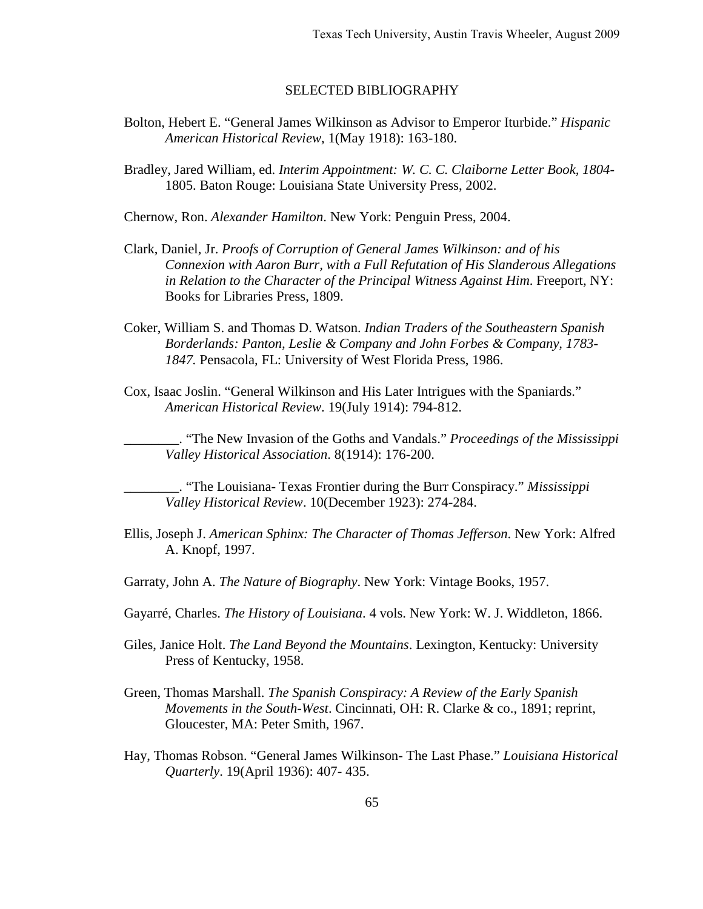## SELECTED BIBLIOGRAPHY

Bolton, Hebert E. "General James Wilkinson as Advisor to Emperor Iturbide." *Hispanic American Historical Review*, 1(May 1918): 163-180.

Bradley, Jared William, ed. *Interim Appointment: W. C. C. Claiborne Letter Book, 1804-* 1805. Baton Rouge: Louisiana State University Press, 2002.

Chernow, Ron. *Alexander Hamilton*. New York: Penguin Press, 2004.

Clark, Daniel, Jr. *Proofs of Corruption of General James Wilkinson: and of his Connexion with Aaron Burr, with a Full Refutation of His Slanderous Allegations in Relation to the Character of the Principal Witness Against Him*. Freeport, NY: Books for Libraries Press, 1809.

Coker, William S. and Thomas D. Watson. *Indian Traders of the Southeastern Spanish Borderlands: Panton, Leslie & Company and John Forbes & Company, 1783-1847.* Pensacola, FL: University of West Florida Press, 1986.

Cox, Isaac Joslin. "General Wilkinson and His Later Intrigues with the Spaniards." *American Historical Review*. 19(July 1914): 794-812.

________. "The New Invasion of the Goths and Vandals." *Proceedings of the Mississippi Valley Historical Association*. 8(1914): 176-200.

________. "The Louisiana- Texas Frontier during the Burr Conspiracy." *Mississippi Valley Historical Review*. 10(December 1923): 274-284.

Ellis, Joseph J. *American Sphinx: The Character of Thomas Jefferson*. New York: Alfred A. Knopf, 1997.

Garraty, John A. *The Nature of Biography*. New York: Vintage Books, 1957.

Gayarré, Charles. *The History of Louisiana*. 4 vols. New York: W. J. Widdleton, 1866.

Giles, Janice Holt. *The Land Beyond the Mountains*. Lexington, Kentucky: University Press of Kentucky, 1958.

Green, Thomas Marshall. *The Spanish Conspiracy: A Review of the Early Spanish Movements in the South-West*. Cincinnati, OH: R. Clarke & co., 1891; reprint, Gloucester, MA: Peter Smith, 1967.

Hay, Thomas Robson. "General James Wilkinson- The Last Phase." *Louisiana Historical Quarterly*. 19(April 1936): 407- 435.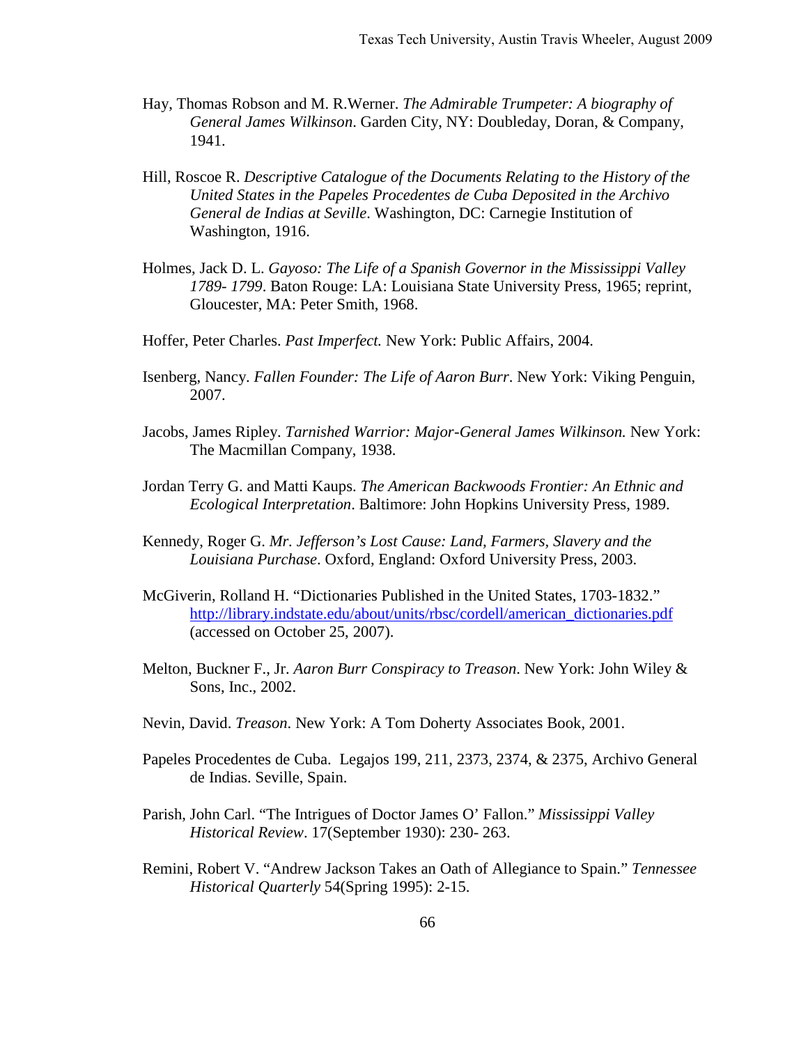Hay, Thomas Robson and M. R.Werner. *The Admirable Trumpeter: A biography of General James Wilkinson*. Garden City, NY: Doubleday, Doran, & Company, 1941.

Hill, Roscoe R. *Descriptive Catalogue of the Documents Relating to the History of the United States in the Papeles Procedentes de Cuba Deposited in the Archivo General de Indias at Seville*. Washington, DC: Carnegie Institution of Washington, 1916.

Holmes, Jack D. L. *Gayoso: The Life of a Spanish Governor in the Mississippi Valley 1789- 1799*. Baton Rouge: LA: Louisiana State University Press, 1965; reprint, Gloucester, MA: Peter Smith, 1968.

Hoffer, Peter Charles. *Past Imperfect.* New York: Public Affairs, 2004.

Isenberg, Nancy. *Fallen Founder: The Life of Aaron Burr*. New York: Viking Penguin, 2007.

Jacobs, James Ripley. *Tarnished Warrior: Major-General James Wilkinson.* New York: The Macmillan Company, 1938.

Jordan Terry G. and Matti Kaups. *The American Backwoods Frontier: An Ethnic and Ecological Interpretation*. Baltimore: John Hopkins University Press, 1989.

Kennedy, Roger G. *Mr. Jefferson's Lost Cause: Land, Farmers, Slavery and the Louisiana Purchase*. Oxford, England: Oxford University Press, 2003.

McGiverin, Rolland H. "Dictionaries Published in the United States, 1703-1832." http://library.indstate.edu/about/units/rbsc/cordell/american_dictionaries.pdf (accessed on October 25, 2007).

Melton, Buckner F., Jr. *Aaron Burr Conspiracy to Treason*. New York: John Wiley & Sons, Inc., 2002.

Nevin, David. *Treason*. New York: A Tom Doherty Associates Book, 2001.

Papeles Procedentes de Cuba. Legajos 199, 211, 2373, 2374, & 2375, Archivo General de Indias. Seville, Spain.

Parish, John Carl. "The Intrigues of Doctor James O' Fallon." *Mississippi Valley Historical Review*. 17(September 1930): 230- 263.

Remini, Robert V. "Andrew Jackson Takes an Oath of Allegiance to Spain." *Tennessee Historical Quarterly* 54(Spring 1995): 2-15.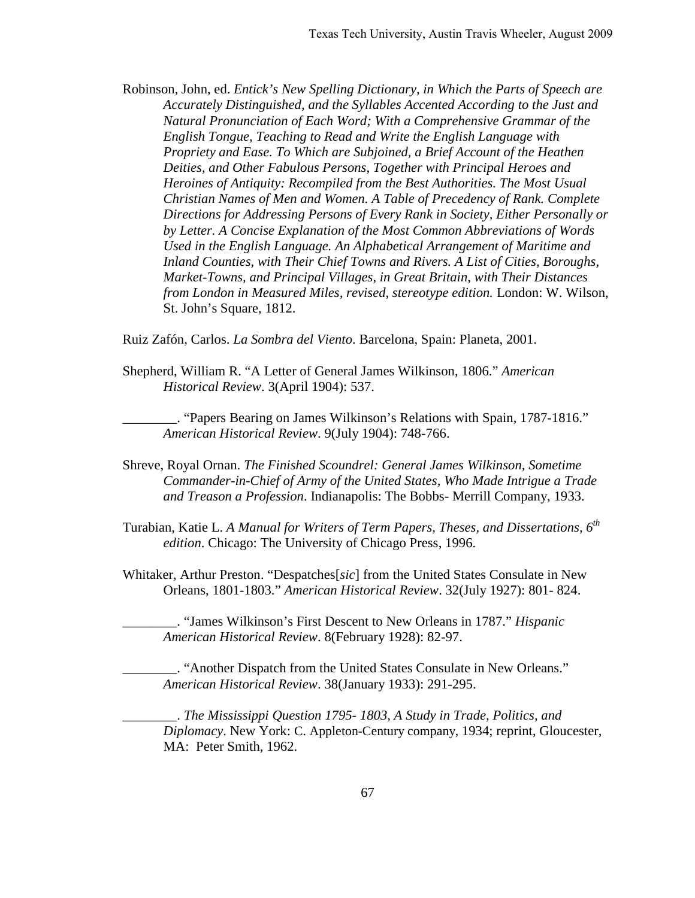Robinson, John, ed. *Entick's New Spelling Dictionary, in Which the Parts of Speech are Accurately Distinguished, and the Syllables Accented According to the Just and Natural Pronunciation of Each Word; With a Comprehensive Grammar of the English Tongue, Teaching to Read and Write the English Language with Propriety and Ease. To Which are Subjoined, a Brief Account of the Heathen Deities, and Other Fabulous Persons, Together with Principal Heroes and Heroines of Antiquity: Recompiled from the Best Authorities. The Most Usual Christian Names of Men and Women. A Table of Precedency of Rank. Complete Directions for Addressing Persons of Every Rank in Society, Either Personally or by Letter. A Concise Explanation of the Most Common Abbreviations of Words Used in the English Language. An Alphabetical Arrangement of Maritime and Inland Counties, with Their Chief Towns and Rivers. A List of Cities, Boroughs, Market-Towns, and Principal Villages, in Great Britain, with Their Distances from London in Measured Miles, revised, stereotype edition.* London: W. Wilson, St. John's Square, 1812.

Ruiz Zafón, Carlos. *La Sombra del Viento*. Barcelona, Spain: Planeta, 2001.

Shepherd, William R. "A Letter of General James Wilkinson, 1806." *American Historical Review*. 3(April 1904): 537.

________. "Papers Bearing on James Wilkinson's Relations with Spain, 1787-1816." *American Historical Review*. 9(July 1904): 748-766.

Shreve, Royal Ornan. *The Finished Scoundrel: General James Wilkinson, Sometime Commander-in-Chief of Army of the United States, Who Made Intrigue a Trade and Treason a Profession*. Indianapolis: The Bobbs- Merrill Company, 1933.

Turabian, Katie L. *A Manual for Writers of Term Papers, Theses, and Dissertations, 6th edition*. Chicago: The University of Chicago Press, 1996.

Whitaker, Arthur Preston. "Despatches[*sic*] from the United States Consulate in New Orleans, 1801-1803." *American Historical Review*. 32(July 1927): 801- 824.

________. "James Wilkinson's First Descent to New Orleans in 1787." *Hispanic American Historical Review*. 8(February 1928): 82-97.

________. "Another Dispatch from the United States Consulate in New Orleans." *American Historical Review*. 38(January 1933): 291-295.

________. *The Mississippi Question 1795- 1803, A Study in Trade, Politics, and Diplomacy*. New York: C. Appleton-Century company, 1934; reprint, Gloucester, MA: Peter Smith, 1962.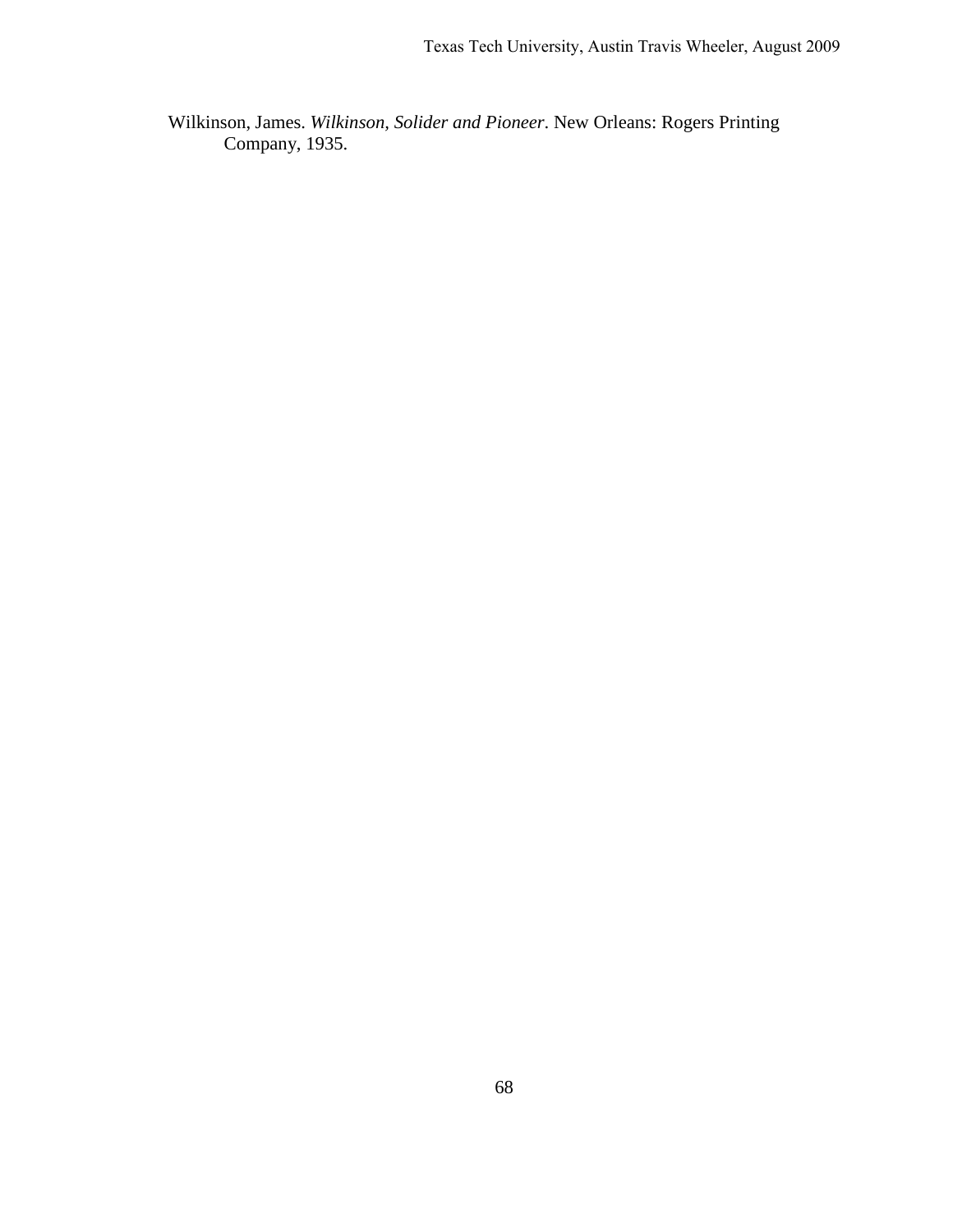Wilkinson, James. *Wilkinson, Solider and Pioneer*. New Orleans: Rogers Printing Company, 1935.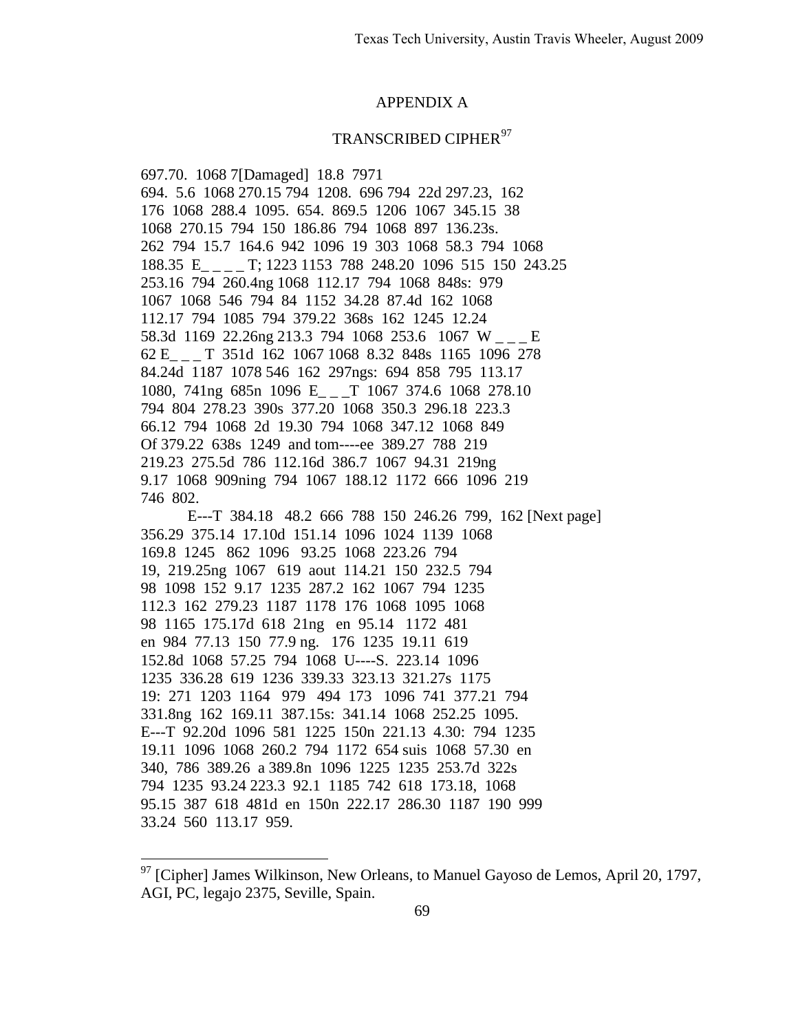# APPENDIX A

## TRANSCRIBED CIPHER[97]

697.70. 1068 7[Damaged] 18.8 7971
694. 5.6 1068 270.15 794 1208. 696 794 22d 297.23, 162
176 1068 288.4 1095. 654. 869.5 1206 1067 345.15 38
1068 270.15 794 150 186.86 794 1068 897 136.23s.
262 794 15.7 164.6 942 1096 19 303 1068 58.3 794 1068
188.35 E_ _ _ _ T; 1223 1153 788 248.20 1096 515 150 243.25
253.16 794 260.4ng 1068 112.17 794 1068 848s: 979
1067 1068 546 794 84 1152 34.28 87.4d 162 1068
112.17 794 1085 794 379.22 368s 162 1245 12.24
58.3d 1169 22.26ng 213.3 794 1068 253.6 1067 W _ _ _ E
62 E_ _ _ T 351d 162 1067 1068 8.32 848s 1165 1096 278
84.24d 1187 1078 546 162 297ngs: 694 858 795 113.17
1080, 741ng 685n 1096 E_ _ _T 1067 374.6 1068 278.10
794 804 278.23 390s 377.20 1068 350.3 296.18 223.3
66.12 794 1068 2d 19.30 794 1068 347.12 1068 849
Of 379.22 638s 1249 and tom----ee 389.27 788 219
219.23 275.5d 786 112.16d 386.7 1067 94.31 219ng
9.17 1068 909ning 794 1067 188.12 1172 666 1096 219
746 802.

E---T 384.18 48.2 666 788 150 246.26 799, 162 [Next page]
356.29 375.14 17.10d 151.14 1096 1024 1139 1068
169.8 1245 862 1096 93.25 1068 223.26 794
19, 219.25ng 1067 619 aout 114.21 150 232.5 794
98 1098 152 9.17 1235 287.2 162 1067 794 1235
112.3 162 279.23 1187 1178 176 1068 1095 1068
98 1165 175.17d 618 21ng en 95.14 1172 481
en 984 77.13 150 77.9 ng. 176 1235 19.11 619
152.8d 1068 57.25 794 1068 U----S. 223.14 1096
1235 336.28 619 1236 339.33 323.13 321.27s 1175
19: 271 1203 1164 979 494 173 1096 741 377.21 794
331.8ng 162 169.11 387.15s: 341.14 1068 252.25 1095.
E---T 92.20d 1096 581 1225 150n 221.13 4.30: 794 1235
19.11 1096 1068 260.2 794 1172 654 suis 1068 57.30 en
340, 786 389.26 a 389.8n 1096 1225 1235 253.7d 322s
794 1235 93.24 223.3 92.1 1185 742 618 173.18, 1068
95.15 387 618 481d en 150n 222.17 286.30 1187 190 999
33.24 560 113.17 959.

---

[97] [Cipher] James Wilkinson, New Orleans, to Manuel Gayoso de Lemos, April 20, 1797, AGI, PC, legajo 2375, Seville, Spain.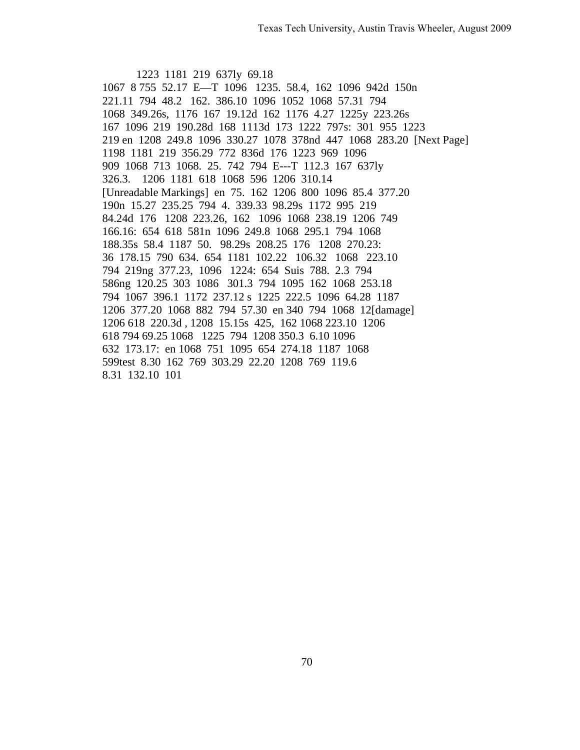1223 1181 219 637ly 69.18
1067 8 755 52.17 E—T 1096 1235. 58.4, 162 1096 942d 150n
221.11 794 48.2 162. 386.10 1096 1052 1068 57.31 794
1068 349.26s, 1176 167 19.12d 162 1176 4.27 1225y 223.26s
167 1096 219 190.28d 168 1113d 173 1222 797s: 301 955 1223
219 en 1208 249.8 1096 330.27 1078 378nd 447 1068 283.20 [Next Page]
1198 1181 219 356.29 772 836d 176 1223 969 1096
909 1068 713 1068. 25. 742 794 E---T 112.3 167 637ly
326.3. 1206 1181 618 1068 596 1206 310.14
[Unreadable Markings] en 75. 162 1206 800 1096 85.4 377.20
190n 15.27 235.25 794 4. 339.33 98.29s 1172 995 219
84.24d 176 1208 223.26, 162 1096 1068 238.19 1206 749
166.16: 654 618 581n 1096 249.8 1068 295.1 794 1068
188.35s 58.4 1187 50. 98.29s 208.25 176 1208 270.23:
36 178.15 790 634. 654 1181 102.22 106.32 1068 223.10
794 219ng 377.23, 1096 1224: 654 Suis 788. 2.3 794
586ng 120.25 303 1086 301.3 794 1095 162 1068 253.18
794 1067 396.1 1172 237.12 s 1225 222.5 1096 64.28 1187
1206 377.20 1068 882 794 57.30 en 340 794 1068 12[damage]
1206 618 220.3d , 1208 15.15s 425, 162 1068 223.10 1206
618 794 69.25 1068 1225 794 1208 350.3 6.10 1096
632 173.17: en 1068 751 1095 654 274.18 1187 1068
599test 8.30 162 769 303.29 22.20 1208 769 119.6
8.31 132.10 101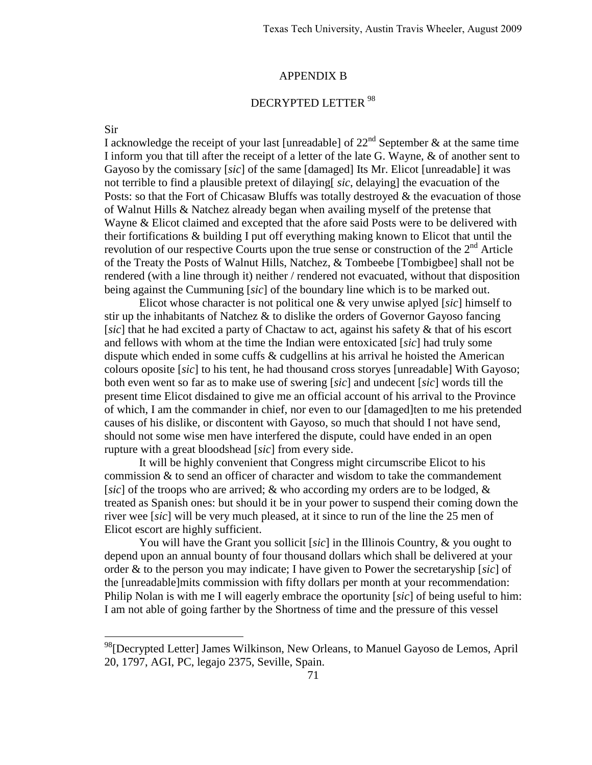# APPENDIX B

## DECRYPTED LETTER [98]

Sir

I acknowledge the receipt of your last [unreadable] of 22nd September & at the same time I inform you that till after the receipt of a letter of the late G. Wayne, & of another sent to Gayoso by the comissary [*sic*] of the same [damaged] Its Mr. Elicot [unreadable] it was not terrible to find a plausible pretext of dilaying[ *sic*, delaying] the evacuation of the Posts: so that the Fort of Chicasaw Bluffs was totally destroyed & the evacuation of those of Walnut Hills & Natchez already began when availing myself of the pretense that Wayne & Elicot claimed and excepted that the afore said Posts were to be delivered with their fortifications & building I put off everything making known to Elicot that until the revolution of our respective Courts upon the true sense or construction of the 2nd Article of the Treaty the Posts of Walnut Hills, Natchez, & Tombeebe [Tombigbee] shall not be rendered (with a line through it) neither / rendered not evacuated, without that disposition being against the Cummuning [*sic*] of the boundary line which is to be marked out.

Elicot whose character is not political one & very unwise aplyed [*sic*] himself to stir up the inhabitants of Natchez & to dislike the orders of Governor Gayoso fancing [*sic*] that he had excited a party of Chactaw to act, against his safety & that of his escort and fellows with whom at the time the Indian were entoxicated [*sic*] had truly some dispute which ended in some cuffs & cudgellins at his arrival he hoisted the American colours oposite [*sic*] to his tent, he had thousand cross storyes [unreadable] With Gayoso; both even went so far as to make use of swering [*sic*] and undecent [*sic*] words till the present time Elicot disdained to give me an official account of his arrival to the Province of which, I am the commander in chief, nor even to our [damaged]ten to me his pretended causes of his dislike, or discontent with Gayoso, so much that should I not have send, should not some wise men have interfered the dispute, could have ended in an open rupture with a great bloodshead [*sic*] from every side.

It will be highly convenient that Congress might circumscribe Elicot to his commission & to send an officer of character and wisdom to take the commandement [*sic*] of the troops who are arrived; & who according my orders are to be lodged, & treated as Spanish ones: but should it be in your power to suspend their coming down the river wee [*sic*] will be very much pleased, at it since to run of the line the 25 men of Elicot escort are highly sufficient.

You will have the Grant you sollicit [*sic*] in the Illinois Country, & you ought to depend upon an annual bounty of four thousand dollars which shall be delivered at your order & to the person you may indicate; I have given to Power the secretaryship [*sic*] of the [unreadable]mits commission with fifty dollars per month at your recommendation: Philip Nolan is with me I will eagerly embrace the oportunity [*sic*] of being useful to him: I am not able of going farther by the Shortness of time and the pressure of this vessel

---

[98] [Decrypted Letter] James Wilkinson, New Orleans, to Manuel Gayoso de Lemos, April 20, 1797, AGI, PC, legajo 2375, Seville, Spain.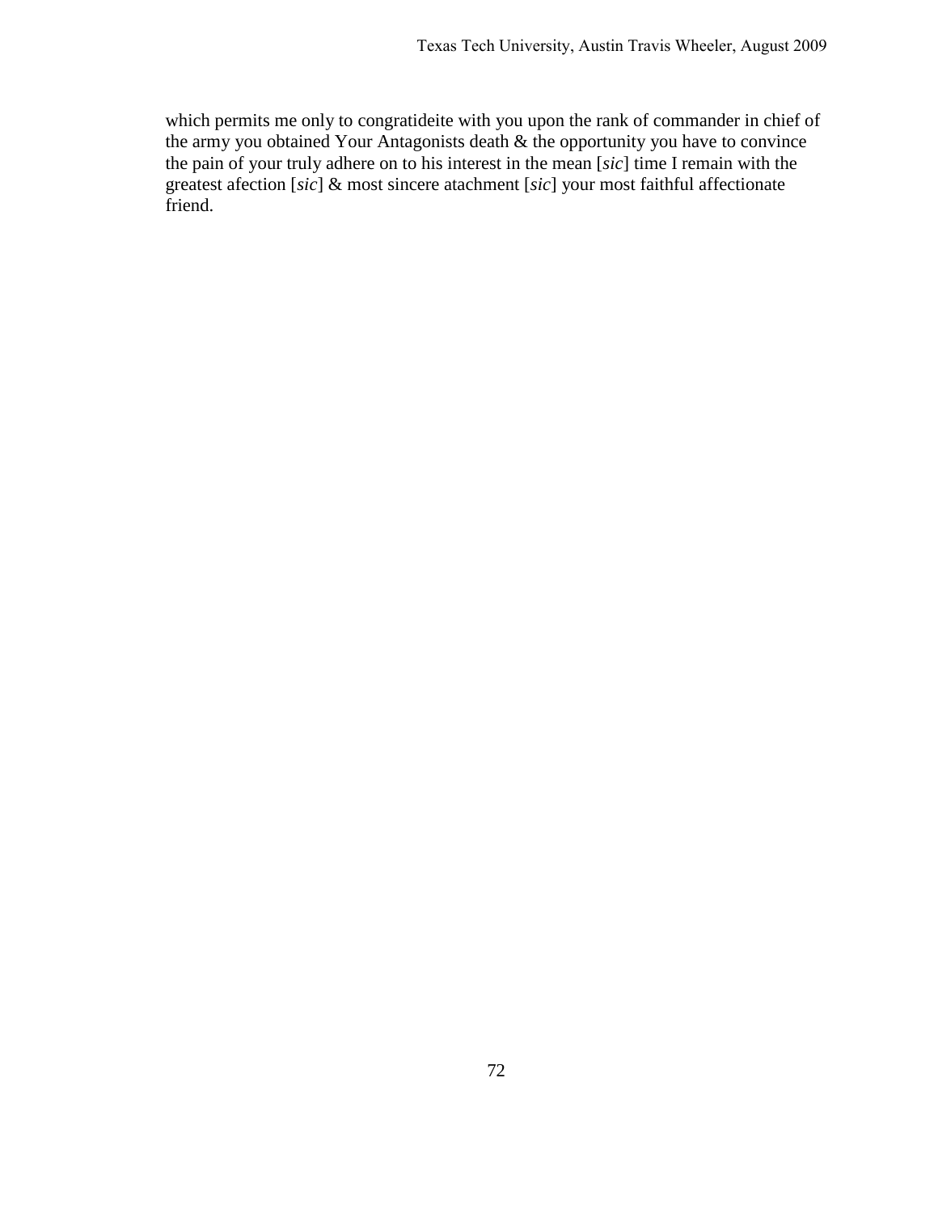which permits me only to congratideite with you upon the rank of commander in chief of the army you obtained Your Antagonists death & the opportunity you have to convince the pain of your truly adhere on to his interest in the mean [*sic*] time I remain with the greatest afection [*sic*] & most sincere atachment [*sic*] your most faithful affectionate friend.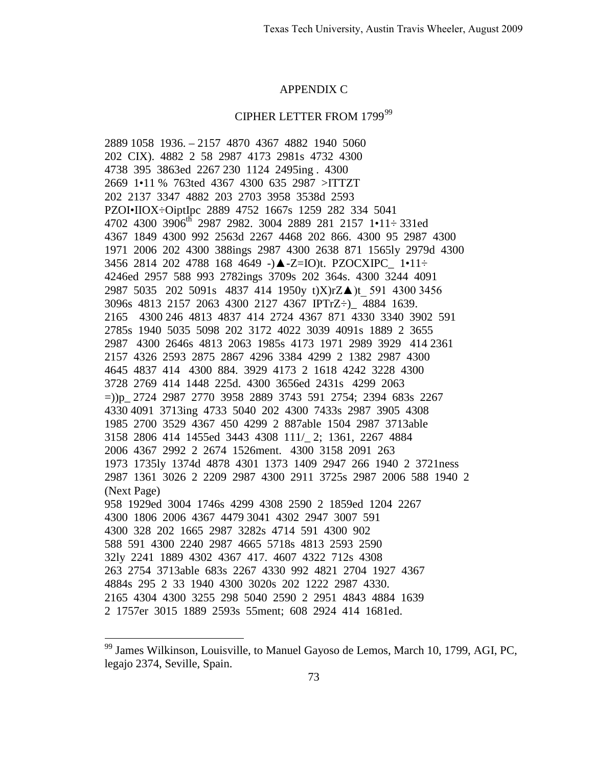## APPENDIX C

## CIPHER LETTER FROM 1799[99]

2889 1058 1936. – 2157 4870 4367 4882 1940 5060
202 CIX). 4882 2 58 2987 4173 2981s 4732 4300
4738 395 3863ed 2267 230 1124 2495ing . 4300
2669 1•11 % 763ted 4367 4300 635 2987 >ITTZT
202 2137 3347 4882 203 2703 3958 3538d 2593
PZOI•IIOX÷OiptIpc 2889 4752 1667s 1259 282 334 5041
4702 4300 3906th 2987 2982. 3004 2889 281 2157 1•11÷ 331ed
4367 1849 4300 992 2563d 2267 4468 202 866. 4300 95 2987 4300
1971 2006 202 4300 388ings 2987 4300 2638 871 1565ly 2979d 4300
3456 2814 202 4788 168 4649 -)▲-Z=IO)t. PZOCXIPC_ 1•11÷
4246ed 2957 588 993 2782ings 3709s 202 364s. 4300 3244 4091
2987 5035 202 5091s 4837 414 1950y t)X)rZ▲)t_ 591 4300 3456
3096s 4813 2157 2063 4300 2127 4367 IPTrZ÷)_ 4884 1639.
2165 4300 246 4813 4837 414 2724 4367 871 4330 3340 3902 591
2785s 1940 5035 5098 202 3172 4022 3039 4091s 1889 2 3655
2987 4300 2646s 4813 2063 1985s 4173 1971 2989 3929 414 2361
2157 4326 2593 2875 2867 4296 3384 4299 2 1382 2987 4300
4645 4837 414 4300 884. 3929 4173 2 1618 4242 3228 4300
3728 2769 414 1448 225d. 4300 3656ed 2431s 4299 2063
=))p_ 2724 2987 2770 3958 2889 3743 591 2754; 2394 683s 2267
4330 4091 3713ing 4733 5040 202 4300 7433s 2987 3905 4308
1985 2700 3529 4367 450 4299 2 887able 1504 2987 3713able
3158 2806 414 1455ed 3443 4308 111/_ 2; 1361, 2267 4884
2006 4367 2992 2 2674 1526ment. 4300 3158 2091 263
1973 1735ly 1374d 4878 4301 1373 1409 2947 266 1940 2 3721ness
2987 1361 3026 2 2209 2987 4300 2911 3725s 2987 2006 588 1940 2
(Next Page)
958 1929ed 3004 1746s 4299 4308 2590 2 1859ed 1204 2267
4300 1806 2006 4367 4479 3041 4302 2947 3007 591
4300 328 202 1665 2987 3282s 4714 591 4300 902
588 591 4300 2240 2987 4665 5718s 4813 2593 2590
32ly 2241 1889 4302 4367 417. 4607 4322 712s 4308
263 2754 3713able 683s 2267 4330 992 4821 2704 1927 4367
4884s 295 2 33 1940 4300 3020s 202 1222 2987 4330.
2165 4304 4300 3255 298 5040 2590 2 2951 4843 4884 1639
2 1757er 3015 1889 2593s 55ment; 608 2924 414 1681ed.

---

[99] James Wilkinson, Louisville, to Manuel Gayoso de Lemos, March 10, 1799, AGI, PC, legajo 2374, Seville, Spain.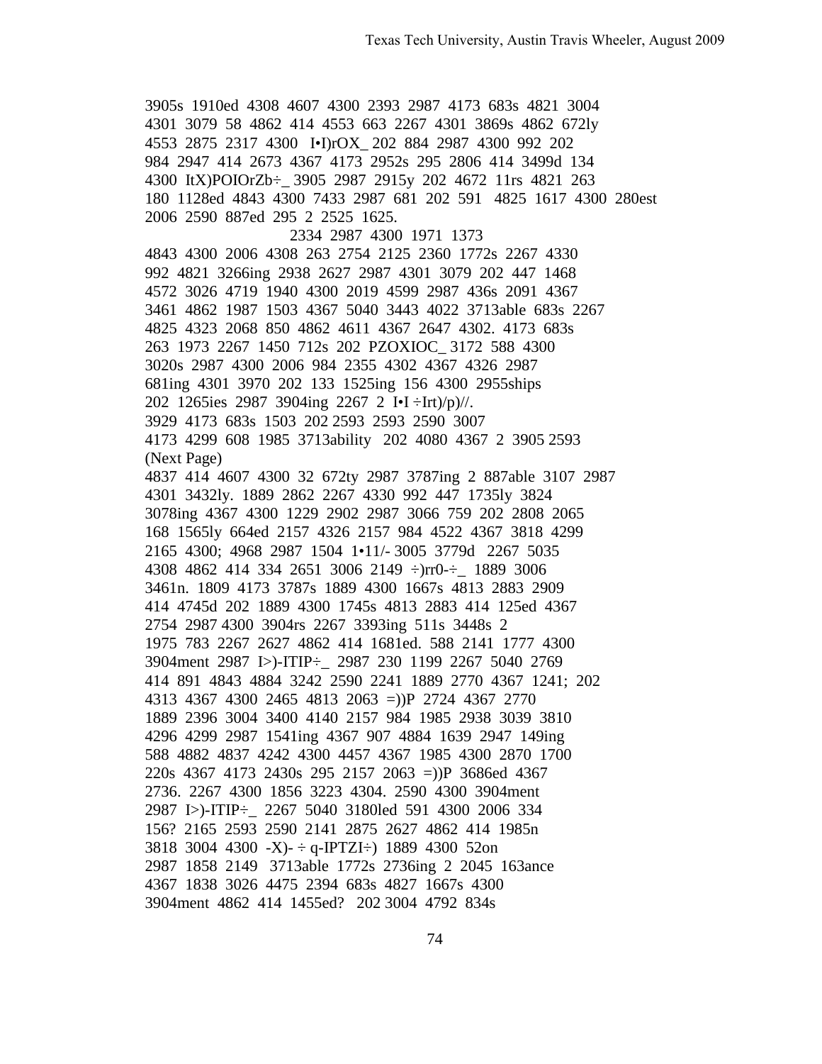3905s 1910ed 4308 4607 4300 2393 2987 4173 683s 4821 3004
4301 3079 58 4862 414 4553 663 2267 4301 3869s 4862 672ly
4553 2875 2317 4300 I•I)rOX_ 202 884 2987 4300 992 202
984 2947 414 2673 4367 4173 2952s 295 2806 414 3499d 134
4300 ItX)POIOrZb÷_ 3905 2987 2915y 202 4672 11rs 4821 263
180 1128ed 4843 4300 7433 2987 681 202 591 4825 1617 4300 280est
2006 2590 887ed 295 2 2525 1625.

2334 2987 4300 1971 1373

4843 4300 2006 4308 263 2754 2125 2360 1772s 2267 4330
992 4821 3266ing 2938 2627 2987 4301 3079 202 447 1468
4572 3026 4719 1940 4300 2019 4599 2987 436s 2091 4367
3461 4862 1987 1503 4367 5040 3443 4022 3713able 683s 2267
4825 4323 2068 850 4862 4611 4367 2647 4302. 4173 683s
263 1973 2267 1450 712s 202 PZOXIOC_ 3172 588 4300
3020s 2987 4300 2006 984 2355 4302 4367 4326 2987
681ing 4301 3970 202 133 1525ing 156 4300 2955ships
202 1265ies 2987 3904ing 2267 2 I•I ÷Irt)/p)//.
3929 4173 683s 1503 202 2593 2593 2590 3007
4173 4299 608 1985 3713ability 202 4080 4367 2 3905 2593
(Next Page)
4837 414 4607 4300 32 672ty 2987 3787ing 2 887able 3107 2987
4301 3432ly. 1889 2862 2267 4330 992 447 1735ly 3824
3078ing 4367 4300 1229 2902 2987 3066 759 202 2808 2065
168 1565ly 664ed 2157 4326 2157 984 4522 4367 3818 4299
2165 4300; 4968 2987 1504 1•11/- 3005 3779d 2267 5035
4308 4862 414 334 2651 3006 2149 ÷)rr0-÷_ 1889 3006
3461n. 1809 4173 3787s 1889 4300 1667s 4813 2883 2909
414 4745d 202 1889 4300 1745s 4813 2883 414 125ed 4367
2754 2987 4300 3904rs 2267 3393ing 511s 3448s 2
1975 783 2267 2627 4862 414 1681ed. 588 2141 1777 4300
3904ment 2987 I>)-ITIP÷_ 2987 230 1199 2267 5040 2769
414 891 4843 4884 3242 2590 2241 1889 2770 4367 1241; 202
4313 4367 4300 2465 4813 2063 =))P 2724 4367 2770
1889 2396 3004 3400 4140 2157 984 1985 2938 3039 3810
4296 4299 2987 1541ing 4367 907 4884 1639 2947 149ing
588 4882 4837 4242 4300 4457 4367 1985 4300 2870 1700
220s 4367 4173 2430s 295 2157 2063 =))P 3686ed 4367
2736. 2267 4300 1856 3223 4304. 2590 4300 3904ment
2987 I>)-ITIP÷_ 2267 5040 3180led 591 4300 2006 334
156? 2165 2593 2590 2141 2875 2627 4862 414 1985n
3818 3004 4300 -X)- ÷ q-IPTZI÷) 1889 4300 52on
2987 1858 2149 3713able 1772s 2736ing 2 2045 163ance
4367 1838 3026 4475 2394 683s 4827 1667s 4300
3904ment 4862 414 1455ed? 202 3004 4792 834s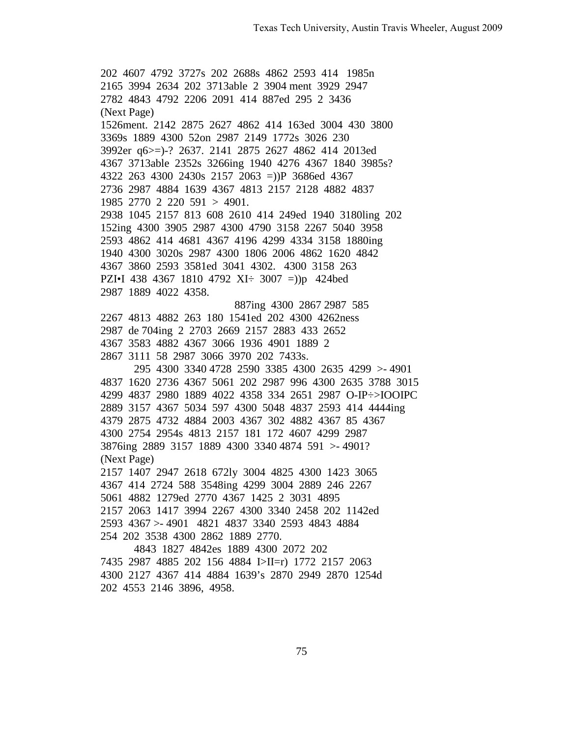202 4607 4792 3727s 202 2688s 4862 2593 414 1985n
2165 3994 2634 202 3713able 2 3904 ment 3929 2947
2782 4843 4792 2206 2091 414 887ed 295 2 3436
(Next Page)
1526ment. 2142 2875 2627 4862 414 163ed 3004 430 3800
3369s 1889 4300 52on 2987 2149 1772s 3026 230
3992er q6>=)-? 2637. 2141 2875 2627 4862 414 2013ed
4367 3713able 2352s 3266ing 1940 4276 4367 1840 3985s?
4322 263 4300 2430s 2157 2063 =))P 3686ed 4367
2736 2987 4884 1639 4367 4813 2157 2128 4882 4837
1985 2770 2 220 591 > 4901.
2938 1045 2157 813 608 2610 414 249ed 1940 3180ling 202
152ing 4300 3905 2987 4300 4790 3158 2267 5040 3958
2593 4862 414 4681 4367 4196 4299 4334 3158 1880ing
1940 4300 3020s 2987 4300 1806 2006 4862 1620 4842
4367 3860 2593 3581ed 3041 4302. 4300 3158 263
PZI•I 438 4367 1810 4792 XI÷ 3007 =))p 424bed
2987 1889 4022 4358.

887ing 4300 2867 2987 585
2267 4813 4882 263 180 1541ed 202 4300 4262ness
2987 de 704ing 2 2703 2669 2157 2883 433 2652
4367 3583 4882 4367 3066 1936 4901 1889 2
2867 3111 58 2987 3066 3970 202 7433s.

295 4300 3340 4728 2590 3385 4300 2635 4299 >- 4901
4837 1620 2736 4367 5061 202 2987 996 4300 2635 3788 3015
4299 4837 2980 1889 4022 4358 334 2651 2987 O-IP÷>IOOIPC
2889 3157 4367 5034 597 4300 5048 4837 2593 414 4444ing
4379 2875 4732 4884 2003 4367 302 4882 4367 85 4367
4300 2754 2954s 4813 2157 181 172 4607 4299 2987
3876ing 2889 3157 1889 4300 3340 4874 591 >- 4901?
(Next Page)
2157 1407 2947 2618 672ly 3004 4825 4300 1423 3065
4367 414 2724 588 3548ing 4299 3004 2889 246 2267
5061 4882 1279ed 2770 4367 1425 2 3031 4895
2157 2063 1417 3994 2267 4300 3340 2458 202 1142ed
2593 4367 >- 4901 4821 4837 3340 2593 4843 4884
254 202 3538 4300 2862 1889 2770.

4843 1827 4842es 1889 4300 2072 202
7435 2987 4885 202 156 4884 I>II=r) 1772 2157 2063
4300 2127 4367 414 4884 1639's 2870 2949 2870 1254d
202 4553 2146 3896, 4958.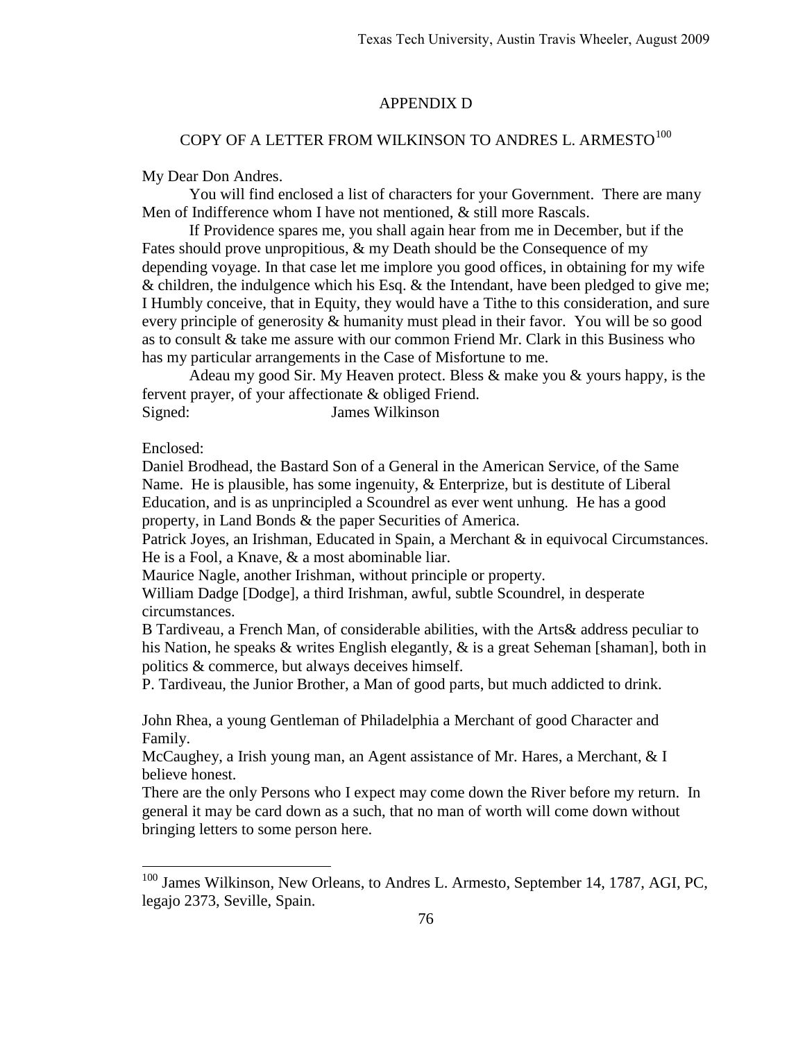# APPENDIX D

## COPY OF A LETTER FROM WILKINSON TO ANDRES L. ARMESTO[100]

My Dear Don Andres.

You will find enclosed a list of characters for your Government. There are many Men of Indifference whom I have not mentioned, & still more Rascals.

If Providence spares me, you shall again hear from me in December, but if the Fates should prove unpropitious, & my Death should be the Consequence of my depending voyage. In that case let me implore you good offices, in obtaining for my wife & children, the indulgence which his Esq. & the Intendant, have been pledged to give me; I Humbly conceive, that in Equity, they would have a Tithe to this consideration, and sure every principle of generosity & humanity must plead in their favor. You will be so good as to consult & take me assure with our common Friend Mr. Clark in this Business who has my particular arrangements in the Case of Misfortune to me.

Adeau my good Sir. My Heaven protect. Bless & make you & yours happy, is the fervent prayer, of your affectionate & obliged Friend.

Signed: James Wilkinson

Enclosed:

Daniel Brodhead, the Bastard Son of a General in the American Service, of the Same Name. He is plausible, has some ingenuity, & Enterprize, but is destitute of Liberal Education, and is as unprincipled a Scoundrel as ever went unhung. He has a good property, in Land Bonds & the paper Securities of America.

Patrick Joyes, an Irishman, Educated in Spain, a Merchant & in equivocal Circumstances. He is a Fool, a Knave, & a most abominable liar.

Maurice Nagle, another Irishman, without principle or property.

William Dadge [Dodge], a third Irishman, awful, subtle Scoundrel, in desperate circumstances.

B Tardiveau, a French Man, of considerable abilities, with the Arts& address peculiar to his Nation, he speaks & writes English elegantly, & is a great Seheman [shaman], both in politics & commerce, but always deceives himself.

P. Tardiveau, the Junior Brother, a Man of good parts, but much addicted to drink.

John Rhea, a young Gentleman of Philadelphia a Merchant of good Character and Family.

McCaughey, a Irish young man, an Agent assistance of Mr. Hares, a Merchant, & I believe honest.

There are the only Persons who I expect may come down the River before my return. In general it may be card down as a such, that no man of worth will come down without bringing letters to some person here.

---

[100] James Wilkinson, New Orleans, to Andres L. Armesto, September 14, 1787, AGI, PC, legajo 2373, Seville, Spain.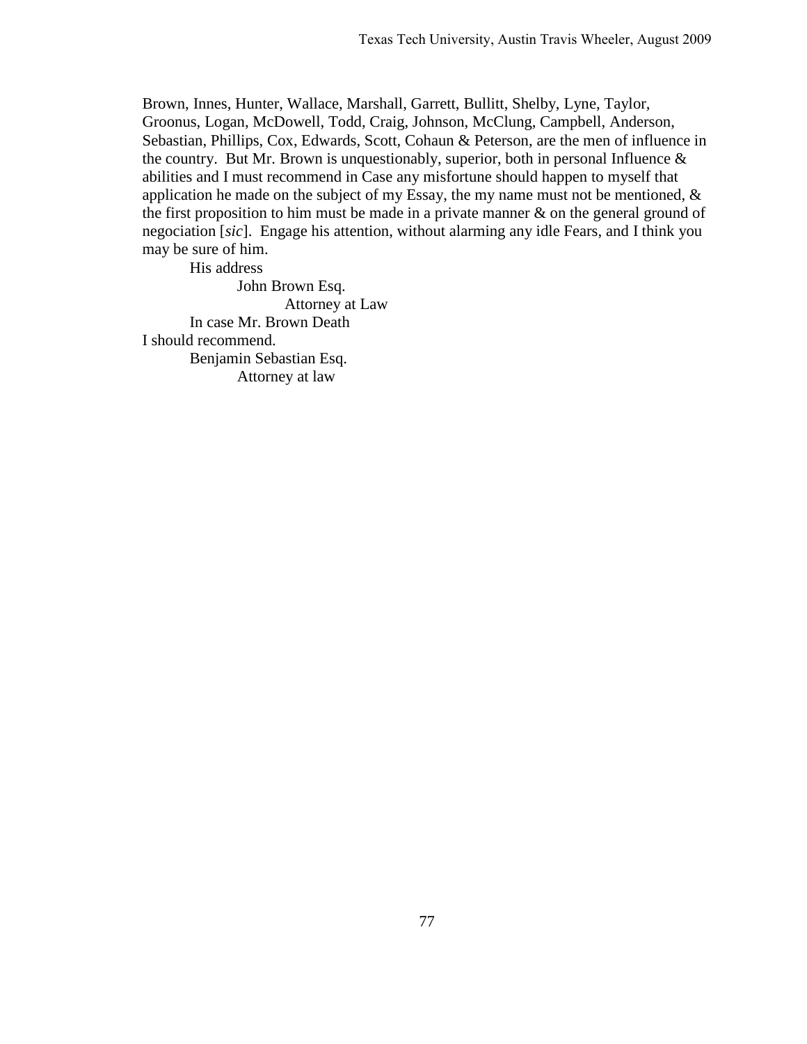Brown, Innes, Hunter, Wallace, Marshall, Garrett, Bullitt, Shelby, Lyne, Taylor, Groonus, Logan, McDowell, Todd, Craig, Johnson, McClung, Campbell, Anderson, Sebastian, Phillips, Cox, Edwards, Scott, Cohaun & Peterson, are the men of influence in the country. But Mr. Brown is unquestionably, superior, both in personal Influence & abilities and I must recommend in Case any misfortune should happen to myself that application he made on the subject of my Essay, the my name must not be mentioned, & the first proposition to him must be made in a private manner & on the general ground of negociation [*sic*]. Engage his attention, without alarming any idle Fears, and I think you may be sure of him.

His address

John Brown Esq.

Attorney at Law

In case Mr. Brown Death

I should recommend.

Benjamin Sebastian Esq.

Attorney at law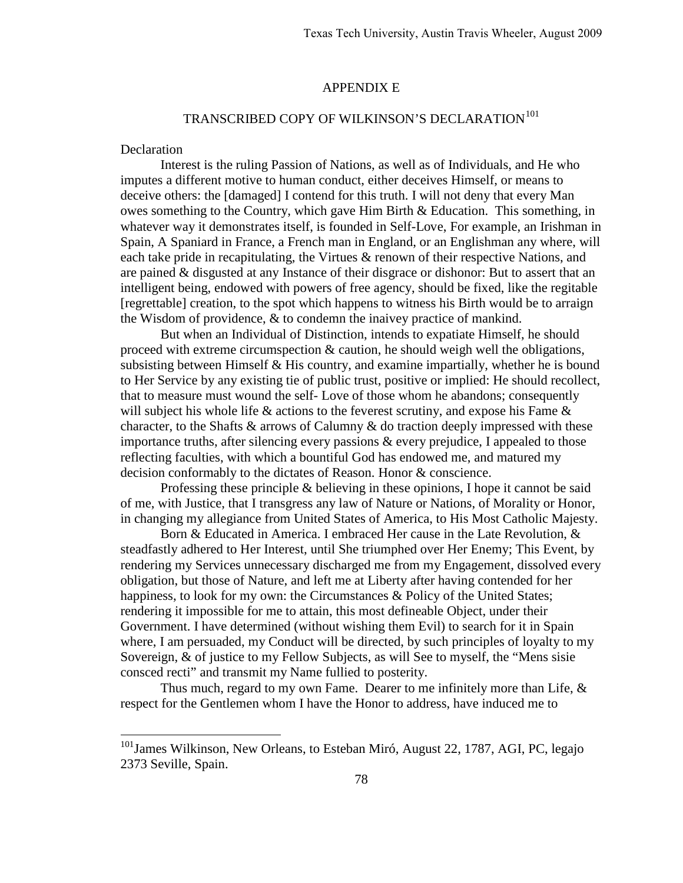## APPENDIX E

## TRANSCRIBED COPY OF WILKINSON'S DECLARATION[101]

Declaration

Interest is the ruling Passion of Nations, as well as of Individuals, and He who imputes a different motive to human conduct, either deceives Himself, or means to deceive others: the [damaged] I contend for this truth. I will not deny that every Man owes something to the Country, which gave Him Birth & Education. This something, in whatever way it demonstrates itself, is founded in Self-Love, For example, an Irishman in Spain, A Spaniard in France, a French man in England, or an Englishman any where, will each take pride in recapitulating, the Virtues & renown of their respective Nations, and are pained & disgusted at any Instance of their disgrace or dishonor: But to assert that an intelligent being, endowed with powers of free agency, should be fixed, like the regitable [regrettable] creation, to the spot which happens to witness his Birth would be to arraign the Wisdom of providence, & to condemn the inaivey practice of mankind.

But when an Individual of Destinction, intends to expatiate Himself, he should proceed with extreme circumspection & caution, he should weigh well the obligations, subsisting between Himself & His country, and examine impartially, whether he is bound to Her Service by any existing tie of public trust, positive or implied: He should recollect, that to measure must wound the self- Love of those whom he abandons; consequently will subject his whole life & actions to the feverest scrutiny, and expose his Fame & character, to the Shafts & arrows of Calumny & do traction deeply impressed with these importance truths, after silencing every passions & every prejudice, I appealed to those reflecting faculties, with which a bountiful God has endowed me, and matured my decision conformably to the dictates of Reason. Honor & conscience.

Professing these principle & believing in these opinions, I hope it cannot be said of me, with Justice, that I transgress any law of Nature or Nations, of Morality or Honor, in changing my allegiance from United States of America, to His Most Catholic Majesty.

Born & Educated in America. I embraced Her cause in the Late Revolution, & steadfastly adhered to Her Interest, until She triumphed over Her Enemy; This Event, by rendering my Services unnecessary discharged me from my Engagement, dissolved every obligation, but those of Nature, and left me at Liberty after having contended for her happiness, to look for my own: the Circumstances & Policy of the United States; rendering it impossible for me to attain, this most defineable Object, under their Government. I have determined (without wishing them Evil) to search for it in Spain where, I am persuaded, my Conduct will be directed, by such principles of loyalty to my Sovereign, & of justice to my Fellow Subjects, as will See to myself, the "Mens sisie consced recti" and transmit my Name fullied to posterity.

Thus much, regard to my own Fame. Dearer to me infinitely more than Life, & respect for the Gentlemen whom I have the Honor to address, have induced me to

[101]James Wilkinson, New Orleans, to Esteban Miró, August 22, 1787, AGI, PC, legajo 2373 Seville, Spain.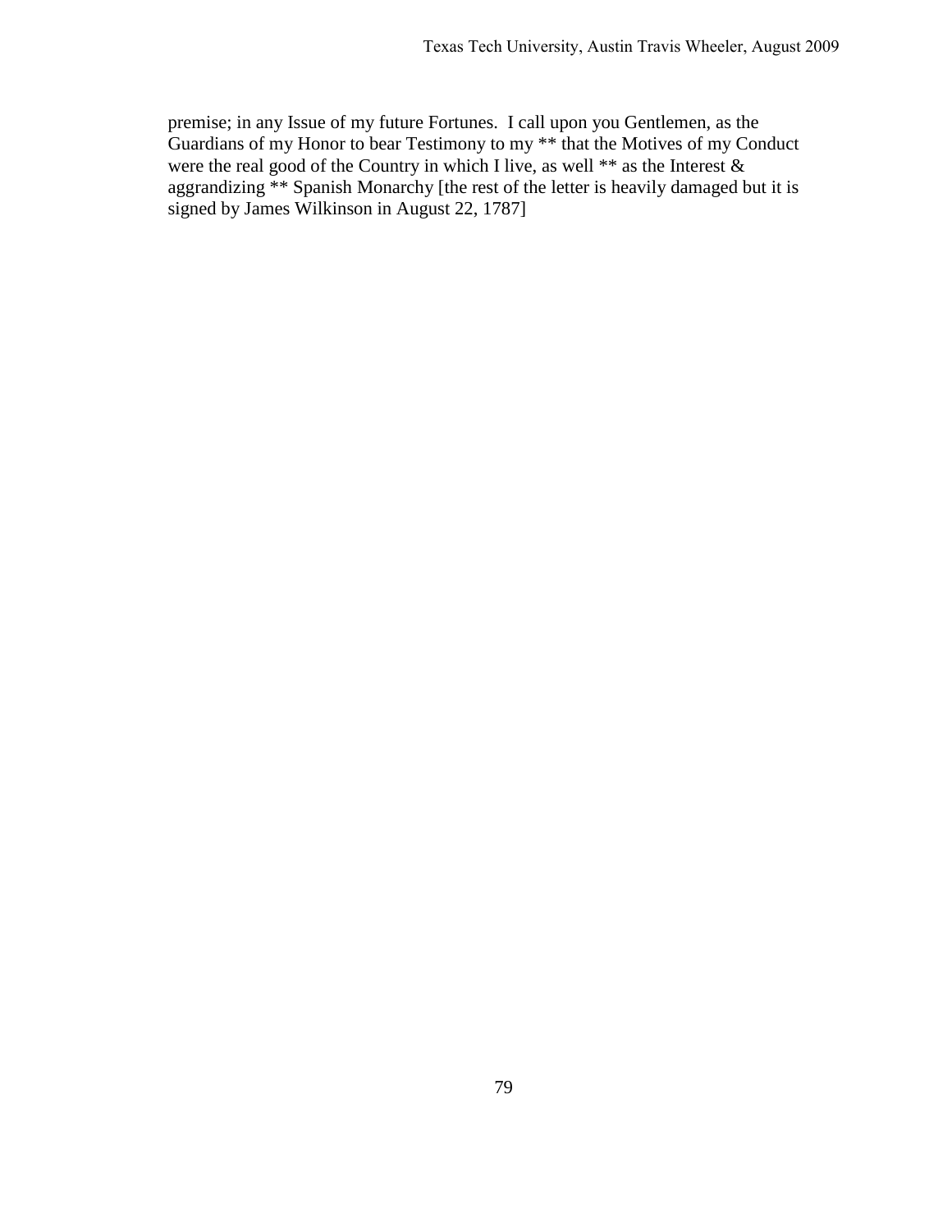premise; in any Issue of my future Fortunes. I call upon you Gentlemen, as the Guardians of my Honor to bear Testimony to my ** that the Motives of my Conduct were the real good of the Country in which I live, as well ** as the Interest & aggrandizing ** Spanish Monarchy [the rest of the letter is heavily damaged but it is signed by James Wilkinson in August 22, 1787]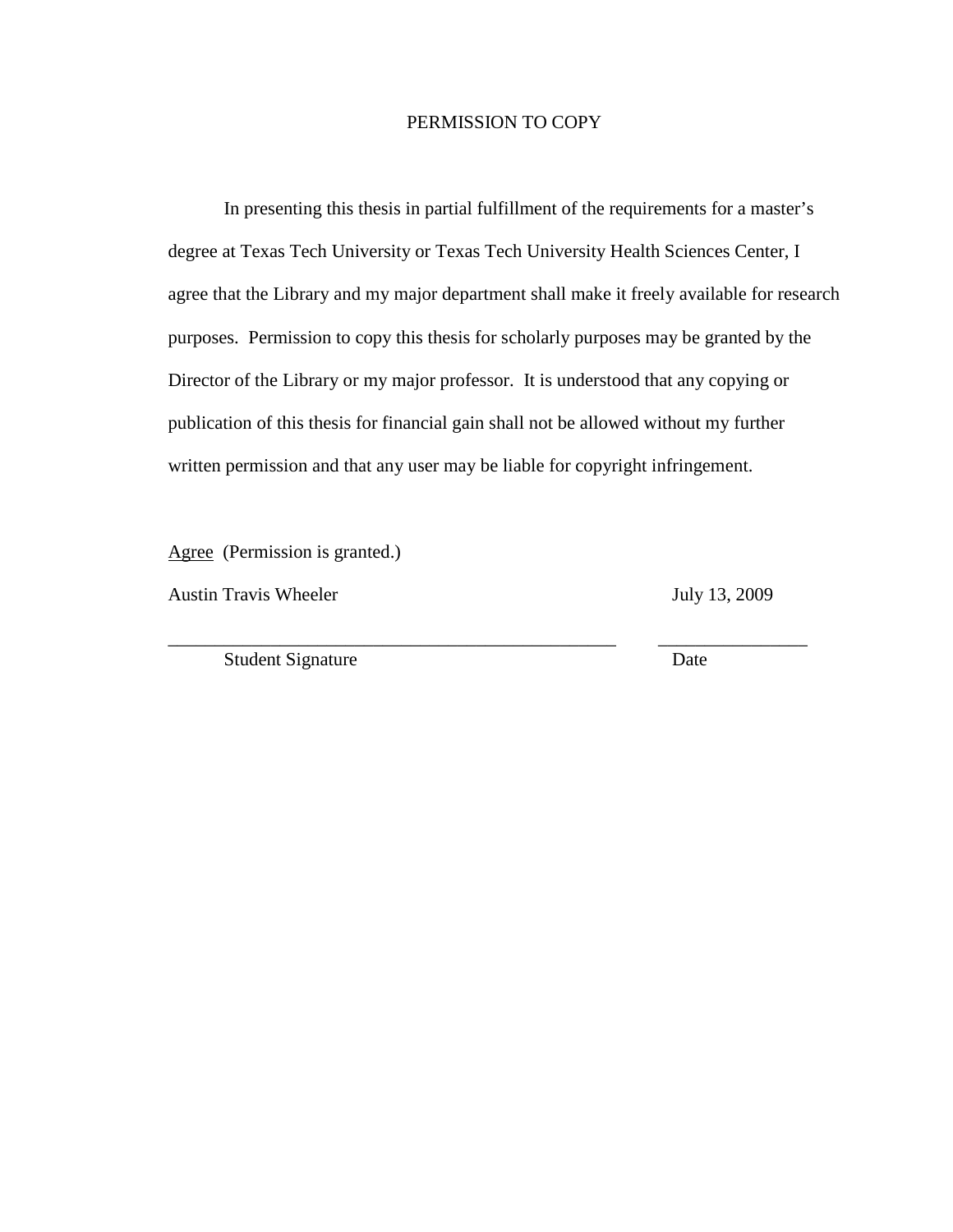# PERMISSION TO COPY

In presenting this thesis in partial fulfillment of the requirements for a master's degree at Texas Tech University or Texas Tech University Health Sciences Center, I agree that the Library and my major department shall make it freely available for research purposes. Permission to copy this thesis for scholarly purposes may be granted by the Director of the Library or my major professor. It is understood that any copying or publication of this thesis for financial gain shall not be allowed without my further written permission and that any user may be liable for copyright infringement.

<u>Agree</u> (Permission is granted.)

Austin Travis Wheeler　　　　　　　　　　　　　　July 13, 2009

_________________________________________________　　_______________

Student Signature　　　　　　　　　　　　　　　　Date